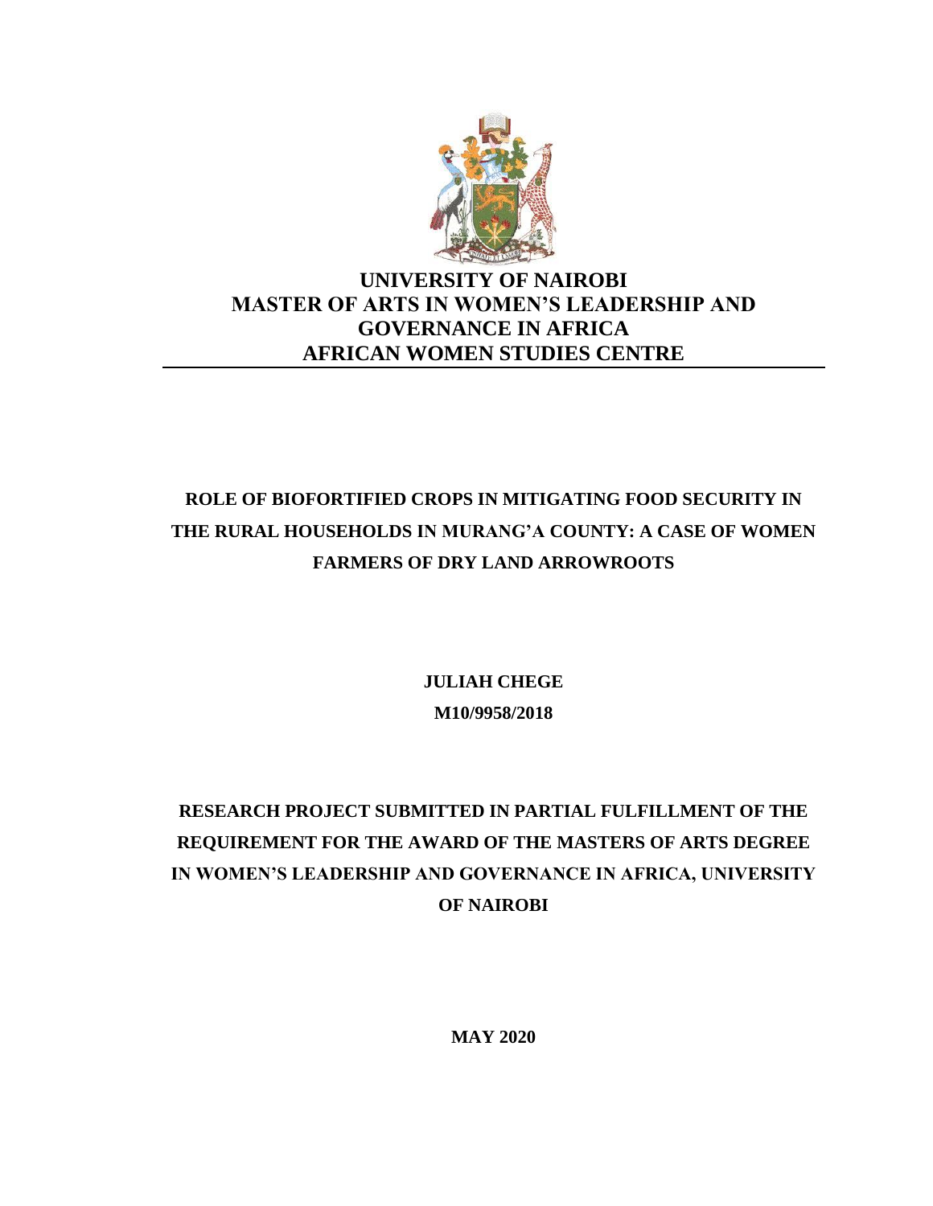# UNIVERSITY OF NAIROBI
# MASTER OF ARTS IN WOMEN'S LEADERSHIP AND GOVERNANCE IN AFRICA
# AFRICAN WOMEN STUDIES CENTRE

**ROLE OF BIOFORTIFIED CROPS IN MITIGATING FOOD SECURITY IN THE RURAL HOUSEHOLDS IN MURANG'A COUNTY: A CASE OF WOMEN FARMERS OF DRY LAND ARROWROOTS**

**JULIAH CHEGE**

**M10/9958/2018**

**RESEARCH PROJECT SUBMITTED IN PARTIAL FULFILLMENT OF THE REQUIREMENT FOR THE AWARD OF THE MASTERS OF ARTS DEGREE IN WOMEN'S LEADERSHIP AND GOVERNANCE IN AFRICA, UNIVERSITY OF NAIROBI**

**MAY 2020**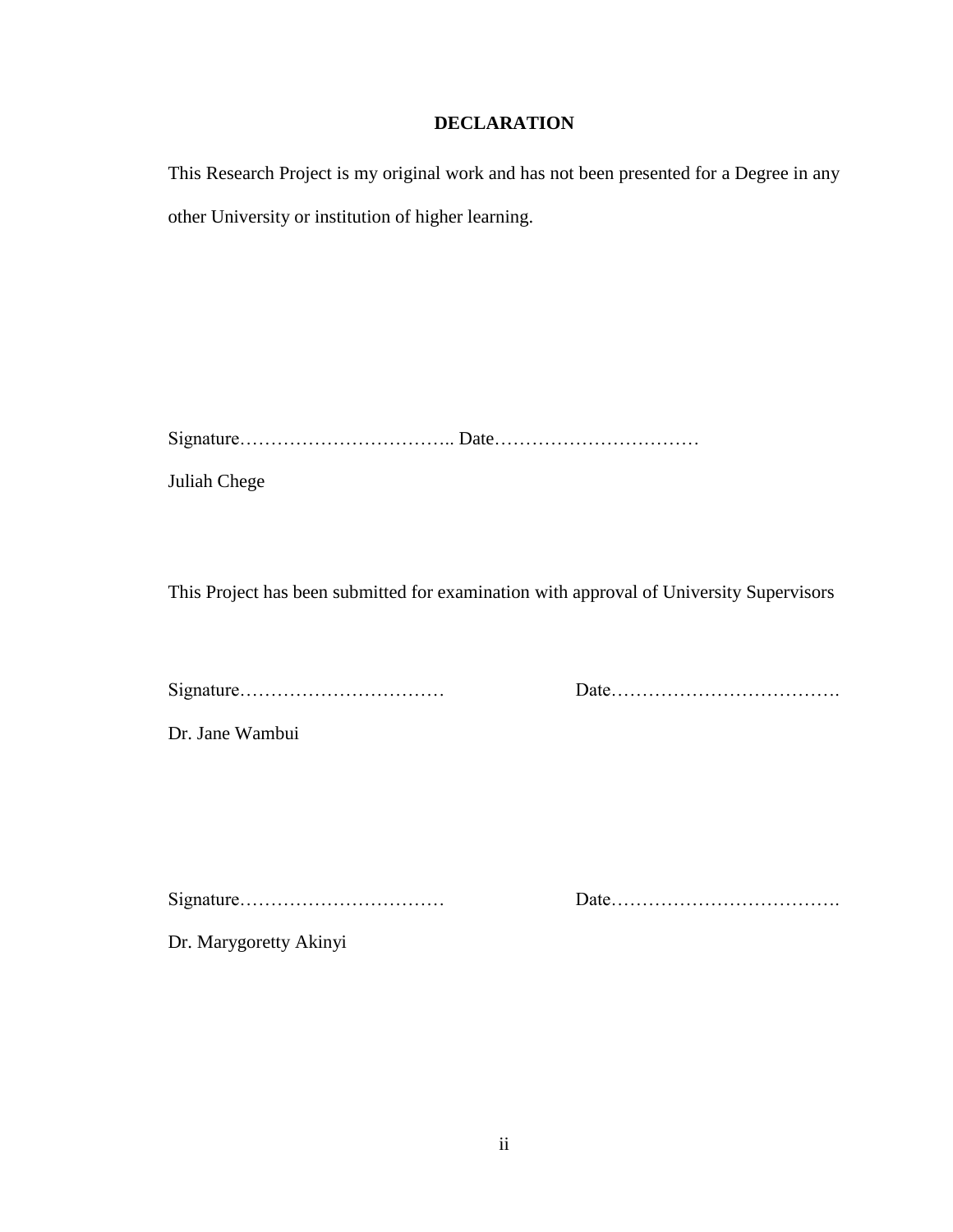# DECLARATION

This Research Project is my original work and has not been presented for a Degree in any other University or institution of higher learning.

Signature…………………………….. Date……………………………

Juliah Chege

This Project has been submitted for examination with approval of University Supervisors

Signature…………………………… Date……………………………….

Dr. Jane Wambui

Signature…………………………… Date……………………………….

Dr. Marygoretty Akinyi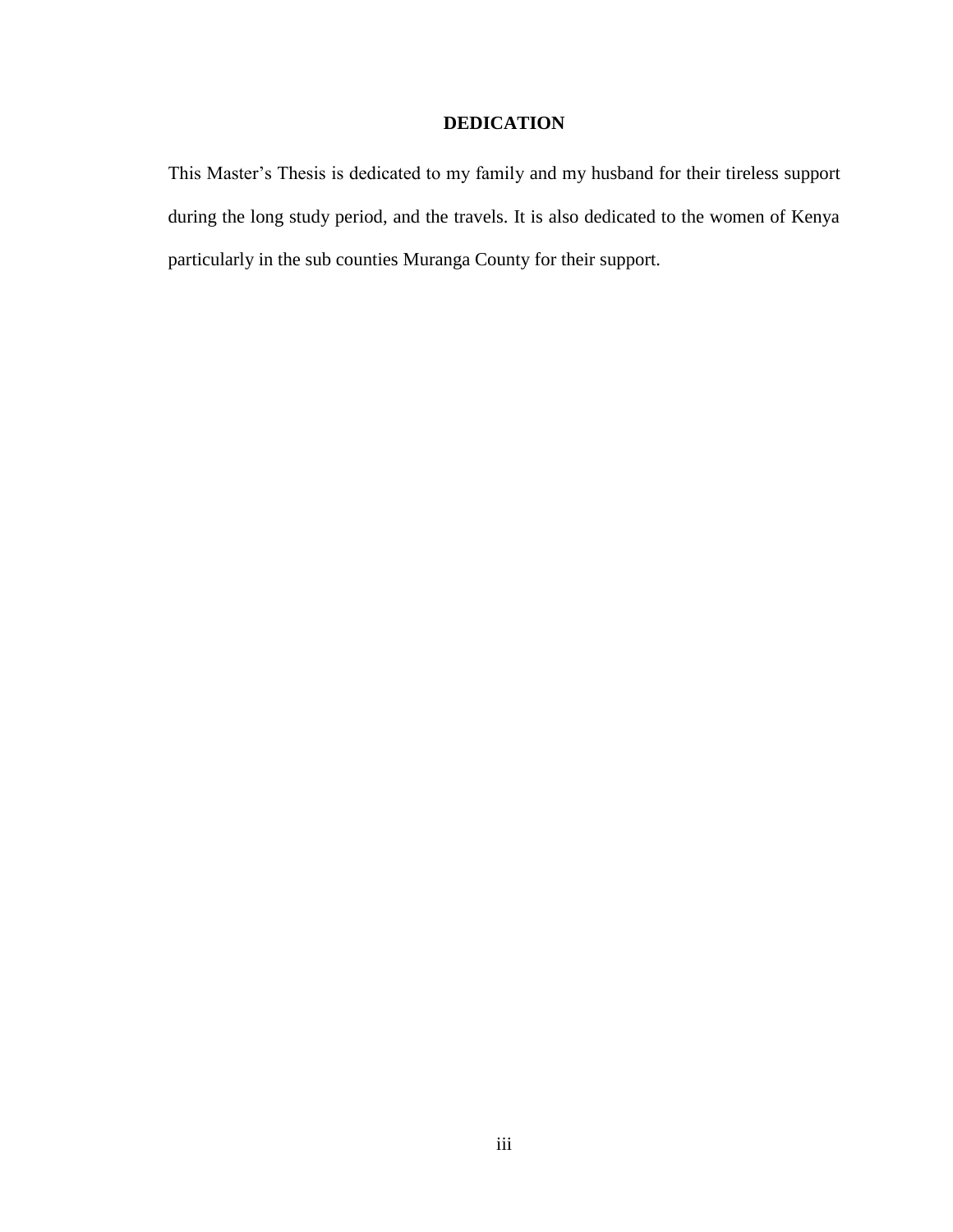## DEDICATION

This Master's Thesis is dedicated to my family and my husband for their tireless support during the long study period, and the travels. It is also dedicated to the women of Kenya particularly in the sub counties Muranga County for their support.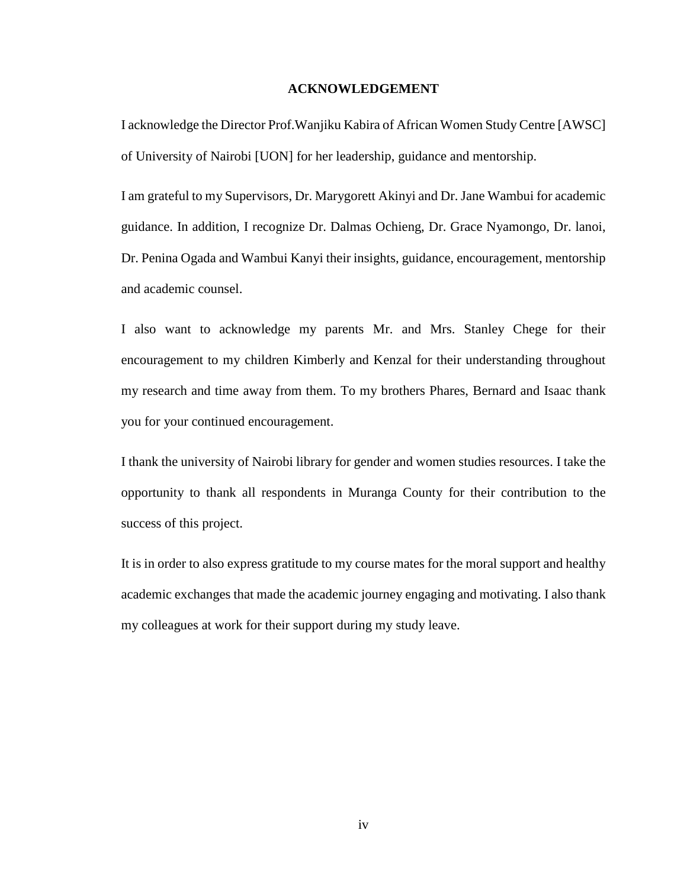## ACKNOWLEDGEMENT

I acknowledge the Director Prof.Wanjiku Kabira of African Women Study Centre [AWSC] of University of Nairobi [UON] for her leadership, guidance and mentorship.

I am grateful to my Supervisors, Dr. Marygorett Akinyi and Dr. Jane Wambui for academic guidance. In addition, I recognize Dr. Dalmas Ochieng, Dr. Grace Nyamongo, Dr. lanoi, Dr. Penina Ogada and Wambui Kanyi their insights, guidance, encouragement, mentorship and academic counsel.

I also want to acknowledge my parents Mr. and Mrs. Stanley Chege for their encouragement to my children Kimberly and Kenzal for their understanding throughout my research and time away from them. To my brothers Phares, Bernard and Isaac thank you for your continued encouragement.

I thank the university of Nairobi library for gender and women studies resources. I take the opportunity to thank all respondents in Muranga County for their contribution to the success of this project.

It is in order to also express gratitude to my course mates for the moral support and healthy academic exchanges that made the academic journey engaging and motivating. I also thank my colleagues at work for their support during my study leave.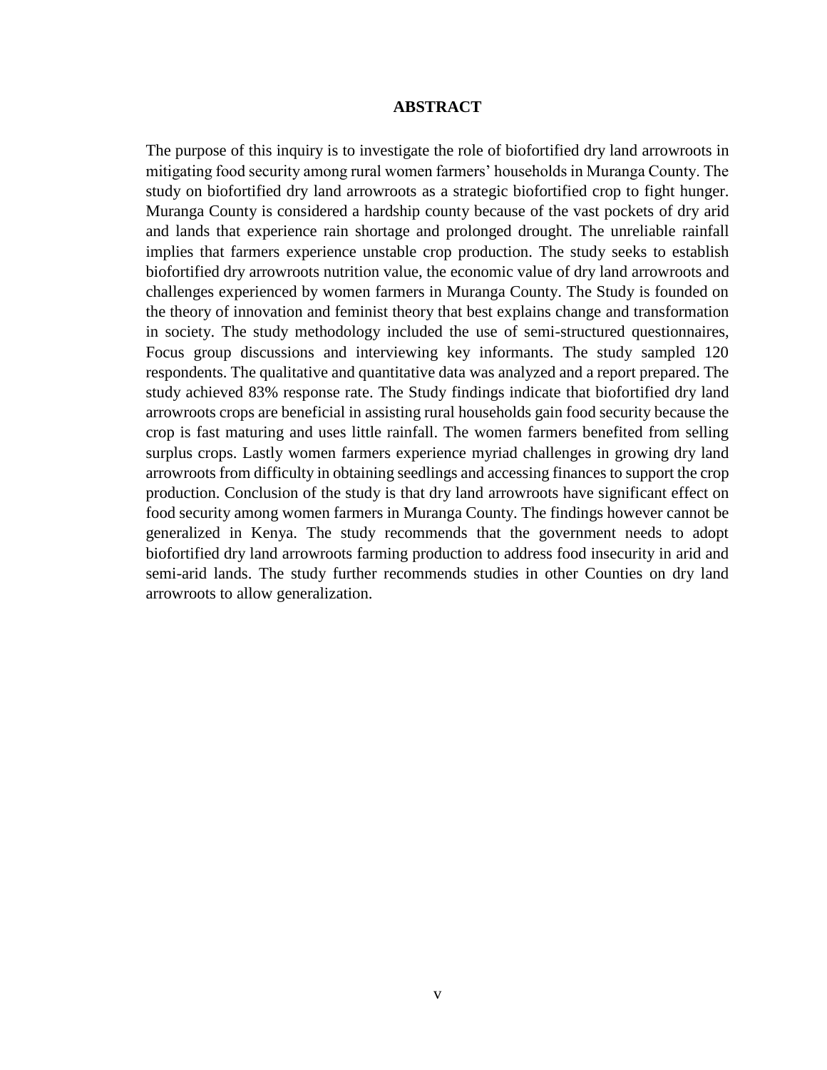# ABSTRACT

The purpose of this inquiry is to investigate the role of biofortified dry land arrowroots in mitigating food security among rural women farmers' households in Muranga County. The study on biofortified dry land arrowroots as a strategic biofortified crop to fight hunger. Muranga County is considered a hardship county because of the vast pockets of dry arid and lands that experience rain shortage and prolonged drought. The unreliable rainfall implies that farmers experience unstable crop production. The study seeks to establish biofortified dry arrowroots nutrition value, the economic value of dry land arrowroots and challenges experienced by women farmers in Muranga County. The Study is founded on the theory of innovation and feminist theory that best explains change and transformation in society. The study methodology included the use of semi-structured questionnaires, Focus group discussions and interviewing key informants. The study sampled 120 respondents. The qualitative and quantitative data was analyzed and a report prepared. The study achieved 83% response rate. The Study findings indicate that biofortified dry land arrowroots crops are beneficial in assisting rural households gain food security because the crop is fast maturing and uses little rainfall. The women farmers benefited from selling surplus crops. Lastly women farmers experience myriad challenges in growing dry land arrowroots from difficulty in obtaining seedlings and accessing finances to support the crop production. Conclusion of the study is that dry land arrowroots have significant effect on food security among women farmers in Muranga County. The findings however cannot be generalized in Kenya. The study recommends that the government needs to adopt biofortified dry land arrowroots farming production to address food insecurity in arid and semi-arid lands. The study further recommends studies in other Counties on dry land arrowroots to allow generalization.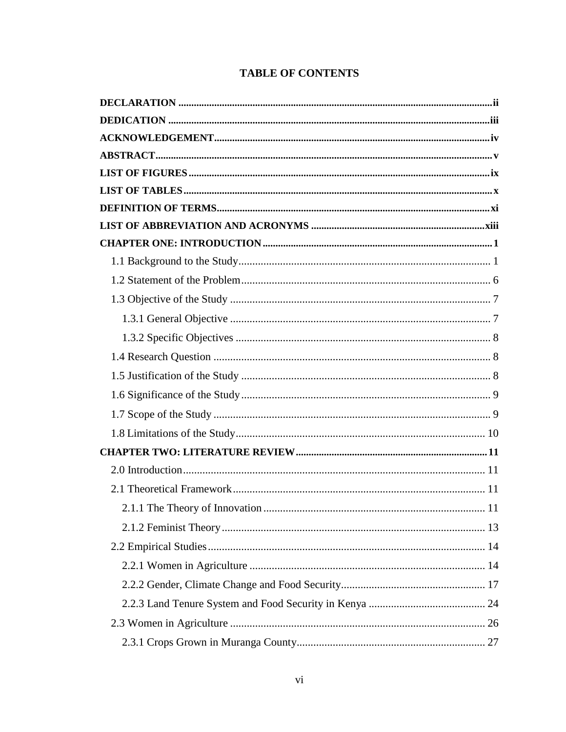# TABLE OF CONTENTS

**DECLARATION** ....................................................................................................... ii

**DEDICATION** ....................................................................................................... iii

**ACKNOWLEDGEMENT** ....................................................................................... iv

**ABSTRACT** ............................................................................................................ v

**LIST OF FIGURES** ............................................................................................... ix

**LIST OF TABLES** .................................................................................................. x

**DEFINITION OF TERMS** ..................................................................................... xi

**LIST OF ABBREVIATION AND ACRONYMS** ................................................ xiii

**CHAPTER ONE: INTRODUCTION** ...................................................................... 1

- 1.1 Background to the Study ........................................................................................ 1
- 1.2 Statement of the Problem ...................................................................................... 6
- 1.3 Objective of the Study ........................................................................................... 7
  - 1.3.1 General Objective ........................................................................................... 7
  - 1.3.2 Specific Objectives ......................................................................................... 8
- 1.4 Research Question ................................................................................................ 8
- 1.5 Justification of the Study ...................................................................................... 8
- 1.6 Significance of the Study ....................................................................................... 9
- 1.7 Scope of the Study ................................................................................................. 9
- 1.8 Limitations of the Study ....................................................................................... 10

**CHAPTER TWO: LITERATURE REVIEW** ......................................................... 11

- 2.0 Introduction ......................................................................................................... 11
- 2.1 Theoretical Framework ........................................................................................ 11
  - 2.1.1 The Theory of Innovation ............................................................................. 11
  - 2.1.2 Feminist Theory ............................................................................................ 13
- 2.2 Empirical Studies ................................................................................................. 14
  - 2.2.1 Women in Agriculture .................................................................................. 14
  - 2.2.2 Gender, Climate Change and Food Security .................................................. 17
  - 2.2.3 Land Tenure System and Food Security in Kenya ........................................ 24
- 2.3 Women in Agriculture ......................................................................................... 26
  - 2.3.1 Crops Grown in Muranga County ................................................................. 27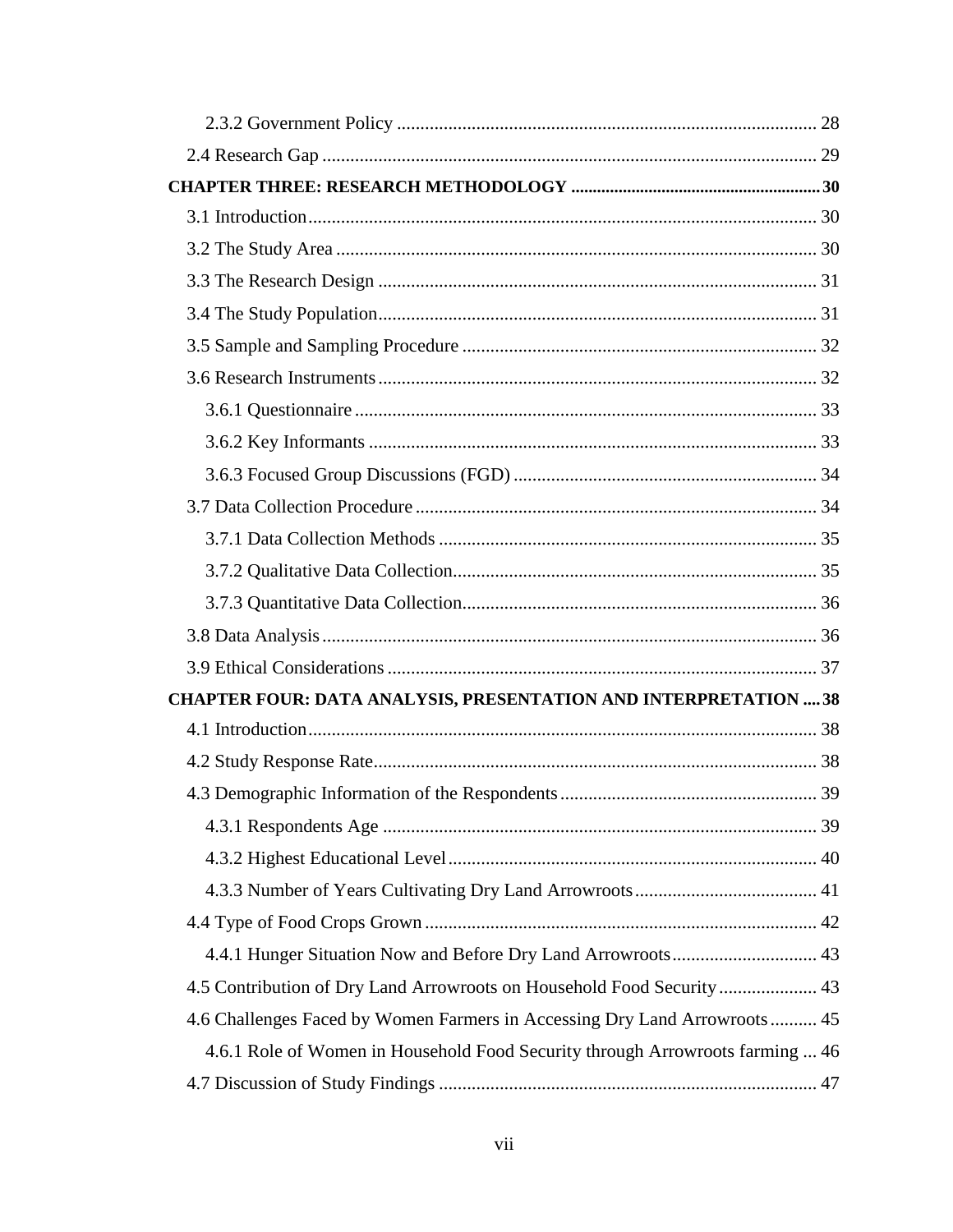2.3.2 Government Policy ........................................................................................ 28

2.4 Research Gap ......................................................................................................... 29

**CHAPTER THREE: RESEARCH METHODOLOGY ......................................................... 30**

3.1 Introduction............................................................................................................ 30

3.2 The Study Area ...................................................................................................... 30

3.3 The Research Design ............................................................................................. 31

3.4 The Study Population............................................................................................. 31

3.5 Sample and Sampling Procedure ........................................................................... 32

3.6 Research Instruments............................................................................................. 32

3.6.1 Questionnaire .................................................................................................. 33

3.6.2 Key Informants ............................................................................................... 33

3.6.3 Focused Group Discussions (FGD) ................................................................ 34

3.7 Data Collection Procedure ..................................................................................... 34

3.7.1 Data Collection Methods ................................................................................ 35

3.7.2 Qualitative Data Collection............................................................................. 35

3.7.3 Quantitative Data Collection........................................................................... 36

3.8 Data Analysis......................................................................................................... 36

3.9 Ethical Considerations ........................................................................................... 37

**CHAPTER FOUR: DATA ANALYSIS, PRESENTATION AND INTERPRETATION .... 38**

4.1 Introduction............................................................................................................ 38

4.2 Study Response Rate.............................................................................................. 38

4.3 Demographic Information of the Respondents ...................................................... 39

4.3.1 Respondents Age ............................................................................................ 39

4.3.2 Highest Educational Level.............................................................................. 40

4.3.3 Number of Years Cultivating Dry Land Arrowroots...................................... 41

4.4 Type of Food Crops Grown ................................................................................... 42

4.4.1 Hunger Situation Now and Before Dry Land Arrowroots.............................. 43

4.5 Contribution of Dry Land Arrowroots on Household Food Security..................... 43

4.6 Challenges Faced by Women Farmers in Accessing Dry Land Arrowroots.......... 45

4.6.1 Role of Women in Household Food Security through Arrowroots farming ... 46

4.7 Discussion of Study Findings ................................................................................ 47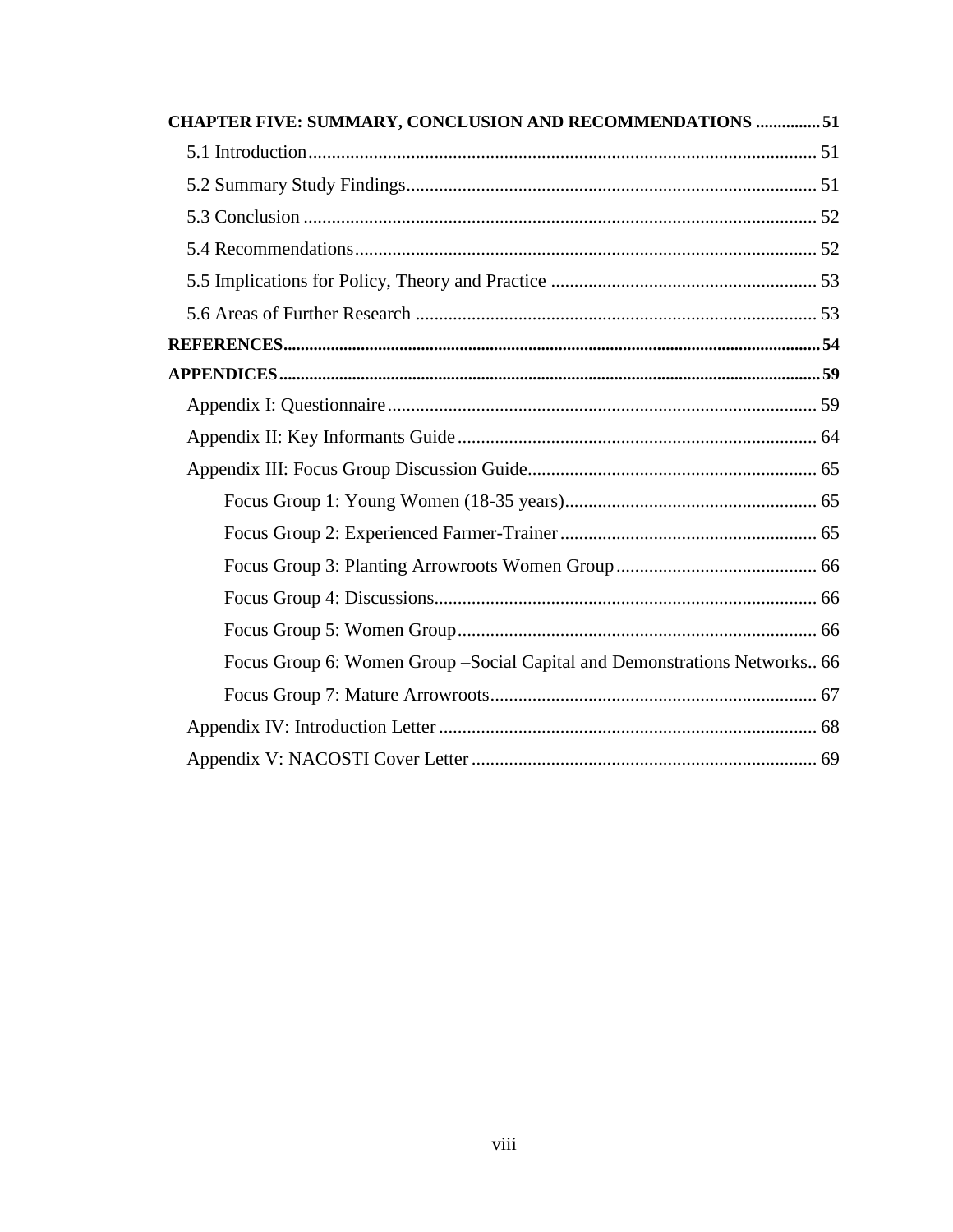**CHAPTER FIVE: SUMMARY, CONCLUSION AND RECOMMENDATIONS ............... 51**

- 5.1 Introduction ............................................................................................................ 51
- 5.2 Summary Study Findings ........................................................................................ 51
- 5.3 Conclusion ............................................................................................................. 52
- 5.4 Recommendations .................................................................................................. 52
- 5.5 Implications for Policy, Theory and Practice ......................................................... 53
- 5.6 Areas of Further Research ..................................................................................... 53

**REFERENCES ............................................................................................................ 54**

**APPENDICES ............................................................................................................. 59**

- Appendix I: Questionnaire ........................................................................................... 59
- Appendix II: Key Informants Guide ............................................................................. 64
- Appendix III: Focus Group Discussion Guide ............................................................. 65
  - Focus Group 1: Young Women (18-35 years) ...................................................... 65
  - Focus Group 2: Experienced Farmer-Trainer ....................................................... 65
  - Focus Group 3: Planting Arrowroots Women Group ........................................... 66
  - Focus Group 4: Discussions ................................................................................. 66
  - Focus Group 5: Women Group ............................................................................ 66
  - Focus Group 6: Women Group –Social Capital and Demonstrations Networks .. 66
  - Focus Group 7: Mature Arrowroots ...................................................................... 67
- Appendix IV: Introduction Letter ................................................................................ 68
- Appendix V: NACOSTI Cover Letter .......................................................................... 69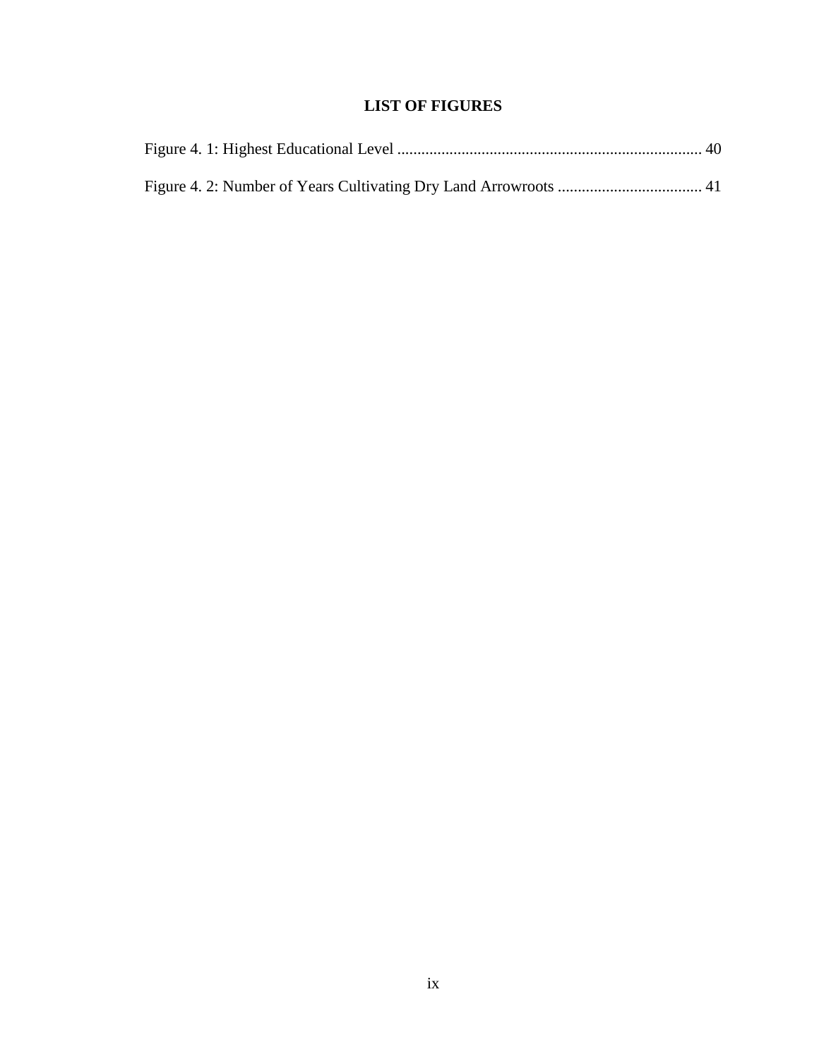# LIST OF FIGURES

Figure 4. 1: Highest Educational Level ........................................................................... 40

Figure 4. 2: Number of Years Cultivating Dry Land Arrowroots .................................... 41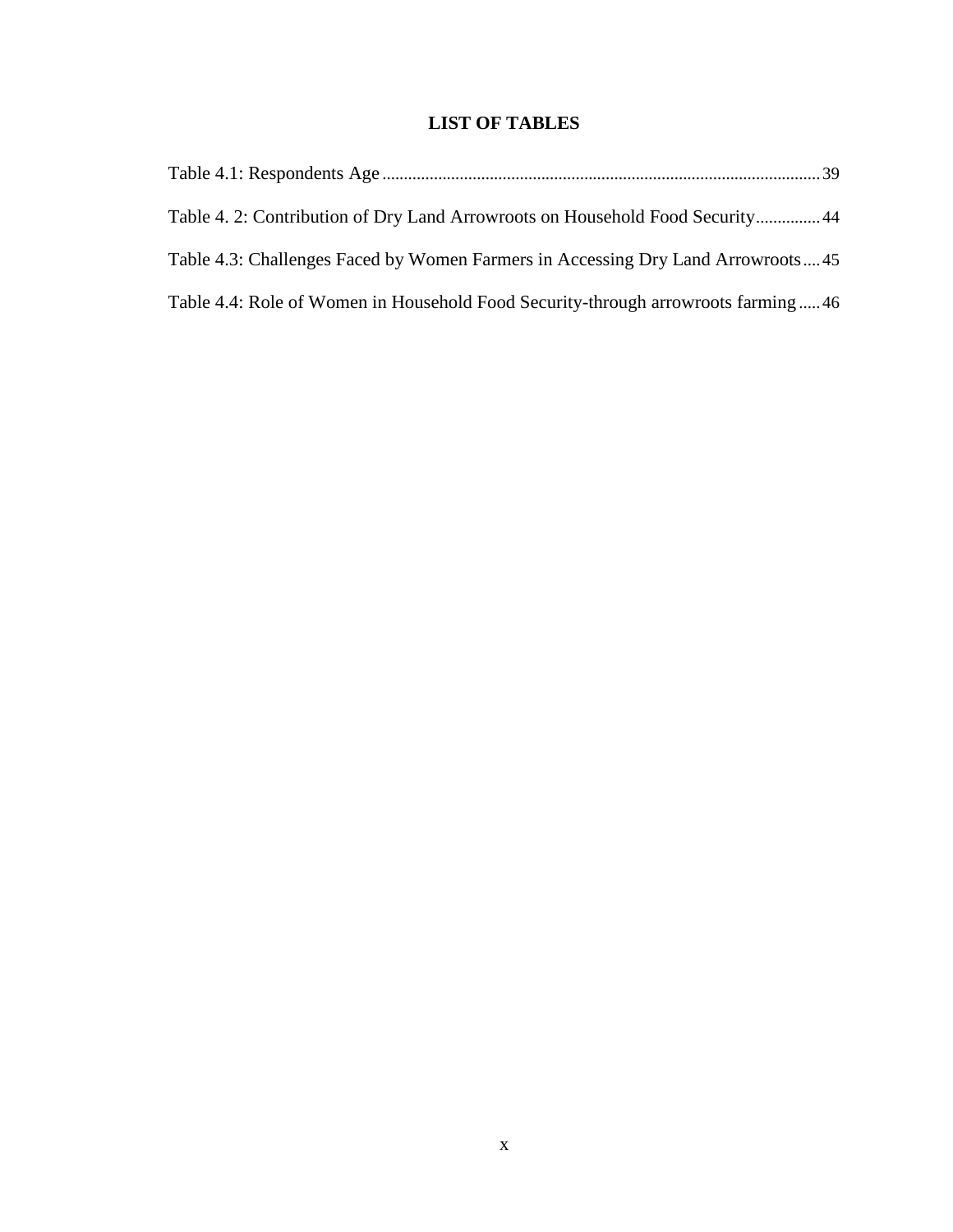# LIST OF TABLES

Table 4.1: Respondents Age ........................................................................................................ 39

Table 4. 2: Contribution of Dry Land Arrowroots on Household Food Security............... 44

Table 4.3: Challenges Faced by Women Farmers in Accessing Dry Land Arrowroots .... 45

Table 4.4: Role of Women in Household Food Security-through arrowroots farming ..... 46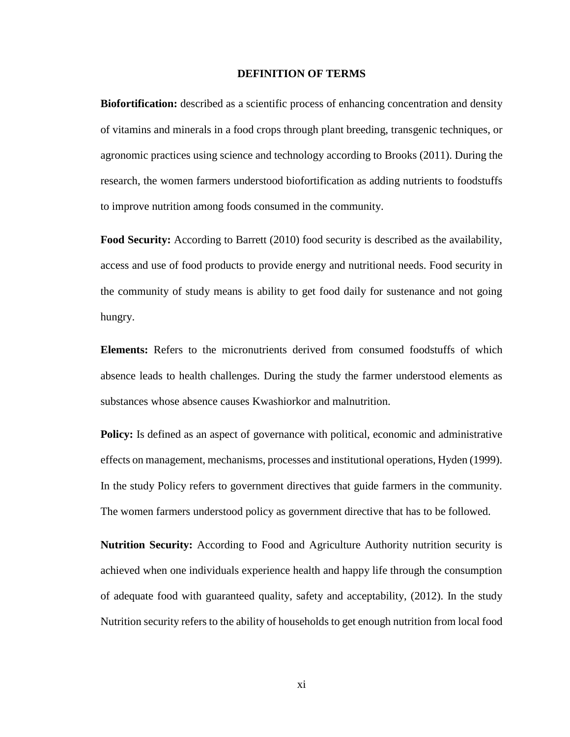# DEFINITION OF TERMS

**Biofortification:** described as a scientific process of enhancing concentration and density of vitamins and minerals in a food crops through plant breeding, transgenic techniques, or agronomic practices using science and technology according to Brooks (2011). During the research, the women farmers understood biofortification as adding nutrients to foodstuffs to improve nutrition among foods consumed in the community.

**Food Security:** According to Barrett (2010) food security is described as the availability, access and use of food products to provide energy and nutritional needs. Food security in the community of study means is ability to get food daily for sustenance and not going hungry.

**Elements:** Refers to the micronutrients derived from consumed foodstuffs of which absence leads to health challenges. During the study the farmer understood elements as substances whose absence causes Kwashiorkor and malnutrition.

**Policy:** Is defined as an aspect of governance with political, economic and administrative effects on management, mechanisms, processes and institutional operations, Hyden (1999). In the study Policy refers to government directives that guide farmers in the community. The women farmers understood policy as government directive that has to be followed.

**Nutrition Security:** According to Food and Agriculture Authority nutrition security is achieved when one individuals experience health and happy life through the consumption of adequate food with guaranteed quality, safety and acceptability, (2012). In the study Nutrition security refers to the ability of households to get enough nutrition from local food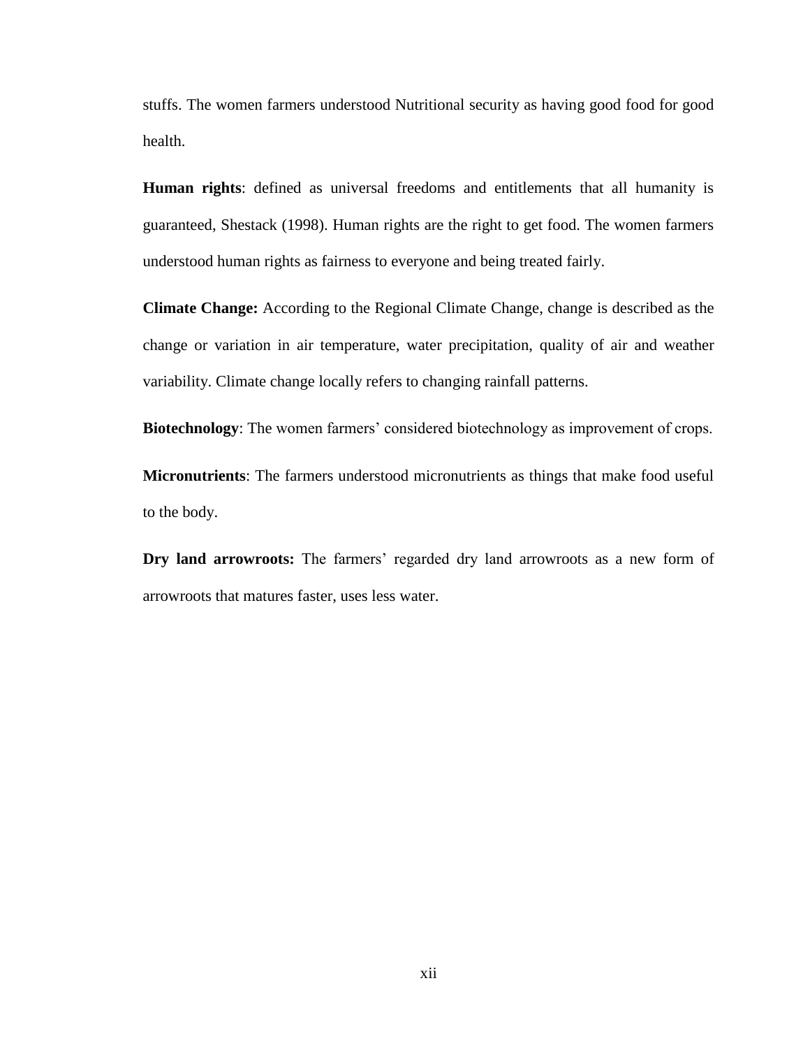stuffs. The women farmers understood Nutritional security as having good food for good health.

**Human rights**: defined as universal freedoms and entitlements that all humanity is guaranteed, Shestack (1998). Human rights are the right to get food. The women farmers understood human rights as fairness to everyone and being treated fairly.

**Climate Change:** According to the Regional Climate Change, change is described as the change or variation in air temperature, water precipitation, quality of air and weather variability. Climate change locally refers to changing rainfall patterns.

**Biotechnology**: The women farmers' considered biotechnology as improvement of crops.

**Micronutrients**: The farmers understood micronutrients as things that make food useful to the body.

**Dry land arrowroots:** The farmers' regarded dry land arrowroots as a new form of arrowroots that matures faster, uses less water.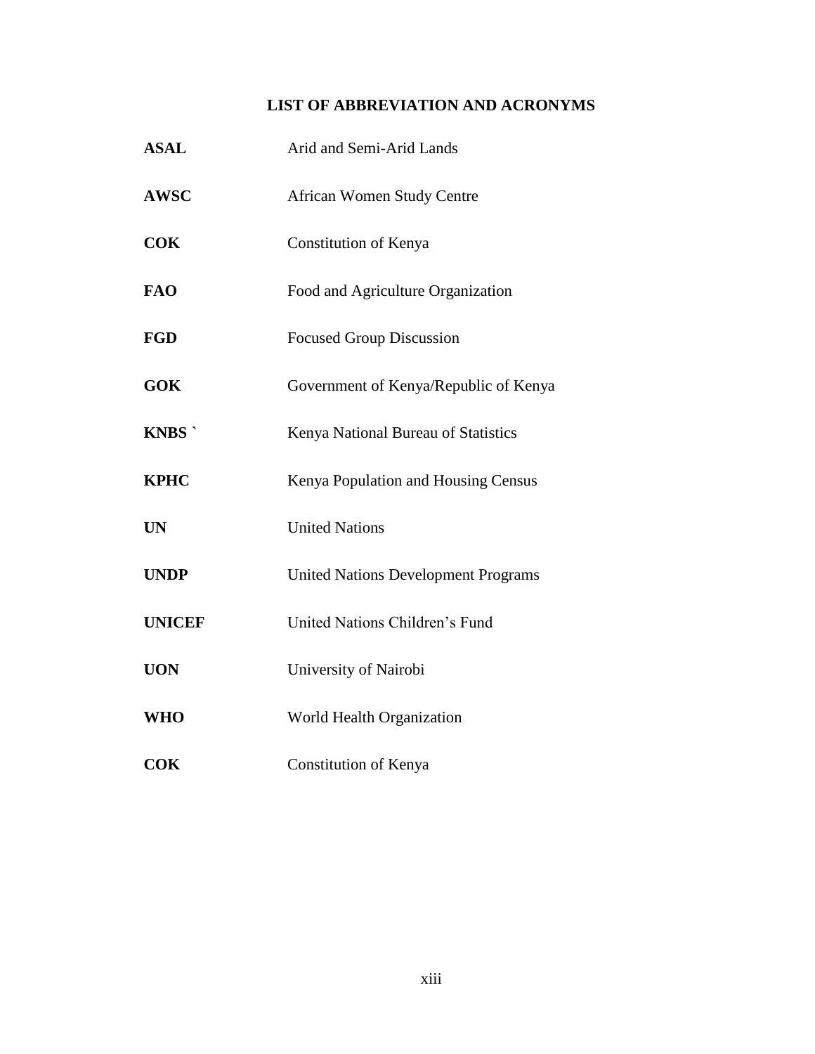# LIST OF ABBREVIATION AND ACRONYMS

| | |
|---|---|
| **ASAL** | Arid and Semi-Arid Lands |
| **AWSC** | African Women Study Centre |
| **COK** | Constitution of Kenya |
| **FAO** | Food and Agriculture Organization |
| **FGD** | Focused Group Discussion |
| **GOK** | Government of Kenya/Republic of Kenya |
| **KNBS `** | Kenya National Bureau of Statistics |
| **KPHC** | Kenya Population and Housing Census |
| **UN** | United Nations |
| **UNDP** | United Nations Development Programs |
| **UNICEF** | United Nations Children's Fund |
| **UON** | University of Nairobi |
| **WHO** | World Health Organization |
| **COK** | Constitution of Kenya |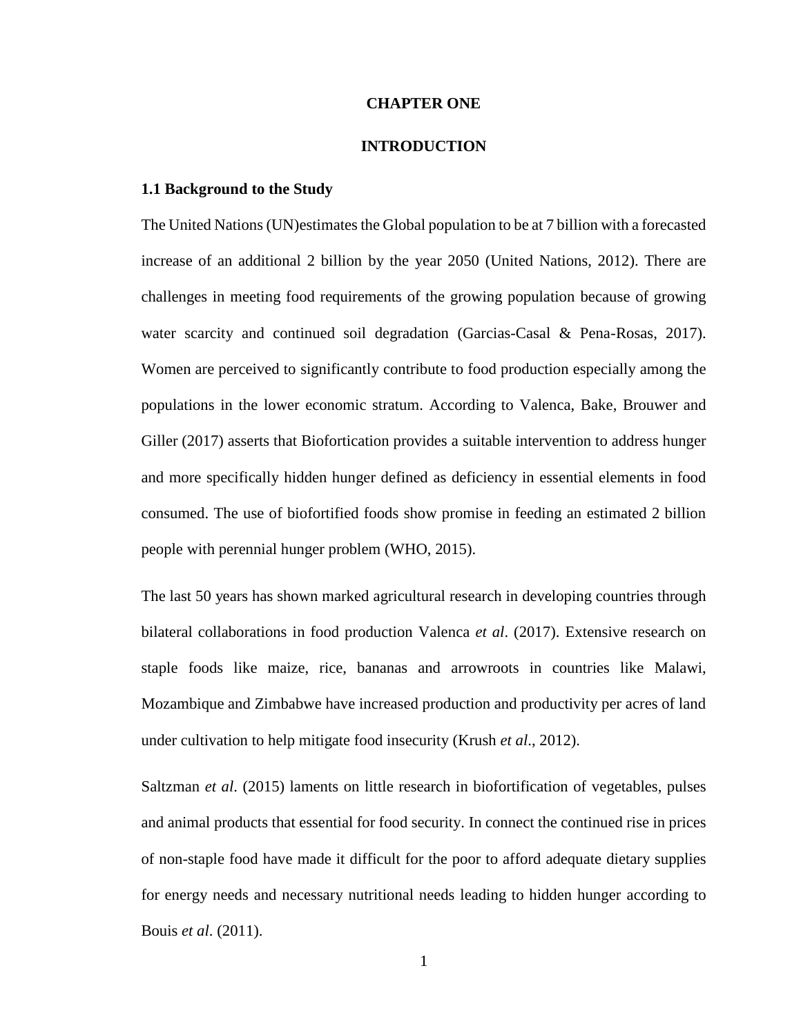# CHAPTER ONE

# INTRODUCTION

## 1.1 Background to the Study

The United Nations (UN)estimates the Global population to be at 7 billion with a forecasted increase of an additional 2 billion by the year 2050 (United Nations, 2012). There are challenges in meeting food requirements of the growing population because of growing water scarcity and continued soil degradation (Garcias-Casal & Pena-Rosas, 2017). Women are perceived to significantly contribute to food production especially among the populations in the lower economic stratum. According to Valenca, Bake, Brouwer and Giller (2017) asserts that Biofortication provides a suitable intervention to address hunger and more specifically hidden hunger defined as deficiency in essential elements in food consumed. The use of biofortified foods show promise in feeding an estimated 2 billion people with perennial hunger problem (WHO, 2015).

The last 50 years has shown marked agricultural research in developing countries through bilateral collaborations in food production Valenca *et al*. (2017). Extensive research on staple foods like maize, rice, bananas and arrowroots in countries like Malawi, Mozambique and Zimbabwe have increased production and productivity per acres of land under cultivation to help mitigate food insecurity (Krush *et al*., 2012).

Saltzman *et al*. (2015) laments on little research in biofortification of vegetables, pulses and animal products that essential for food security. In connect the continued rise in prices of non-staple food have made it difficult for the poor to afford adequate dietary supplies for energy needs and necessary nutritional needs leading to hidden hunger according to Bouis *et al*. (2011).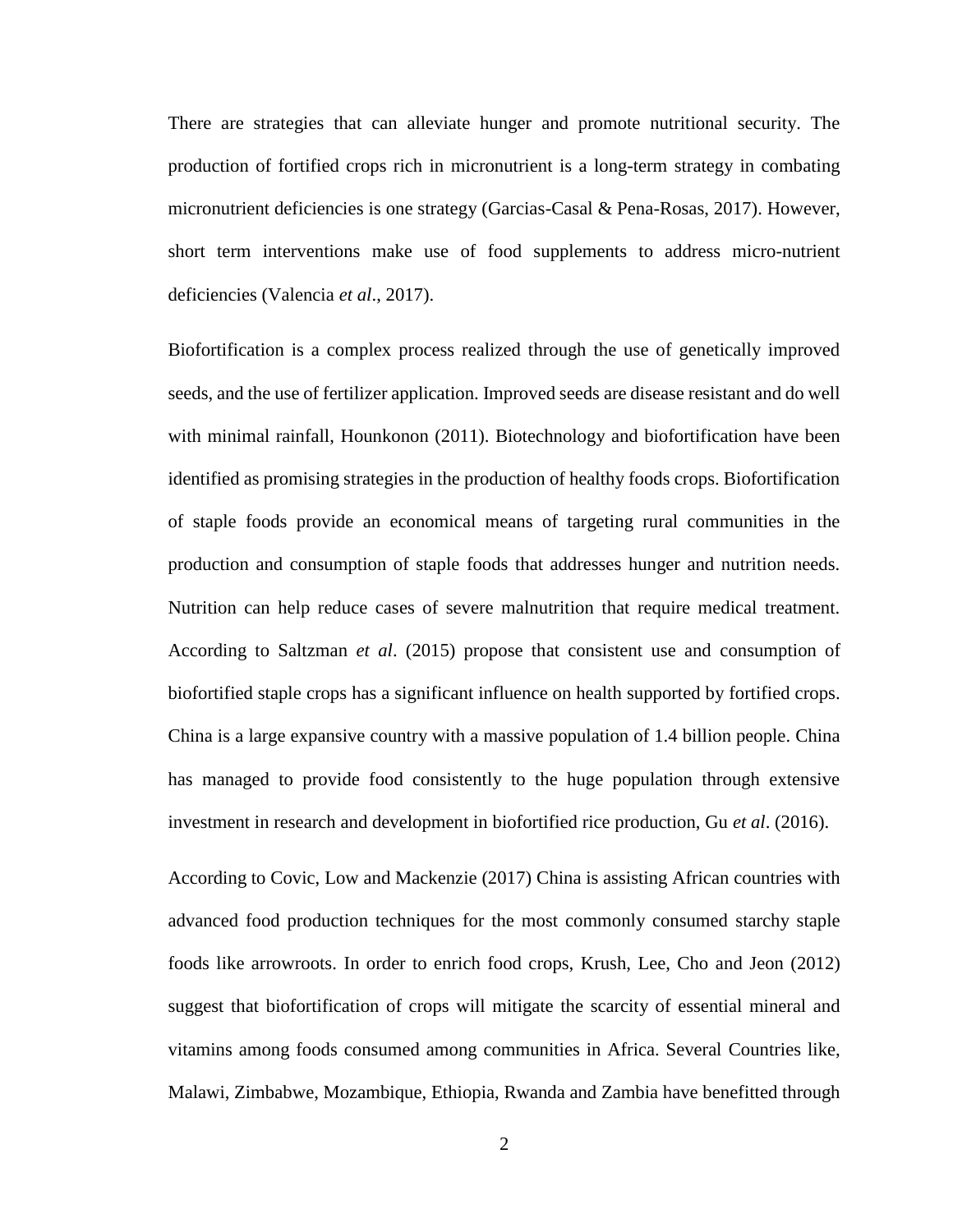There are strategies that can alleviate hunger and promote nutritional security. The production of fortified crops rich in micronutrient is a long-term strategy in combating micronutrient deficiencies is one strategy (Garcias-Casal & Pena-Rosas, 2017). However, short term interventions make use of food supplements to address micro-nutrient deficiencies (Valencia *et al*., 2017).

Biofortification is a complex process realized through the use of genetically improved seeds, and the use of fertilizer application. Improved seeds are disease resistant and do well with minimal rainfall, Hounkonon (2011). Biotechnology and biofortification have been identified as promising strategies in the production of healthy foods crops. Biofortification of staple foods provide an economical means of targeting rural communities in the production and consumption of staple foods that addresses hunger and nutrition needs. Nutrition can help reduce cases of severe malnutrition that require medical treatment. According to Saltzman *et al*. (2015) propose that consistent use and consumption of biofortified staple crops has a significant influence on health supported by fortified crops. China is a large expansive country with a massive population of 1.4 billion people. China has managed to provide food consistently to the huge population through extensive investment in research and development in biofortified rice production, Gu *et al*. (2016).

According to Covic, Low and Mackenzie (2017) China is assisting African countries with advanced food production techniques for the most commonly consumed starchy staple foods like arrowroots. In order to enrich food crops, Krush, Lee, Cho and Jeon (2012) suggest that biofortification of crops will mitigate the scarcity of essential mineral and vitamins among foods consumed among communities in Africa. Several Countries like, Malawi, Zimbabwe, Mozambique, Ethiopia, Rwanda and Zambia have benefitted through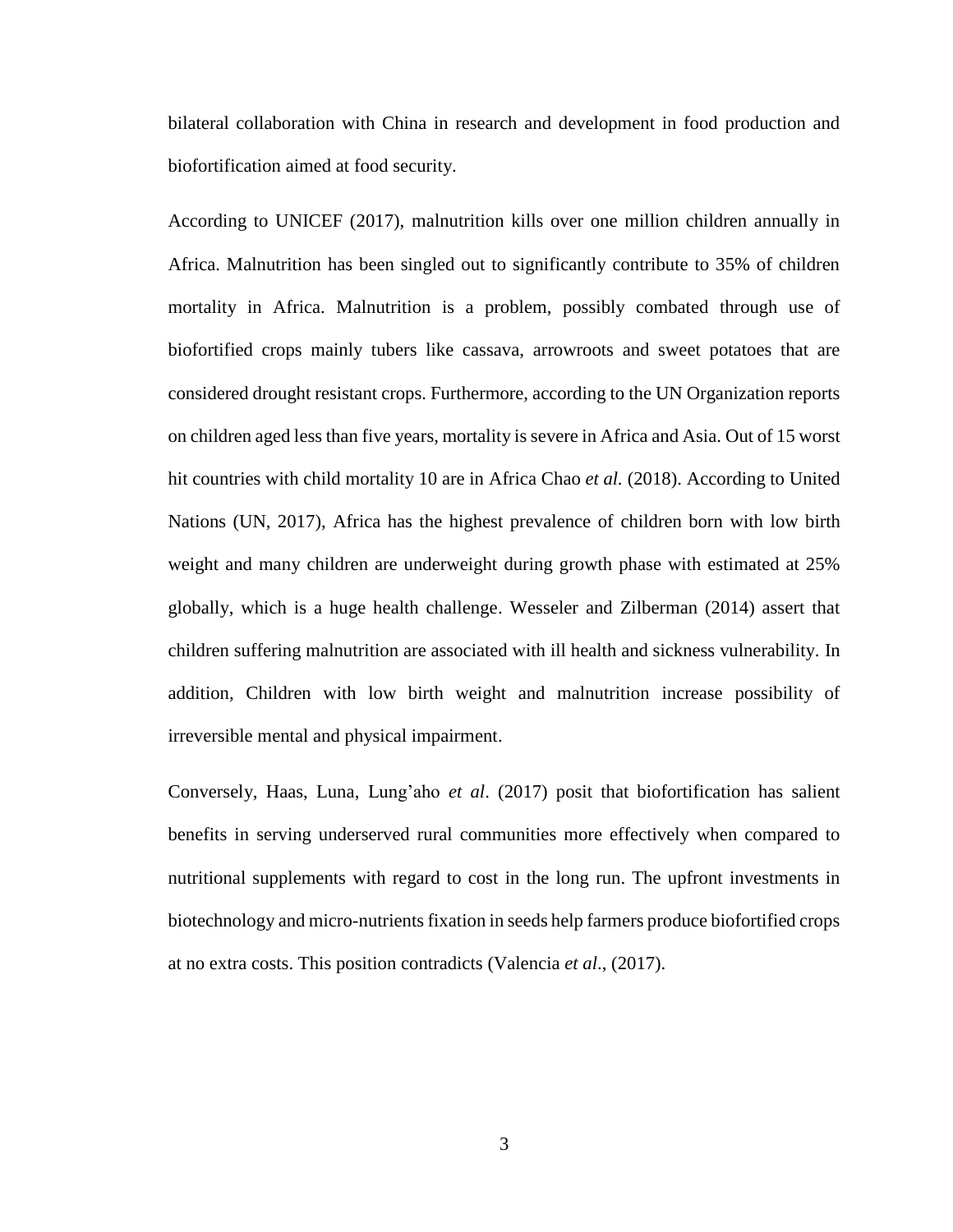bilateral collaboration with China in research and development in food production and biofortification aimed at food security.

According to UNICEF (2017), malnutrition kills over one million children annually in Africa. Malnutrition has been singled out to significantly contribute to 35% of children mortality in Africa. Malnutrition is a problem, possibly combated through use of biofortified crops mainly tubers like cassava, arrowroots and sweet potatoes that are considered drought resistant crops. Furthermore, according to the UN Organization reports on children aged less than five years, mortality is severe in Africa and Asia. Out of 15 worst hit countries with child mortality 10 are in Africa Chao *et al.* (2018). According to United Nations (UN, 2017), Africa has the highest prevalence of children born with low birth weight and many children are underweight during growth phase with estimated at 25% globally, which is a huge health challenge. Wesseler and Zilberman (2014) assert that children suffering malnutrition are associated with ill health and sickness vulnerability. In addition, Children with low birth weight and malnutrition increase possibility of irreversible mental and physical impairment.

Conversely, Haas, Luna, Lung'aho *et al*. (2017) posit that biofortification has salient benefits in serving underserved rural communities more effectively when compared to nutritional supplements with regard to cost in the long run. The upfront investments in biotechnology and micro-nutrients fixation in seeds help farmers produce biofortified crops at no extra costs. This position contradicts (Valencia *et al*., (2017).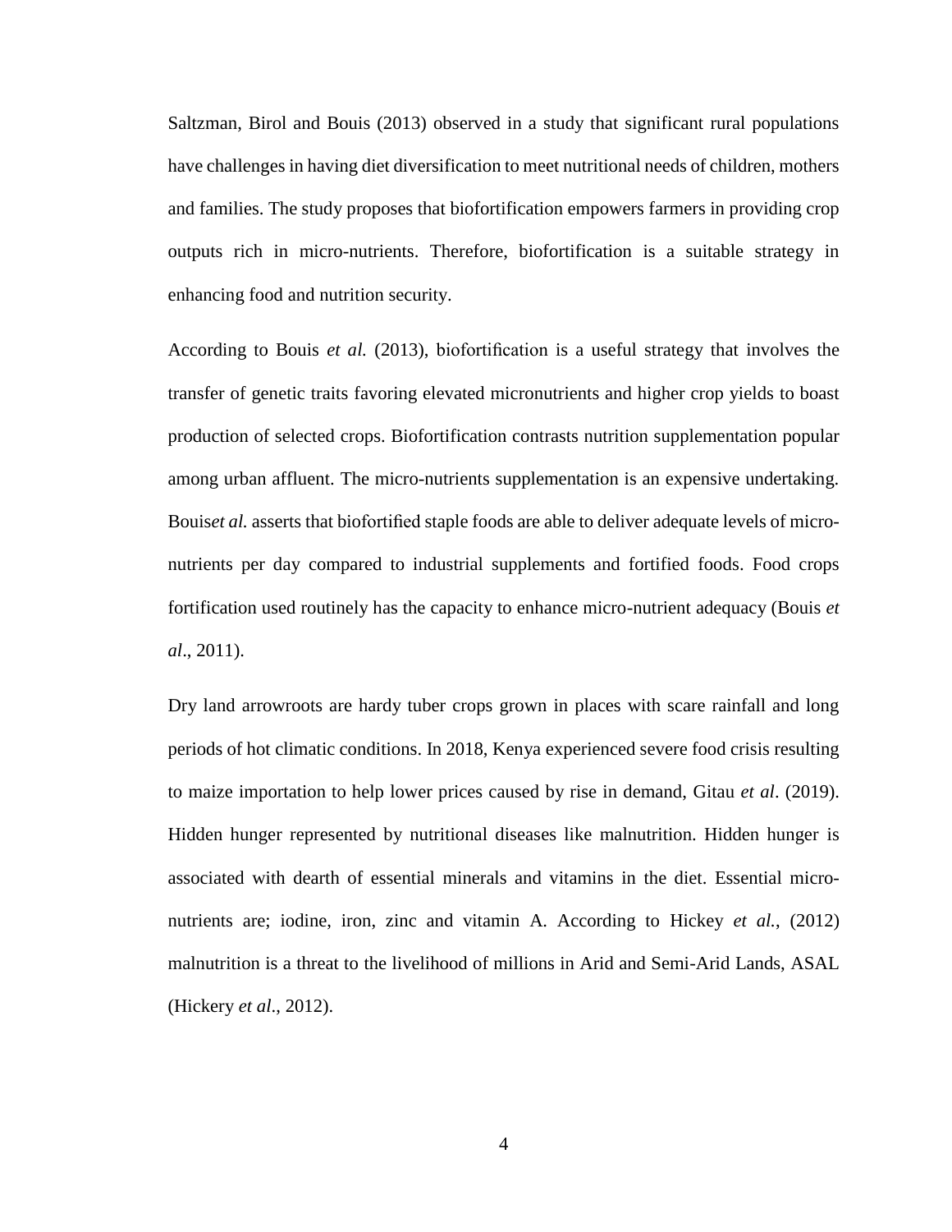Saltzman, Birol and Bouis (2013) observed in a study that significant rural populations have challenges in having diet diversification to meet nutritional needs of children, mothers and families. The study proposes that biofortification empowers farmers in providing crop outputs rich in micro-nutrients. Therefore, biofortification is a suitable strategy in enhancing food and nutrition security.

According to Bouis *et al.* (2013), biofortification is a useful strategy that involves the transfer of genetic traits favoring elevated micronutrients and higher crop yields to boast production of selected crops. Biofortification contrasts nutrition supplementation popular among urban affluent. The micro-nutrients supplementation is an expensive undertaking. Bouis*et al.* asserts that biofortified staple foods are able to deliver adequate levels of micro-nutrients per day compared to industrial supplements and fortified foods. Food crops fortification used routinely has the capacity to enhance micro-nutrient adequacy (Bouis *et al*., 2011).

Dry land arrowroots are hardy tuber crops grown in places with scare rainfall and long periods of hot climatic conditions. In 2018, Kenya experienced severe food crisis resulting to maize importation to help lower prices caused by rise in demand, Gitau *et al*. (2019). Hidden hunger represented by nutritional diseases like malnutrition. Hidden hunger is associated with dearth of essential minerals and vitamins in the diet. Essential micro-nutrients are; iodine, iron, zinc and vitamin A. According to Hickey *et al.*, (2012) malnutrition is a threat to the livelihood of millions in Arid and Semi-Arid Lands, ASAL (Hickery *et al*., 2012).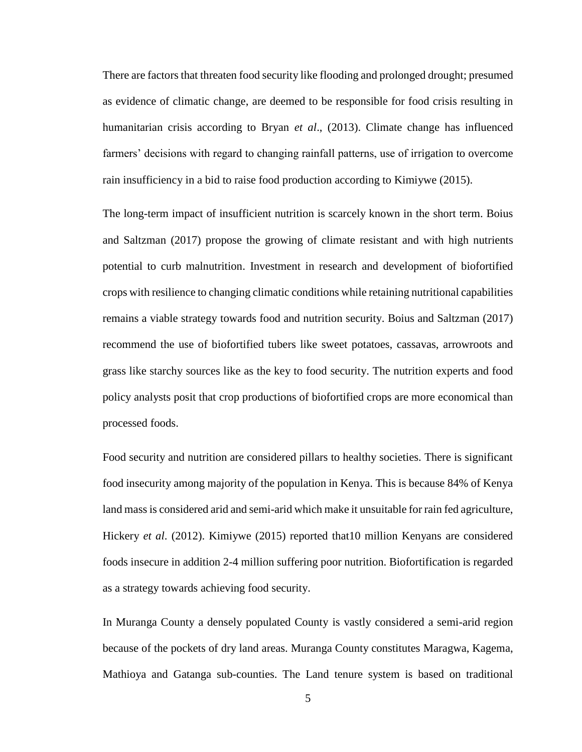There are factors that threaten food security like flooding and prolonged drought; presumed as evidence of climatic change, are deemed to be responsible for food crisis resulting in humanitarian crisis according to Bryan *et al*., (2013). Climate change has influenced farmers' decisions with regard to changing rainfall patterns, use of irrigation to overcome rain insufficiency in a bid to raise food production according to Kimiywe (2015).

The long-term impact of insufficient nutrition is scarcely known in the short term. Boius and Saltzman (2017) propose the growing of climate resistant and with high nutrients potential to curb malnutrition. Investment in research and development of biofortified crops with resilience to changing climatic conditions while retaining nutritional capabilities remains a viable strategy towards food and nutrition security. Boius and Saltzman (2017) recommend the use of biofortified tubers like sweet potatoes, cassavas, arrowroots and grass like starchy sources like as the key to food security. The nutrition experts and food policy analysts posit that crop productions of biofortified crops are more economical than processed foods.

Food security and nutrition are considered pillars to healthy societies. There is significant food insecurity among majority of the population in Kenya. This is because 84% of Kenya land mass is considered arid and semi-arid which make it unsuitable for rain fed agriculture, Hickery *et al*. (2012). Kimiywe (2015) reported that10 million Kenyans are considered foods insecure in addition 2-4 million suffering poor nutrition. Biofortification is regarded as a strategy towards achieving food security.

In Muranga County a densely populated County is vastly considered a semi-arid region because of the pockets of dry land areas. Muranga County constitutes Maragwa, Kagema, Mathioya and Gatanga sub-counties. The Land tenure system is based on traditional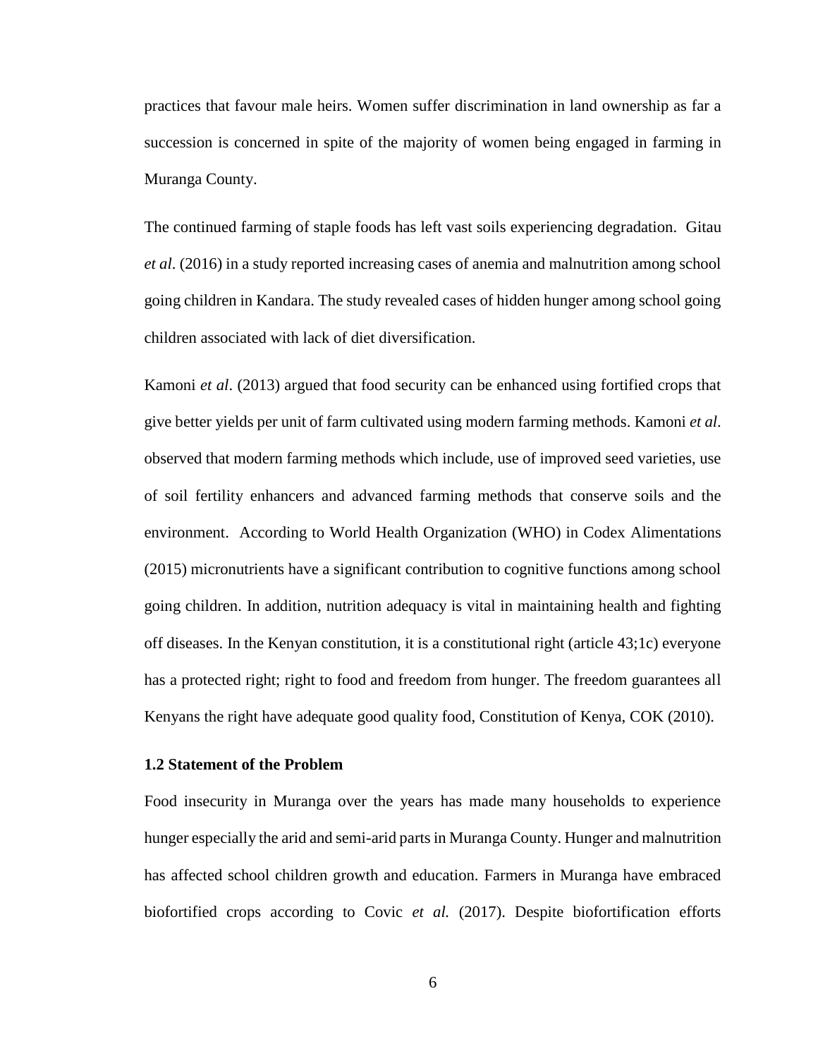practices that favour male heirs. Women suffer discrimination in land ownership as far a succession is concerned in spite of the majority of women being engaged in farming in Muranga County.

The continued farming of staple foods has left vast soils experiencing degradation. Gitau *et al*. (2016) in a study reported increasing cases of anemia and malnutrition among school going children in Kandara. The study revealed cases of hidden hunger among school going children associated with lack of diet diversification.

Kamoni *et al*. (2013) argued that food security can be enhanced using fortified crops that give better yields per unit of farm cultivated using modern farming methods. Kamoni *et al*. observed that modern farming methods which include, use of improved seed varieties, use of soil fertility enhancers and advanced farming methods that conserve soils and the environment. According to World Health Organization (WHO) in Codex Alimentations (2015) micronutrients have a significant contribution to cognitive functions among school going children. In addition, nutrition adequacy is vital in maintaining health and fighting off diseases. In the Kenyan constitution, it is a constitutional right (article 43;1c) everyone has a protected right; right to food and freedom from hunger. The freedom guarantees all Kenyans the right have adequate good quality food, Constitution of Kenya, COK (2010).

### 1.2 Statement of the Problem

Food insecurity in Muranga over the years has made many households to experience hunger especially the arid and semi-arid parts in Muranga County. Hunger and malnutrition has affected school children growth and education. Farmers in Muranga have embraced biofortified crops according to Covic *et al.* (2017). Despite biofortification efforts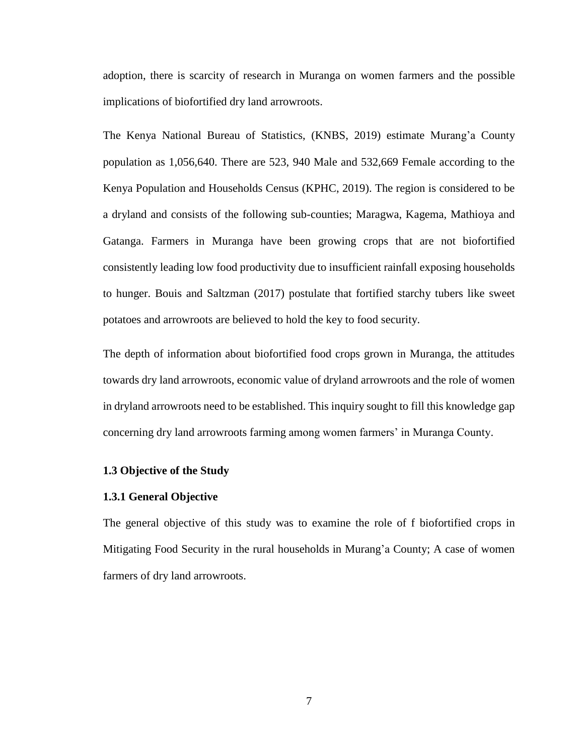adoption, there is scarcity of research in Muranga on women farmers and the possible implications of biofortified dry land arrowroots.

The Kenya National Bureau of Statistics, (KNBS, 2019) estimate Murang'a County population as 1,056,640. There are 523, 940 Male and 532,669 Female according to the Kenya Population and Households Census (KPHC, 2019). The region is considered to be a dryland and consists of the following sub-counties; Maragwa, Kagema, Mathioya and Gatanga. Farmers in Muranga have been growing crops that are not biofortified consistently leading low food productivity due to insufficient rainfall exposing households to hunger. Bouis and Saltzman (2017) postulate that fortified starchy tubers like sweet potatoes and arrowroots are believed to hold the key to food security.

The depth of information about biofortified food crops grown in Muranga, the attitudes towards dry land arrowroots, economic value of dryland arrowroots and the role of women in dryland arrowroots need to be established. This inquiry sought to fill this knowledge gap concerning dry land arrowroots farming among women farmers' in Muranga County.

### 1.3 Objective of the Study

#### 1.3.1 General Objective

The general objective of this study was to examine the role of f biofortified crops in Mitigating Food Security in the rural households in Murang'a County; A case of women farmers of dry land arrowroots.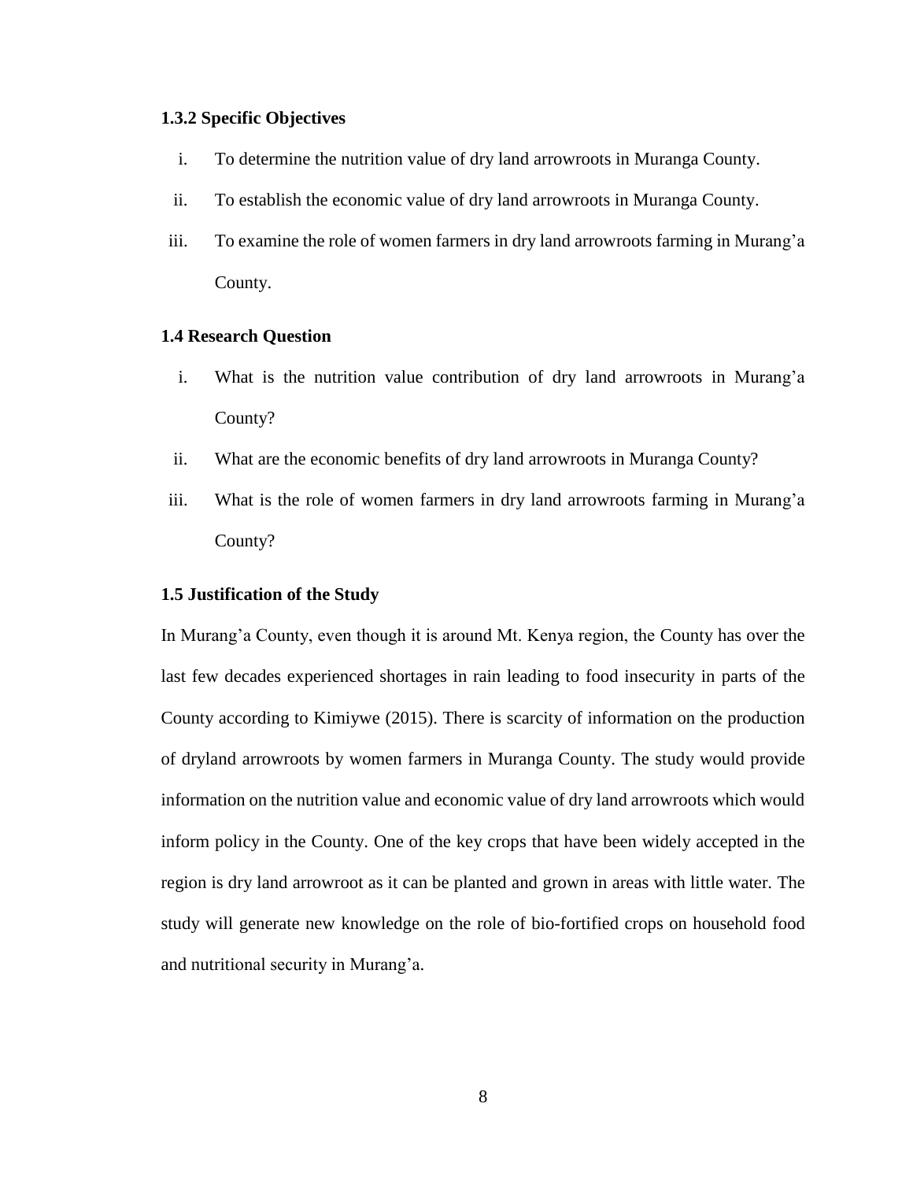### 1.3.2 Specific Objectives

i. To determine the nutrition value of dry land arrowroots in Muranga County.

ii. To establish the economic value of dry land arrowroots in Muranga County.

iii. To examine the role of women farmers in dry land arrowroots farming in Murang'a County.

### 1.4 Research Question

i. What is the nutrition value contribution of dry land arrowroots in Murang'a County?

ii. What are the economic benefits of dry land arrowroots in Muranga County?

iii. What is the role of women farmers in dry land arrowroots farming in Murang'a County?

### 1.5 Justification of the Study

In Murang'a County, even though it is around Mt. Kenya region, the County has over the last few decades experienced shortages in rain leading to food insecurity in parts of the County according to Kimiywe (2015). There is scarcity of information on the production of dryland arrowroots by women farmers in Muranga County. The study would provide information on the nutrition value and economic value of dry land arrowroots which would inform policy in the County. One of the key crops that have been widely accepted in the region is dry land arrowroot as it can be planted and grown in areas with little water. The study will generate new knowledge on the role of bio-fortified crops on household food and nutritional security in Murang'a.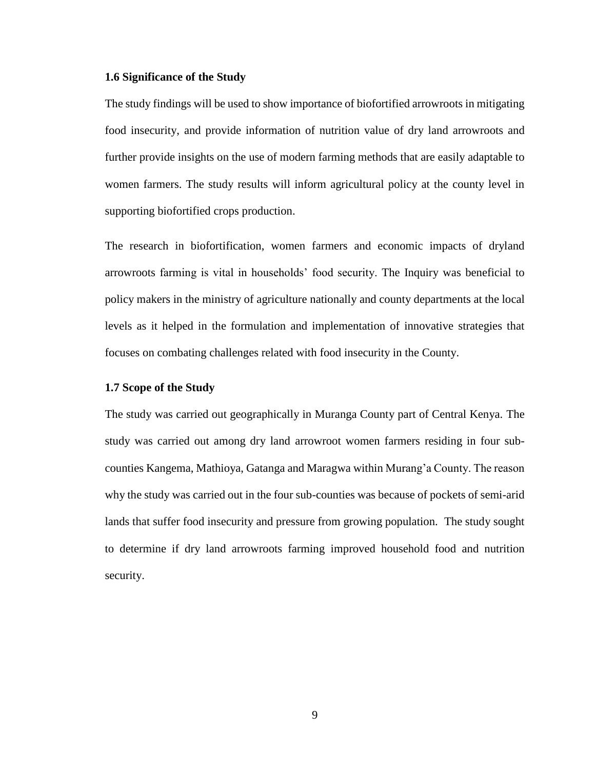### 1.6 Significance of the Study

The study findings will be used to show importance of biofortified arrowroots in mitigating food insecurity, and provide information of nutrition value of dry land arrowroots and further provide insights on the use of modern farming methods that are easily adaptable to women farmers. The study results will inform agricultural policy at the county level in supporting biofortified crops production.

The research in biofortification, women farmers and economic impacts of dryland arrowroots farming is vital in households' food security. The Inquiry was beneficial to policy makers in the ministry of agriculture nationally and county departments at the local levels as it helped in the formulation and implementation of innovative strategies that focuses on combating challenges related with food insecurity in the County.

### 1.7 Scope of the Study

The study was carried out geographically in Muranga County part of Central Kenya. The study was carried out among dry land arrowroot women farmers residing in four sub-counties Kangema, Mathioya, Gatanga and Maragwa within Murang'a County. The reason why the study was carried out in the four sub-counties was because of pockets of semi-arid lands that suffer food insecurity and pressure from growing population. The study sought to determine if dry land arrowroots farming improved household food and nutrition security.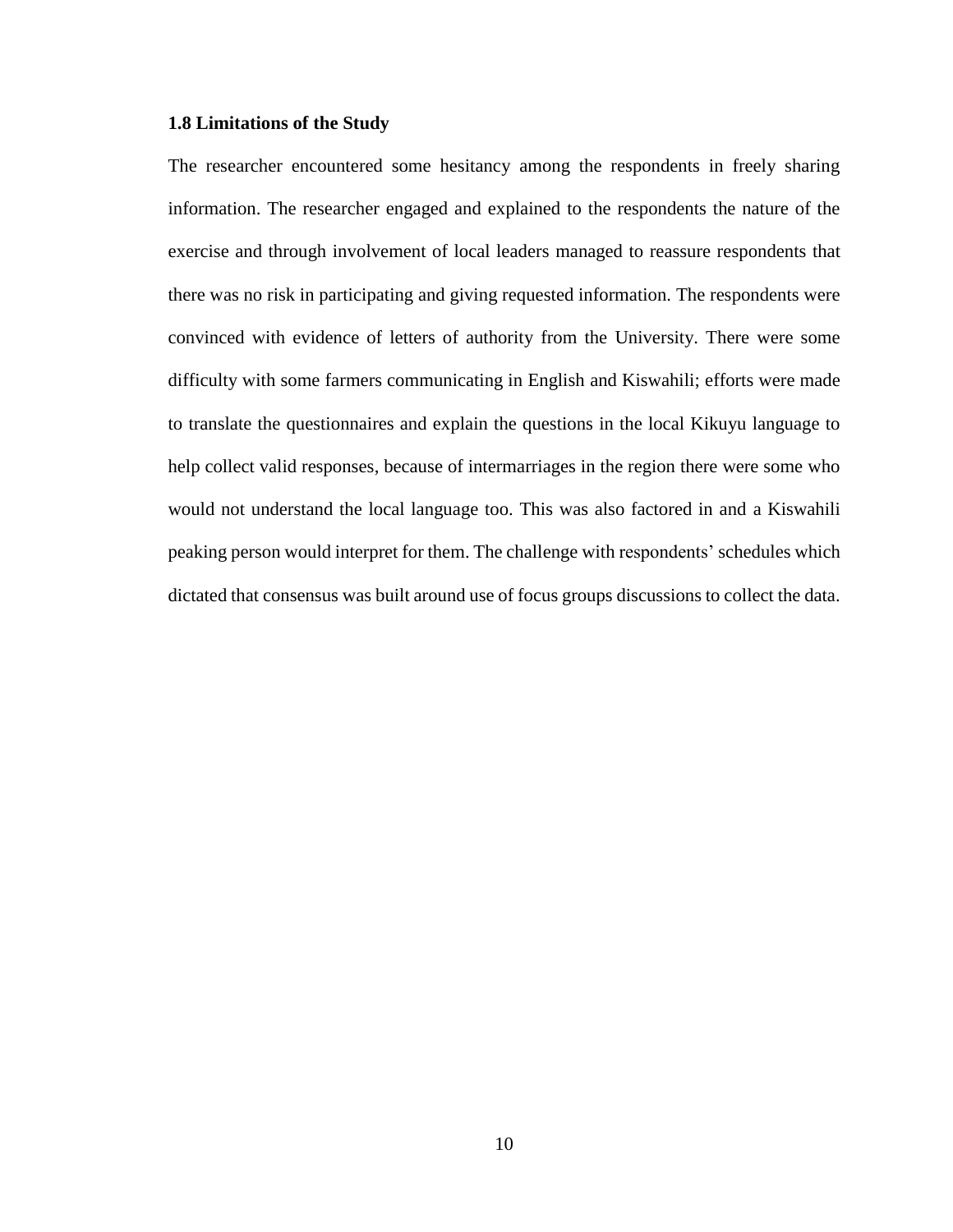### 1.8 Limitations of the Study

The researcher encountered some hesitancy among the respondents in freely sharing information. The researcher engaged and explained to the respondents the nature of the exercise and through involvement of local leaders managed to reassure respondents that there was no risk in participating and giving requested information. The respondents were convinced with evidence of letters of authority from the University. There were some difficulty with some farmers communicating in English and Kiswahili; efforts were made to translate the questionnaires and explain the questions in the local Kikuyu language to help collect valid responses, because of intermarriages in the region there were some who would not understand the local language too. This was also factored in and a Kiswahili peaking person would interpret for them. The challenge with respondents' schedules which dictated that consensus was built around use of focus groups discussions to collect the data.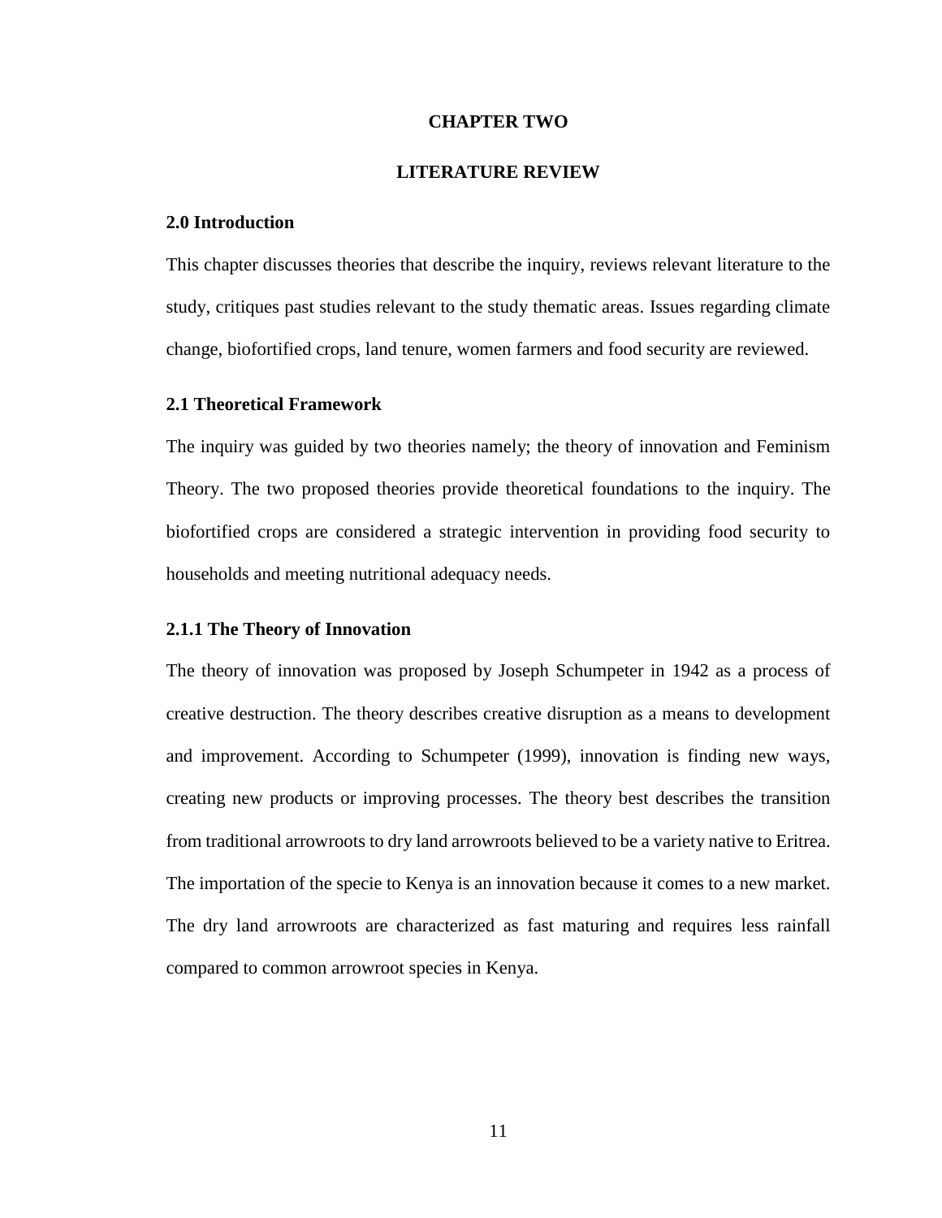# CHAPTER TWO

# LITERATURE REVIEW

## 2.0 Introduction

This chapter discusses theories that describe the inquiry, reviews relevant literature to the study, critiques past studies relevant to the study thematic areas. Issues regarding climate change, biofortified crops, land tenure, women farmers and food security are reviewed.

## 2.1 Theoretical Framework

The inquiry was guided by two theories namely; the theory of innovation and Feminism Theory. The two proposed theories provide theoretical foundations to the inquiry. The biofortified crops are considered a strategic intervention in providing food security to households and meeting nutritional adequacy needs.

### 2.1.1 The Theory of Innovation

The theory of innovation was proposed by Joseph Schumpeter in 1942 as a process of creative destruction. The theory describes creative disruption as a means to development and improvement. According to Schumpeter (1999), innovation is finding new ways, creating new products or improving processes. The theory best describes the transition from traditional arrowroots to dry land arrowroots believed to be a variety native to Eritrea. The importation of the specie to Kenya is an innovation because it comes to a new market. The dry land arrowroots are characterized as fast maturing and requires less rainfall compared to common arrowroot species in Kenya.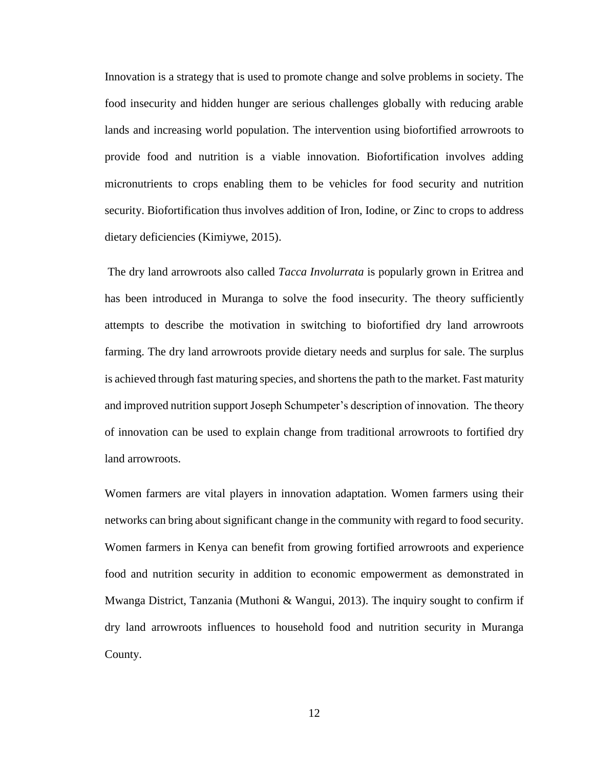Innovation is a strategy that is used to promote change and solve problems in society. The food insecurity and hidden hunger are serious challenges globally with reducing arable lands and increasing world population. The intervention using biofortified arrowroots to provide food and nutrition is a viable innovation. Biofortification involves adding micronutrients to crops enabling them to be vehicles for food security and nutrition security. Biofortification thus involves addition of Iron, Iodine, or Zinc to crops to address dietary deficiencies (Kimiywe, 2015).

The dry land arrowroots also called *Tacca Involurrata* is popularly grown in Eritrea and has been introduced in Muranga to solve the food insecurity. The theory sufficiently attempts to describe the motivation in switching to biofortified dry land arrowroots farming. The dry land arrowroots provide dietary needs and surplus for sale. The surplus is achieved through fast maturing species, and shortens the path to the market. Fast maturity and improved nutrition support Joseph Schumpeter's description of innovation. The theory of innovation can be used to explain change from traditional arrowroots to fortified dry land arrowroots.

Women farmers are vital players in innovation adaptation. Women farmers using their networks can bring about significant change in the community with regard to food security. Women farmers in Kenya can benefit from growing fortified arrowroots and experience food and nutrition security in addition to economic empowerment as demonstrated in Mwanga District, Tanzania (Muthoni & Wangui, 2013). The inquiry sought to confirm if dry land arrowroots influences to household food and nutrition security in Muranga County.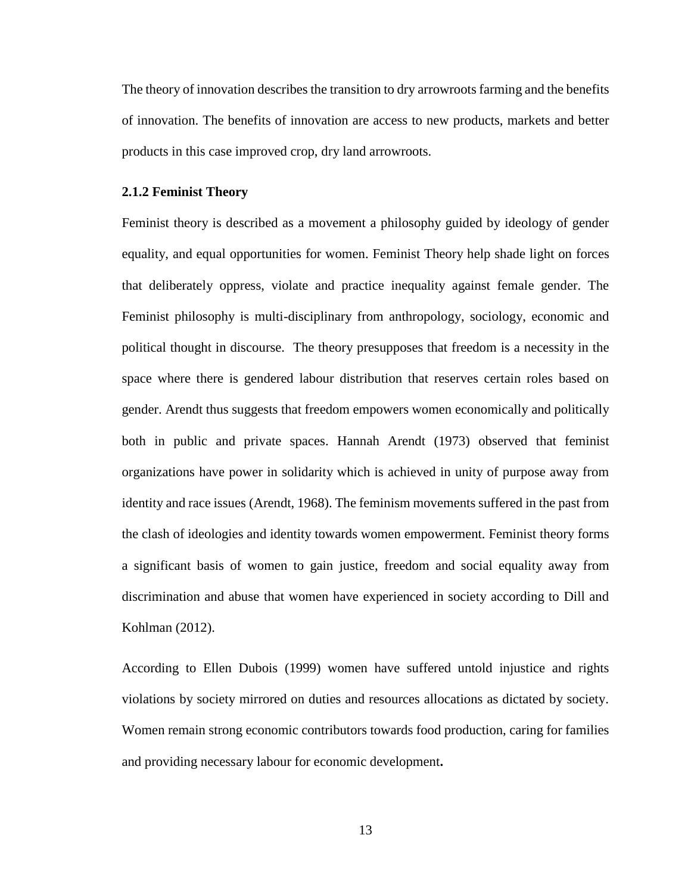The theory of innovation describes the transition to dry arrowroots farming and the benefits of innovation. The benefits of innovation are access to new products, markets and better products in this case improved crop, dry land arrowroots.

### 2.1.2 Feminist Theory

Feminist theory is described as a movement a philosophy guided by ideology of gender equality, and equal opportunities for women. Feminist Theory help shade light on forces that deliberately oppress, violate and practice inequality against female gender. The Feminist philosophy is multi-disciplinary from anthropology, sociology, economic and political thought in discourse. The theory presupposes that freedom is a necessity in the space where there is gendered labour distribution that reserves certain roles based on gender. Arendt thus suggests that freedom empowers women economically and politically both in public and private spaces. Hannah Arendt (1973) observed that feminist organizations have power in solidarity which is achieved in unity of purpose away from identity and race issues (Arendt, 1968). The feminism movements suffered in the past from the clash of ideologies and identity towards women empowerment. Feminist theory forms a significant basis of women to gain justice, freedom and social equality away from discrimination and abuse that women have experienced in society according to Dill and Kohlman (2012).

According to Ellen Dubois (1999) women have suffered untold injustice and rights violations by society mirrored on duties and resources allocations as dictated by society. Women remain strong economic contributors towards food production, caring for families and providing necessary labour for economic development**.**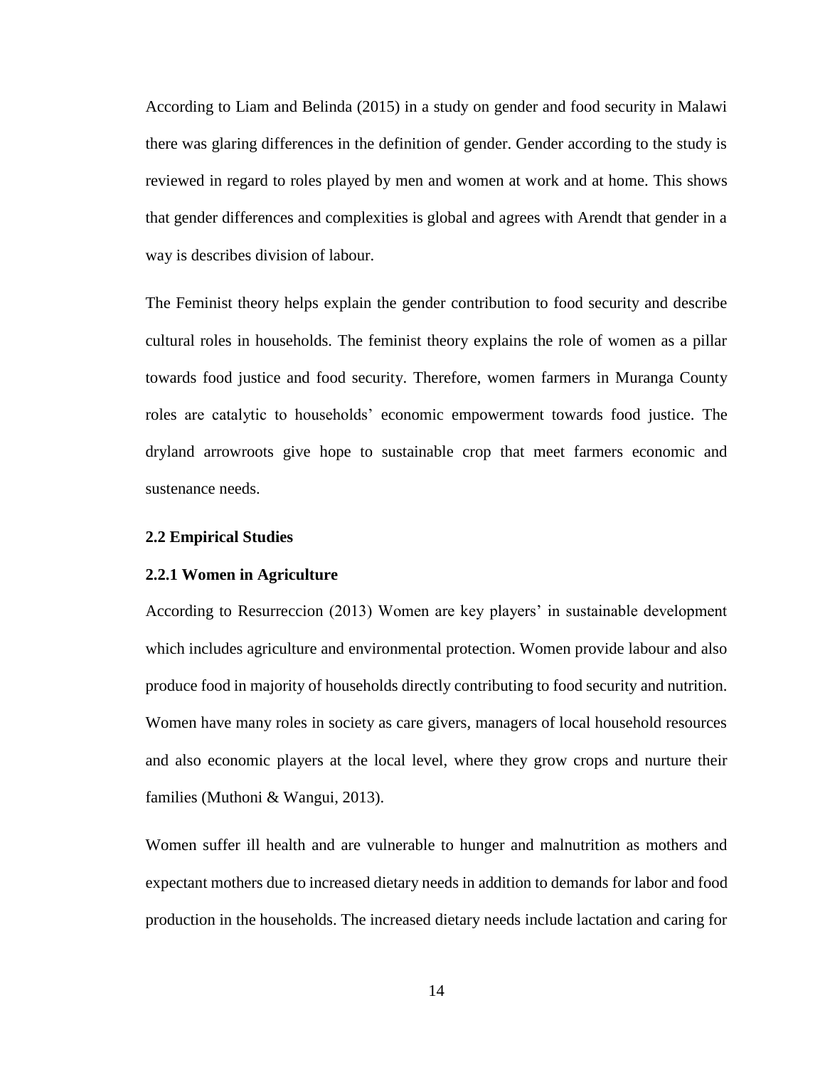According to Liam and Belinda (2015) in a study on gender and food security in Malawi there was glaring differences in the definition of gender. Gender according to the study is reviewed in regard to roles played by men and women at work and at home. This shows that gender differences and complexities is global and agrees with Arendt that gender in a way is describes division of labour.

The Feminist theory helps explain the gender contribution to food security and describe cultural roles in households. The feminist theory explains the role of women as a pillar towards food justice and food security. Therefore, women farmers in Muranga County roles are catalytic to households' economic empowerment towards food justice. The dryland arrowroots give hope to sustainable crop that meet farmers economic and sustenance needs.

### 2.2 Empirical Studies

#### 2.2.1 Women in Agriculture

According to Resurreccion (2013) Women are key players' in sustainable development which includes agriculture and environmental protection. Women provide labour and also produce food in majority of households directly contributing to food security and nutrition. Women have many roles in society as care givers, managers of local household resources and also economic players at the local level, where they grow crops and nurture their families (Muthoni & Wangui, 2013).

Women suffer ill health and are vulnerable to hunger and malnutrition as mothers and expectant mothers due to increased dietary needs in addition to demands for labor and food production in the households. The increased dietary needs include lactation and caring for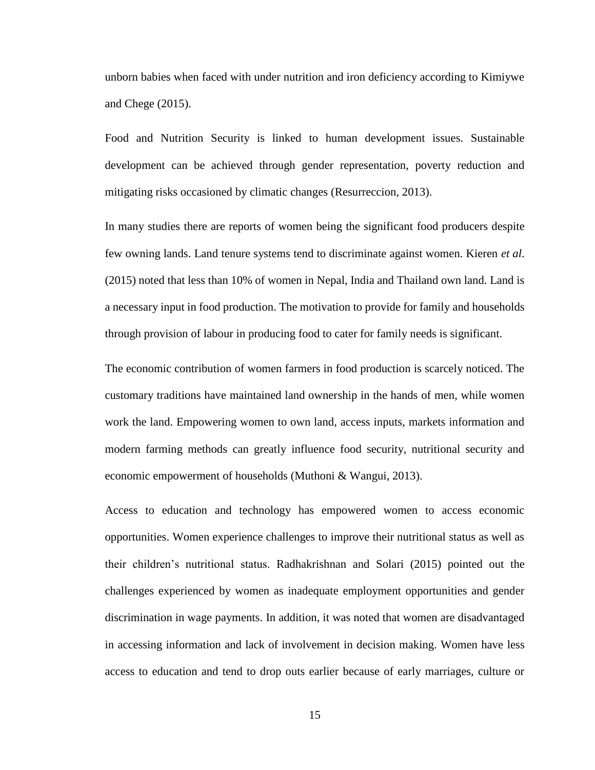unborn babies when faced with under nutrition and iron deficiency according to Kimiywe and Chege (2015).

Food and Nutrition Security is linked to human development issues. Sustainable development can be achieved through gender representation, poverty reduction and mitigating risks occasioned by climatic changes (Resurreccion, 2013).

In many studies there are reports of women being the significant food producers despite few owning lands. Land tenure systems tend to discriminate against women. Kieren *et al*. (2015) noted that less than 10% of women in Nepal, India and Thailand own land. Land is a necessary input in food production. The motivation to provide for family and households through provision of labour in producing food to cater for family needs is significant.

The economic contribution of women farmers in food production is scarcely noticed. The customary traditions have maintained land ownership in the hands of men, while women work the land. Empowering women to own land, access inputs, markets information and modern farming methods can greatly influence food security, nutritional security and economic empowerment of households (Muthoni & Wangui, 2013).

Access to education and technology has empowered women to access economic opportunities. Women experience challenges to improve their nutritional status as well as their children's nutritional status. Radhakrishnan and Solari (2015) pointed out the challenges experienced by women as inadequate employment opportunities and gender discrimination in wage payments. In addition, it was noted that women are disadvantaged in accessing information and lack of involvement in decision making. Women have less access to education and tend to drop outs earlier because of early marriages, culture or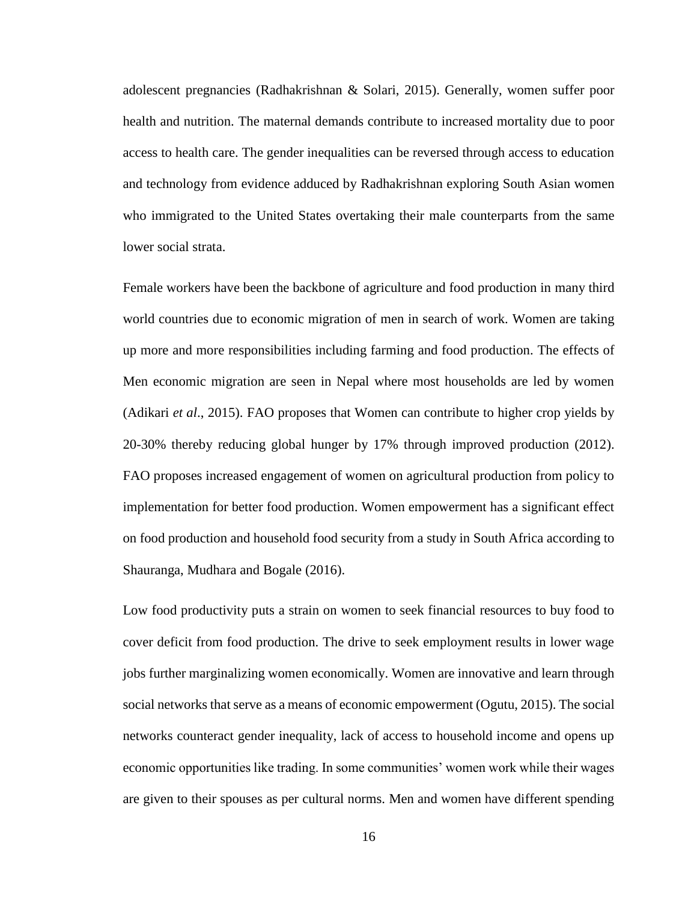adolescent pregnancies (Radhakrishnan & Solari, 2015). Generally, women suffer poor health and nutrition. The maternal demands contribute to increased mortality due to poor access to health care. The gender inequalities can be reversed through access to education and technology from evidence adduced by Radhakrishnan exploring South Asian women who immigrated to the United States overtaking their male counterparts from the same lower social strata.

Female workers have been the backbone of agriculture and food production in many third world countries due to economic migration of men in search of work. Women are taking up more and more responsibilities including farming and food production. The effects of Men economic migration are seen in Nepal where most households are led by women (Adikari *et al*., 2015). FAO proposes that Women can contribute to higher crop yields by 20-30% thereby reducing global hunger by 17% through improved production (2012). FAO proposes increased engagement of women on agricultural production from policy to implementation for better food production. Women empowerment has a significant effect on food production and household food security from a study in South Africa according to Shauranga, Mudhara and Bogale (2016).

Low food productivity puts a strain on women to seek financial resources to buy food to cover deficit from food production. The drive to seek employment results in lower wage jobs further marginalizing women economically. Women are innovative and learn through social networks that serve as a means of economic empowerment (Ogutu, 2015). The social networks counteract gender inequality, lack of access to household income and opens up economic opportunities like trading. In some communities' women work while their wages are given to their spouses as per cultural norms. Men and women have different spending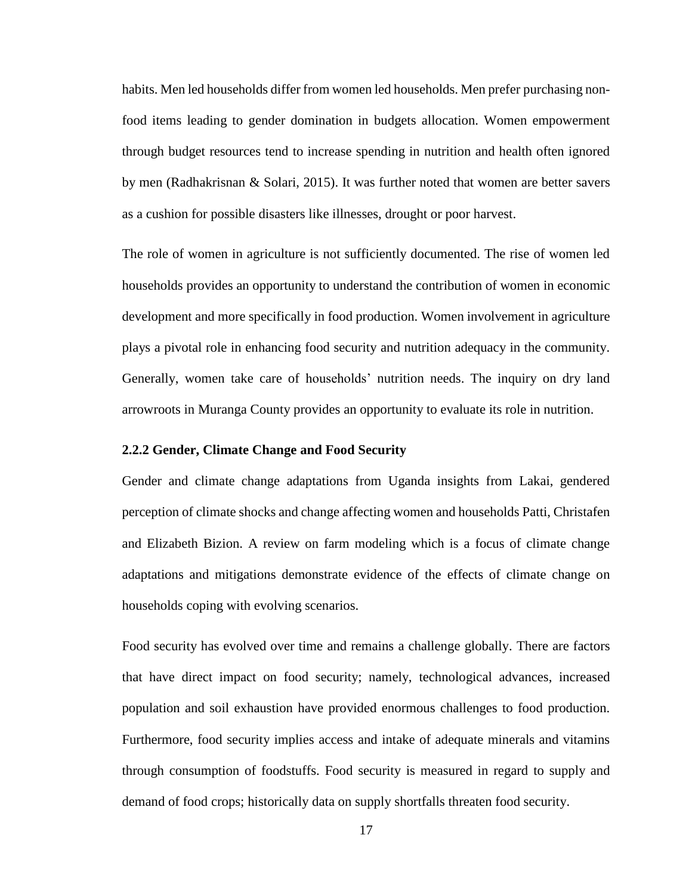habits. Men led households differ from women led households. Men prefer purchasing non-food items leading to gender domination in budgets allocation. Women empowerment through budget resources tend to increase spending in nutrition and health often ignored by men (Radhakrisnan & Solari, 2015). It was further noted that women are better savers as a cushion for possible disasters like illnesses, drought or poor harvest.

The role of women in agriculture is not sufficiently documented. The rise of women led households provides an opportunity to understand the contribution of women in economic development and more specifically in food production. Women involvement in agriculture plays a pivotal role in enhancing food security and nutrition adequacy in the community. Generally, women take care of households' nutrition needs. The inquiry on dry land arrowroots in Muranga County provides an opportunity to evaluate its role in nutrition.

### 2.2.2 Gender, Climate Change and Food Security

Gender and climate change adaptations from Uganda insights from Lakai, gendered perception of climate shocks and change affecting women and households Patti, Christafen and Elizabeth Bizion. A review on farm modeling which is a focus of climate change adaptations and mitigations demonstrate evidence of the effects of climate change on households coping with evolving scenarios.

Food security has evolved over time and remains a challenge globally. There are factors that have direct impact on food security; namely, technological advances, increased population and soil exhaustion have provided enormous challenges to food production. Furthermore, food security implies access and intake of adequate minerals and vitamins through consumption of foodstuffs. Food security is measured in regard to supply and demand of food crops; historically data on supply shortfalls threaten food security.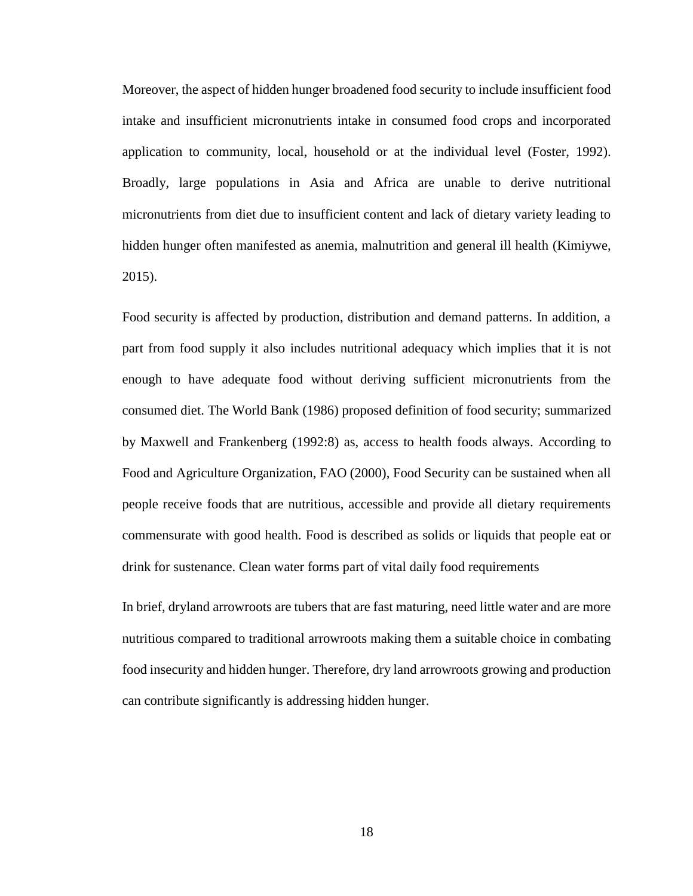Moreover, the aspect of hidden hunger broadened food security to include insufficient food intake and insufficient micronutrients intake in consumed food crops and incorporated application to community, local, household or at the individual level (Foster, 1992). Broadly, large populations in Asia and Africa are unable to derive nutritional micronutrients from diet due to insufficient content and lack of dietary variety leading to hidden hunger often manifested as anemia, malnutrition and general ill health (Kimiywe, 2015).

Food security is affected by production, distribution and demand patterns. In addition, a part from food supply it also includes nutritional adequacy which implies that it is not enough to have adequate food without deriving sufficient micronutrients from the consumed diet. The World Bank (1986) proposed definition of food security; summarized by Maxwell and Frankenberg (1992:8) as, access to health foods always. According to Food and Agriculture Organization, FAO (2000), Food Security can be sustained when all people receive foods that are nutritious, accessible and provide all dietary requirements commensurate with good health. Food is described as solids or liquids that people eat or drink for sustenance. Clean water forms part of vital daily food requirements

In brief, dryland arrowroots are tubers that are fast maturing, need little water and are more nutritious compared to traditional arrowroots making them a suitable choice in combating food insecurity and hidden hunger. Therefore, dry land arrowroots growing and production can contribute significantly is addressing hidden hunger.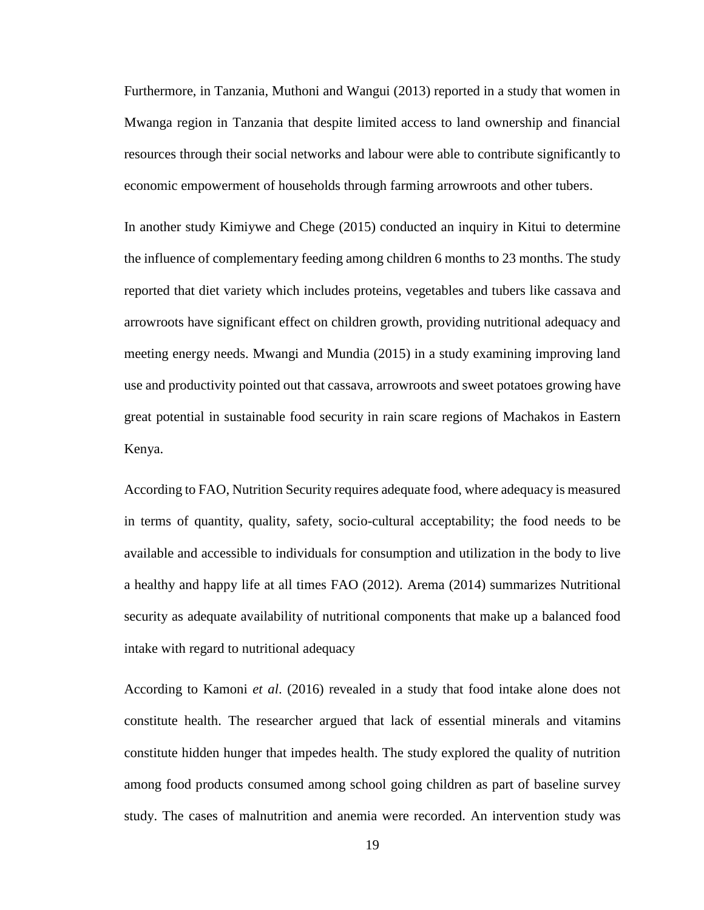Furthermore, in Tanzania, Muthoni and Wangui (2013) reported in a study that women in Mwanga region in Tanzania that despite limited access to land ownership and financial resources through their social networks and labour were able to contribute significantly to economic empowerment of households through farming arrowroots and other tubers.

In another study Kimiywe and Chege (2015) conducted an inquiry in Kitui to determine the influence of complementary feeding among children 6 months to 23 months. The study reported that diet variety which includes proteins, vegetables and tubers like cassava and arrowroots have significant effect on children growth, providing nutritional adequacy and meeting energy needs. Mwangi and Mundia (2015) in a study examining improving land use and productivity pointed out that cassava, arrowroots and sweet potatoes growing have great potential in sustainable food security in rain scare regions of Machakos in Eastern Kenya.

According to FAO, Nutrition Security requires adequate food, where adequacy is measured in terms of quantity, quality, safety, socio-cultural acceptability; the food needs to be available and accessible to individuals for consumption and utilization in the body to live a healthy and happy life at all times FAO (2012). Arema (2014) summarizes Nutritional security as adequate availability of nutritional components that make up a balanced food intake with regard to nutritional adequacy

According to Kamoni *et al*. (2016) revealed in a study that food intake alone does not constitute health. The researcher argued that lack of essential minerals and vitamins constitute hidden hunger that impedes health. The study explored the quality of nutrition among food products consumed among school going children as part of baseline survey study. The cases of malnutrition and anemia were recorded. An intervention study was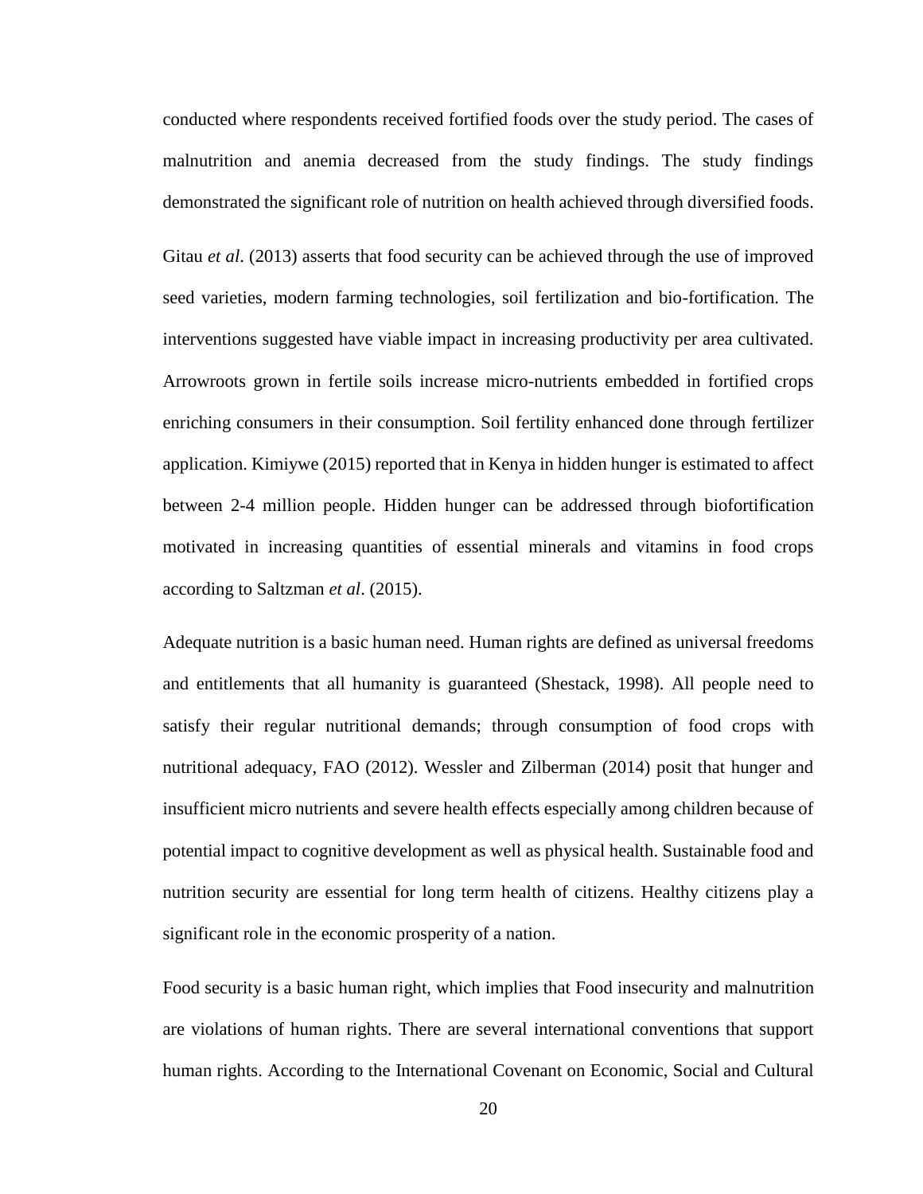conducted where respondents received fortified foods over the study period. The cases of malnutrition and anemia decreased from the study findings. The study findings demonstrated the significant role of nutrition on health achieved through diversified foods.

Gitau *et al*. (2013) asserts that food security can be achieved through the use of improved seed varieties, modern farming technologies, soil fertilization and bio-fortification. The interventions suggested have viable impact in increasing productivity per area cultivated. Arrowroots grown in fertile soils increase micro-nutrients embedded in fortified crops enriching consumers in their consumption. Soil fertility enhanced done through fertilizer application. Kimiywe (2015) reported that in Kenya in hidden hunger is estimated to affect between 2-4 million people. Hidden hunger can be addressed through biofortification motivated in increasing quantities of essential minerals and vitamins in food crops according to Saltzman *et al*. (2015).

Adequate nutrition is a basic human need. Human rights are defined as universal freedoms and entitlements that all humanity is guaranteed (Shestack, 1998). All people need to satisfy their regular nutritional demands; through consumption of food crops with nutritional adequacy, FAO (2012). Wessler and Zilberman (2014) posit that hunger and insufficient micro nutrients and severe health effects especially among children because of potential impact to cognitive development as well as physical health. Sustainable food and nutrition security are essential for long term health of citizens. Healthy citizens play a significant role in the economic prosperity of a nation.

Food security is a basic human right, which implies that Food insecurity and malnutrition are violations of human rights. There are several international conventions that support human rights. According to the International Covenant on Economic, Social and Cultural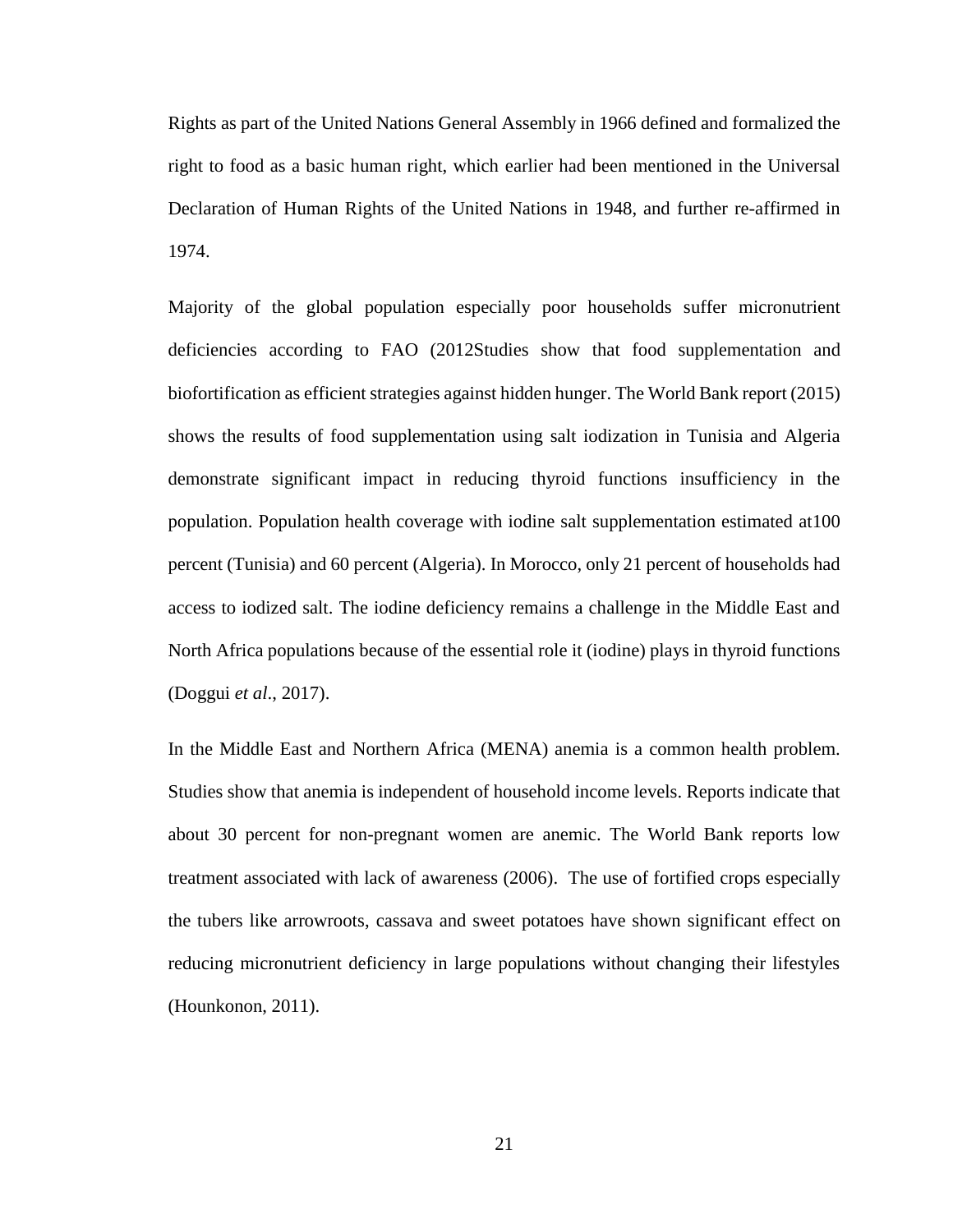Rights as part of the United Nations General Assembly in 1966 defined and formalized the right to food as a basic human right, which earlier had been mentioned in the Universal Declaration of Human Rights of the United Nations in 1948, and further re-affirmed in 1974.

Majority of the global population especially poor households suffer micronutrient deficiencies according to FAO (2012Studies show that food supplementation and biofortification as efficient strategies against hidden hunger. The World Bank report (2015) shows the results of food supplementation using salt iodization in Tunisia and Algeria demonstrate significant impact in reducing thyroid functions insufficiency in the population. Population health coverage with iodine salt supplementation estimated at100 percent (Tunisia) and 60 percent (Algeria). In Morocco, only 21 percent of households had access to iodized salt. The iodine deficiency remains a challenge in the Middle East and North Africa populations because of the essential role it (iodine) plays in thyroid functions (Doggui *et al*., 2017).

In the Middle East and Northern Africa (MENA) anemia is a common health problem. Studies show that anemia is independent of household income levels. Reports indicate that about 30 percent for non-pregnant women are anemic. The World Bank reports low treatment associated with lack of awareness (2006). The use of fortified crops especially the tubers like arrowroots, cassava and sweet potatoes have shown significant effect on reducing micronutrient deficiency in large populations without changing their lifestyles (Hounkonon, 2011).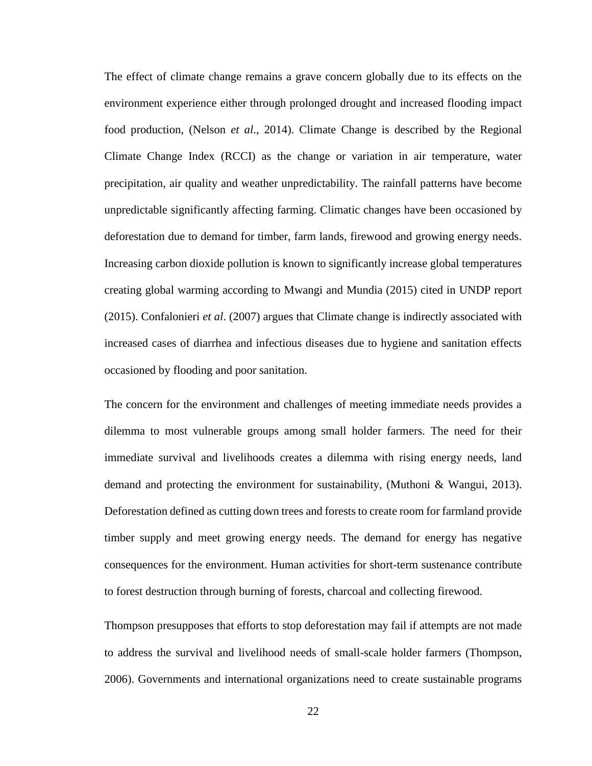The effect of climate change remains a grave concern globally due to its effects on the environment experience either through prolonged drought and increased flooding impact food production, (Nelson *et al*., 2014). Climate Change is described by the Regional Climate Change Index (RCCI) as the change or variation in air temperature, water precipitation, air quality and weather unpredictability. The rainfall patterns have become unpredictable significantly affecting farming. Climatic changes have been occasioned by deforestation due to demand for timber, farm lands, firewood and growing energy needs. Increasing carbon dioxide pollution is known to significantly increase global temperatures creating global warming according to Mwangi and Mundia (2015) cited in UNDP report (2015). Confalonieri *et al*. (2007) argues that Climate change is indirectly associated with increased cases of diarrhea and infectious diseases due to hygiene and sanitation effects occasioned by flooding and poor sanitation.

The concern for the environment and challenges of meeting immediate needs provides a dilemma to most vulnerable groups among small holder farmers. The need for their immediate survival and livelihoods creates a dilemma with rising energy needs, land demand and protecting the environment for sustainability, (Muthoni & Wangui, 2013). Deforestation defined as cutting down trees and forests to create room for farmland provide timber supply and meet growing energy needs. The demand for energy has negative consequences for the environment. Human activities for short-term sustenance contribute to forest destruction through burning of forests, charcoal and collecting firewood.

Thompson presupposes that efforts to stop deforestation may fail if attempts are not made to address the survival and livelihood needs of small-scale holder farmers (Thompson, 2006). Governments and international organizations need to create sustainable programs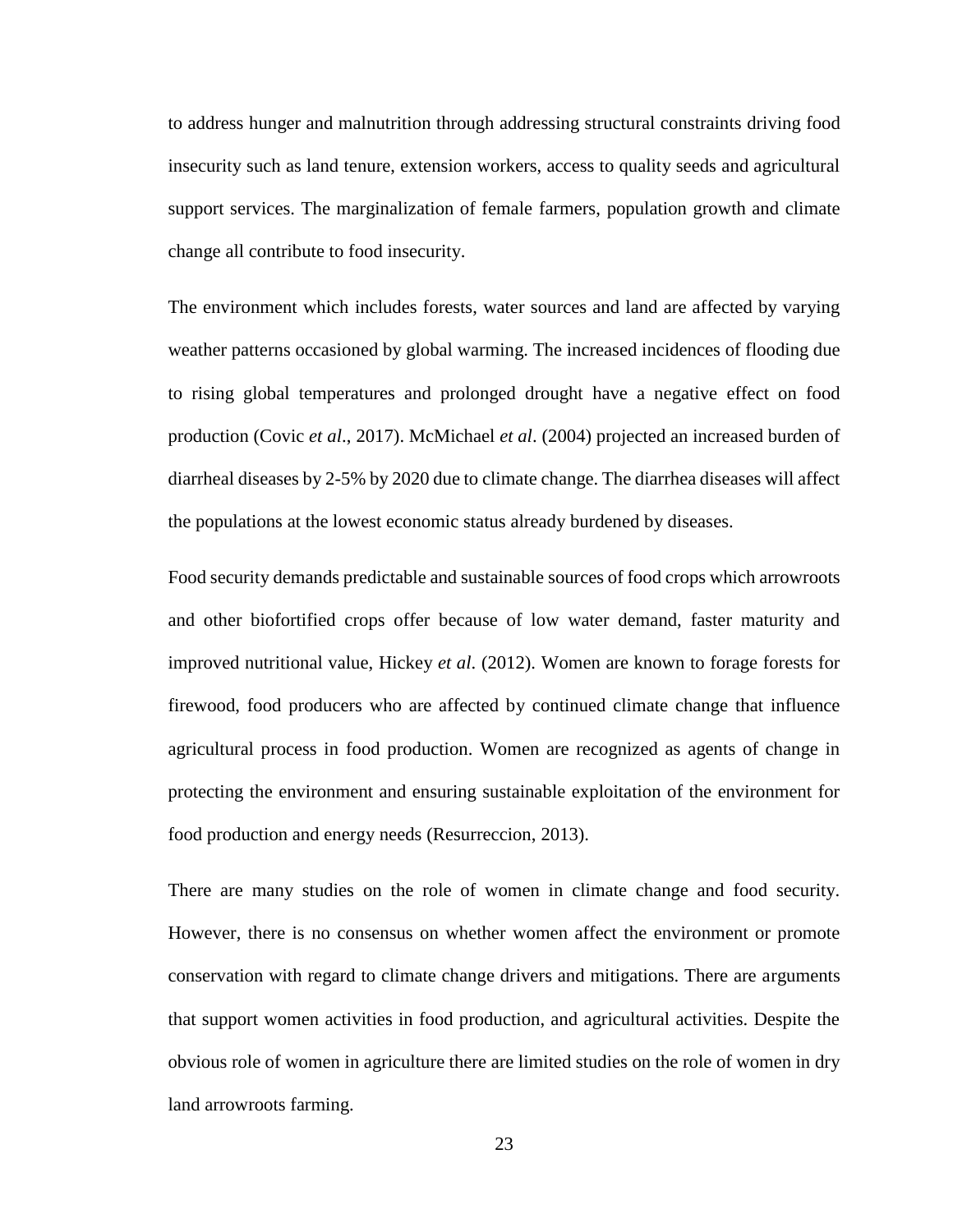to address hunger and malnutrition through addressing structural constraints driving food insecurity such as land tenure, extension workers, access to quality seeds and agricultural support services. The marginalization of female farmers, population growth and climate change all contribute to food insecurity.

The environment which includes forests, water sources and land are affected by varying weather patterns occasioned by global warming. The increased incidences of flooding due to rising global temperatures and prolonged drought have a negative effect on food production (Covic *et al*., 2017). McMichael *et al*. (2004) projected an increased burden of diarrheal diseases by 2-5% by 2020 due to climate change. The diarrhea diseases will affect the populations at the lowest economic status already burdened by diseases.

Food security demands predictable and sustainable sources of food crops which arrowroots and other biofortified crops offer because of low water demand, faster maturity and improved nutritional value, Hickey *et al*. (2012). Women are known to forage forests for firewood, food producers who are affected by continued climate change that influence agricultural process in food production. Women are recognized as agents of change in protecting the environment and ensuring sustainable exploitation of the environment for food production and energy needs (Resurreccion, 2013).

There are many studies on the role of women in climate change and food security. However, there is no consensus on whether women affect the environment or promote conservation with regard to climate change drivers and mitigations. There are arguments that support women activities in food production, and agricultural activities. Despite the obvious role of women in agriculture there are limited studies on the role of women in dry land arrowroots farming.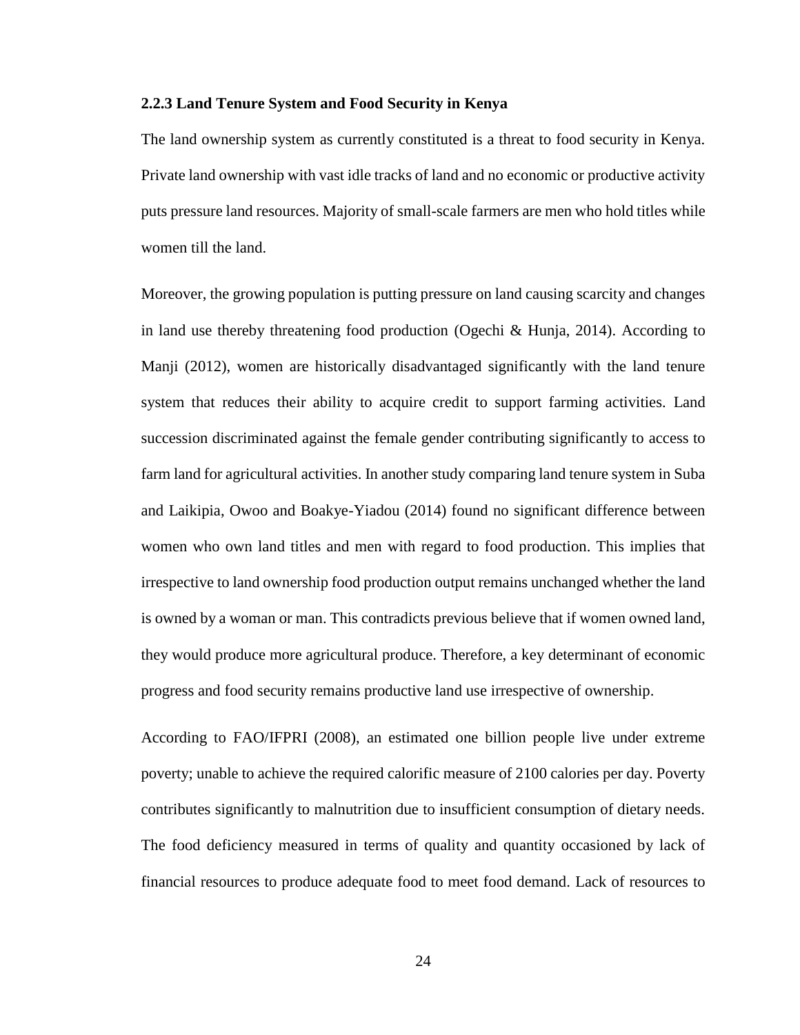### 2.2.3 Land Tenure System and Food Security in Kenya

The land ownership system as currently constituted is a threat to food security in Kenya. Private land ownership with vast idle tracks of land and no economic or productive activity puts pressure land resources. Majority of small-scale farmers are men who hold titles while women till the land.

Moreover, the growing population is putting pressure on land causing scarcity and changes in land use thereby threatening food production (Ogechi & Hunja, 2014). According to Manji (2012), women are historically disadvantaged significantly with the land tenure system that reduces their ability to acquire credit to support farming activities. Land succession discriminated against the female gender contributing significantly to access to farm land for agricultural activities. In another study comparing land tenure system in Suba and Laikipia, Owoo and Boakye-Yiadou (2014) found no significant difference between women who own land titles and men with regard to food production. This implies that irrespective to land ownership food production output remains unchanged whether the land is owned by a woman or man. This contradicts previous believe that if women owned land, they would produce more agricultural produce. Therefore, a key determinant of economic progress and food security remains productive land use irrespective of ownership.

According to FAO/IFPRI (2008), an estimated one billion people live under extreme poverty; unable to achieve the required calorific measure of 2100 calories per day. Poverty contributes significantly to malnutrition due to insufficient consumption of dietary needs. The food deficiency measured in terms of quality and quantity occasioned by lack of financial resources to produce adequate food to meet food demand. Lack of resources to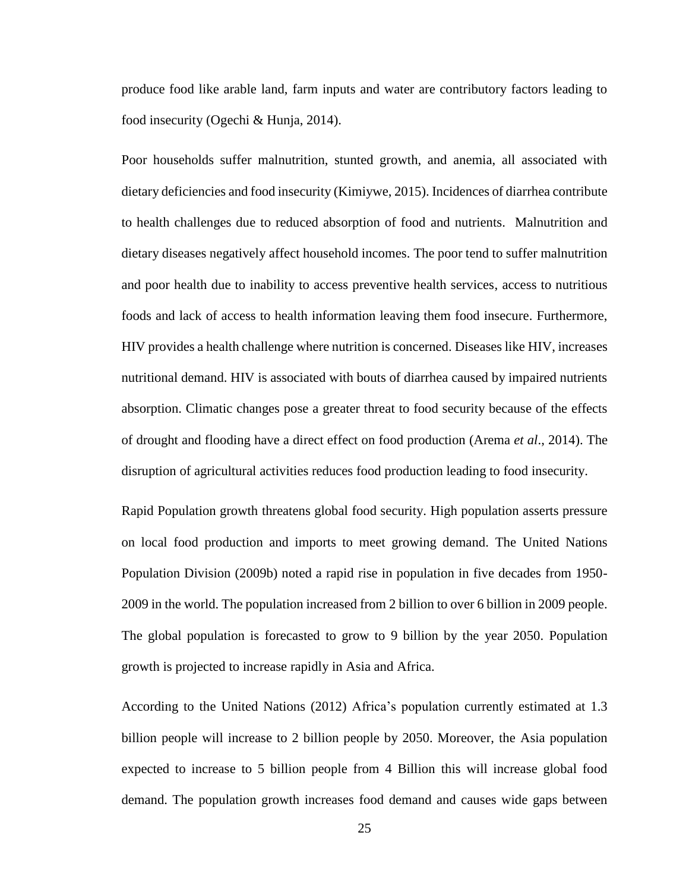produce food like arable land, farm inputs and water are contributory factors leading to food insecurity (Ogechi & Hunja, 2014).

Poor households suffer malnutrition, stunted growth, and anemia, all associated with dietary deficiencies and food insecurity (Kimiywe, 2015). Incidences of diarrhea contribute to health challenges due to reduced absorption of food and nutrients. Malnutrition and dietary diseases negatively affect household incomes. The poor tend to suffer malnutrition and poor health due to inability to access preventive health services, access to nutritious foods and lack of access to health information leaving them food insecure. Furthermore, HIV provides a health challenge where nutrition is concerned. Diseases like HIV, increases nutritional demand. HIV is associated with bouts of diarrhea caused by impaired nutrients absorption. Climatic changes pose a greater threat to food security because of the effects of drought and flooding have a direct effect on food production (Arema *et al*., 2014). The disruption of agricultural activities reduces food production leading to food insecurity.

Rapid Population growth threatens global food security. High population asserts pressure on local food production and imports to meet growing demand. The United Nations Population Division (2009b) noted a rapid rise in population in five decades from 1950-2009 in the world. The population increased from 2 billion to over 6 billion in 2009 people. The global population is forecasted to grow to 9 billion by the year 2050. Population growth is projected to increase rapidly in Asia and Africa.

According to the United Nations (2012) Africa's population currently estimated at 1.3 billion people will increase to 2 billion people by 2050. Moreover, the Asia population expected to increase to 5 billion people from 4 Billion this will increase global food demand. The population growth increases food demand and causes wide gaps between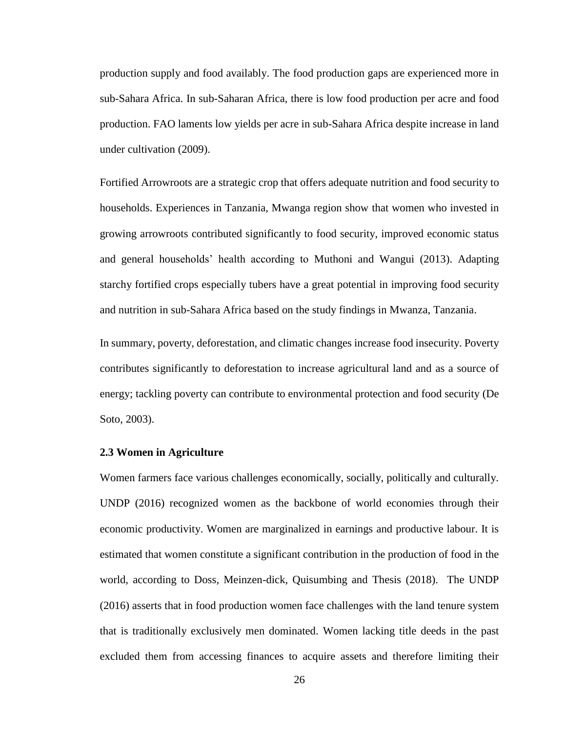production supply and food availably. The food production gaps are experienced more in sub-Sahara Africa. In sub-Saharan Africa, there is low food production per acre and food production. FAO laments low yields per acre in sub-Sahara Africa despite increase in land under cultivation (2009).

Fortified Arrowroots are a strategic crop that offers adequate nutrition and food security to households. Experiences in Tanzania, Mwanga region show that women who invested in growing arrowroots contributed significantly to food security, improved economic status and general households' health according to Muthoni and Wangui (2013). Adapting starchy fortified crops especially tubers have a great potential in improving food security and nutrition in sub-Sahara Africa based on the study findings in Mwanza, Tanzania.

In summary, poverty, deforestation, and climatic changes increase food insecurity. Poverty contributes significantly to deforestation to increase agricultural land and as a source of energy; tackling poverty can contribute to environmental protection and food security (De Soto, 2003).

### 2.3 Women in Agriculture

Women farmers face various challenges economically, socially, politically and culturally. UNDP (2016) recognized women as the backbone of world economies through their economic productivity. Women are marginalized in earnings and productive labour. It is estimated that women constitute a significant contribution in the production of food in the world, according to Doss, Meinzen-dick, Quisumbing and Thesis (2018). The UNDP (2016) asserts that in food production women face challenges with the land tenure system that is traditionally exclusively men dominated. Women lacking title deeds in the past excluded them from accessing finances to acquire assets and therefore limiting their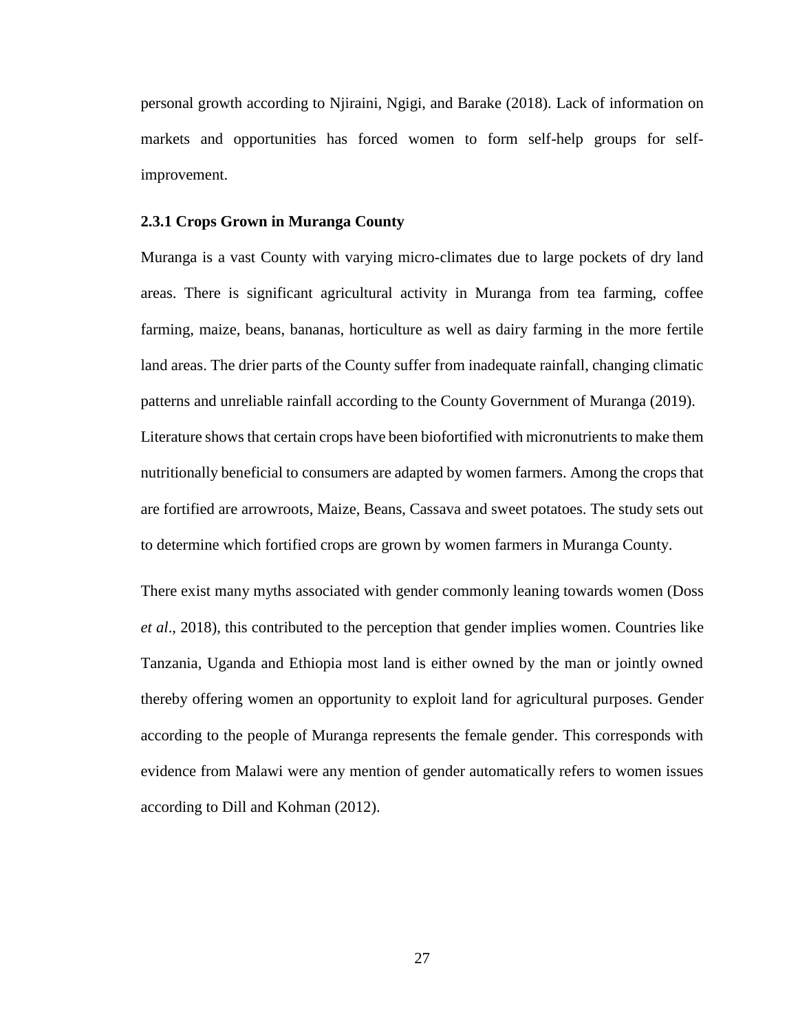personal growth according to Njiraini, Ngigi, and Barake (2018). Lack of information on markets and opportunities has forced women to form self-help groups for self-improvement.

### 2.3.1 Crops Grown in Muranga County

Muranga is a vast County with varying micro-climates due to large pockets of dry land areas. There is significant agricultural activity in Muranga from tea farming, coffee farming, maize, beans, bananas, horticulture as well as dairy farming in the more fertile land areas. The drier parts of the County suffer from inadequate rainfall, changing climatic patterns and unreliable rainfall according to the County Government of Muranga (2019). Literature shows that certain crops have been biofortified with micronutrients to make them nutritionally beneficial to consumers are adapted by women farmers. Among the crops that are fortified are arrowroots, Maize, Beans, Cassava and sweet potatoes. The study sets out to determine which fortified crops are grown by women farmers in Muranga County.

There exist many myths associated with gender commonly leaning towards women (Doss *et al*., 2018), this contributed to the perception that gender implies women. Countries like Tanzania, Uganda and Ethiopia most land is either owned by the man or jointly owned thereby offering women an opportunity to exploit land for agricultural purposes. Gender according to the people of Muranga represents the female gender. This corresponds with evidence from Malawi were any mention of gender automatically refers to women issues according to Dill and Kohman (2012).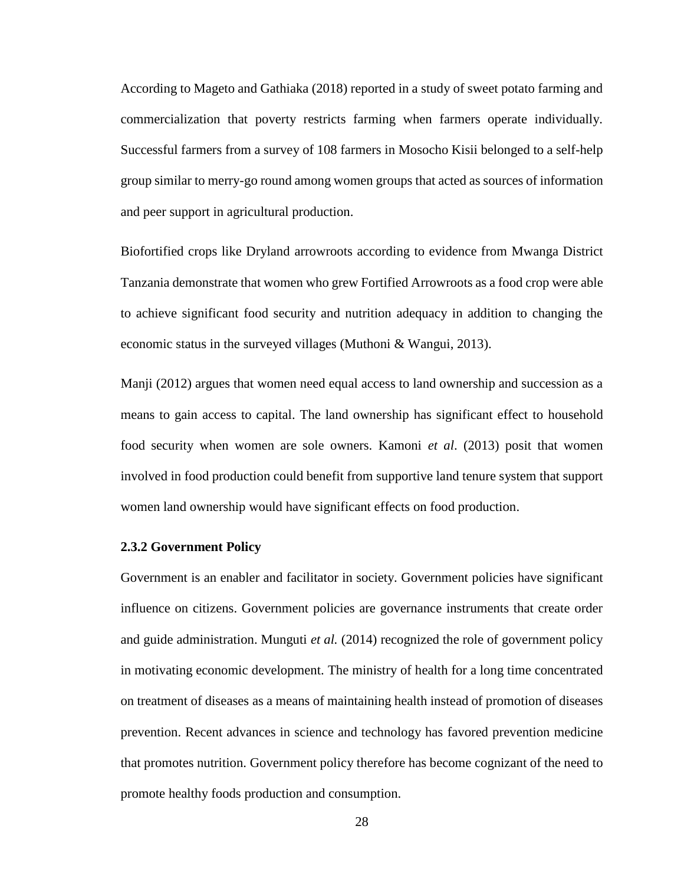According to Mageto and Gathiaka (2018) reported in a study of sweet potato farming and commercialization that poverty restricts farming when farmers operate individually. Successful farmers from a survey of 108 farmers in Mosocho Kisii belonged to a self-help group similar to merry-go round among women groups that acted as sources of information and peer support in agricultural production.

Biofortified crops like Dryland arrowroots according to evidence from Mwanga District Tanzania demonstrate that women who grew Fortified Arrowroots as a food crop were able to achieve significant food security and nutrition adequacy in addition to changing the economic status in the surveyed villages (Muthoni & Wangui, 2013).

Manji (2012) argues that women need equal access to land ownership and succession as a means to gain access to capital. The land ownership has significant effect to household food security when women are sole owners. Kamoni *et al*. (2013) posit that women involved in food production could benefit from supportive land tenure system that support women land ownership would have significant effects on food production.

### 2.3.2 Government Policy

Government is an enabler and facilitator in society. Government policies have significant influence on citizens. Government policies are governance instruments that create order and guide administration. Munguti *et al.* (2014) recognized the role of government policy in motivating economic development. The ministry of health for a long time concentrated on treatment of diseases as a means of maintaining health instead of promotion of diseases prevention. Recent advances in science and technology has favored prevention medicine that promotes nutrition. Government policy therefore has become cognizant of the need to promote healthy foods production and consumption.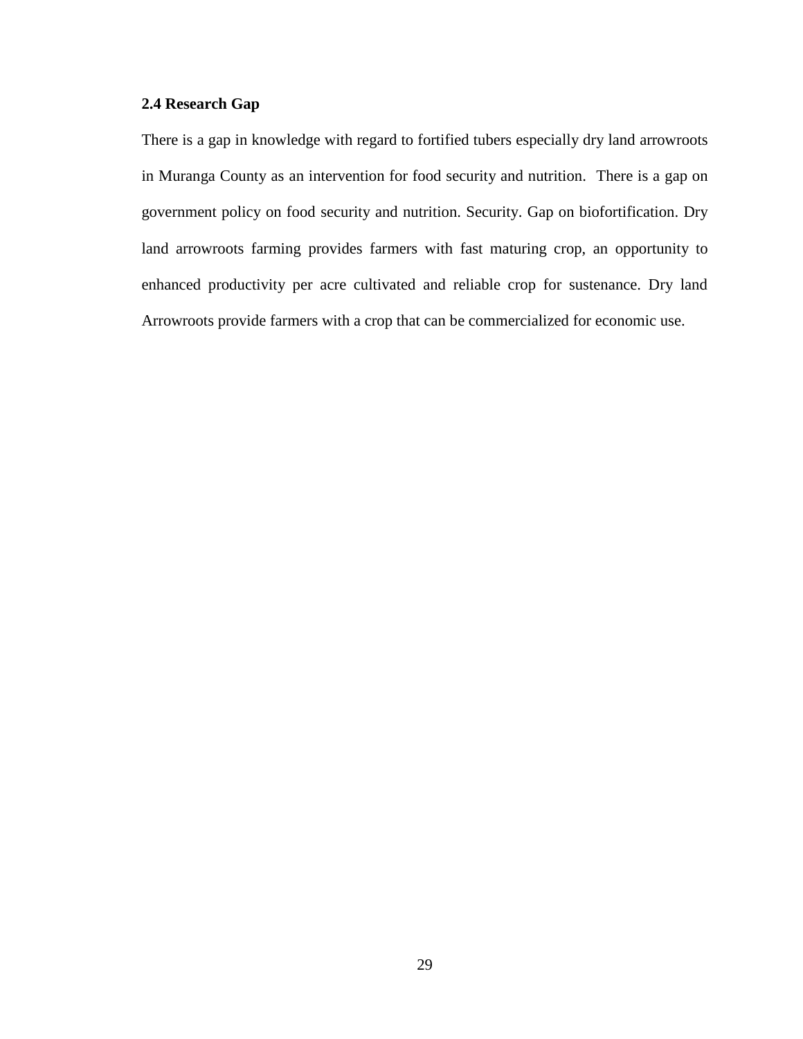### 2.4 Research Gap

There is a gap in knowledge with regard to fortified tubers especially dry land arrowroots in Muranga County as an intervention for food security and nutrition. There is a gap on government policy on food security and nutrition. Security. Gap on biofortification. Dry land arrowroots farming provides farmers with fast maturing crop, an opportunity to enhanced productivity per acre cultivated and reliable crop for sustenance. Dry land Arrowroots provide farmers with a crop that can be commercialized for economic use.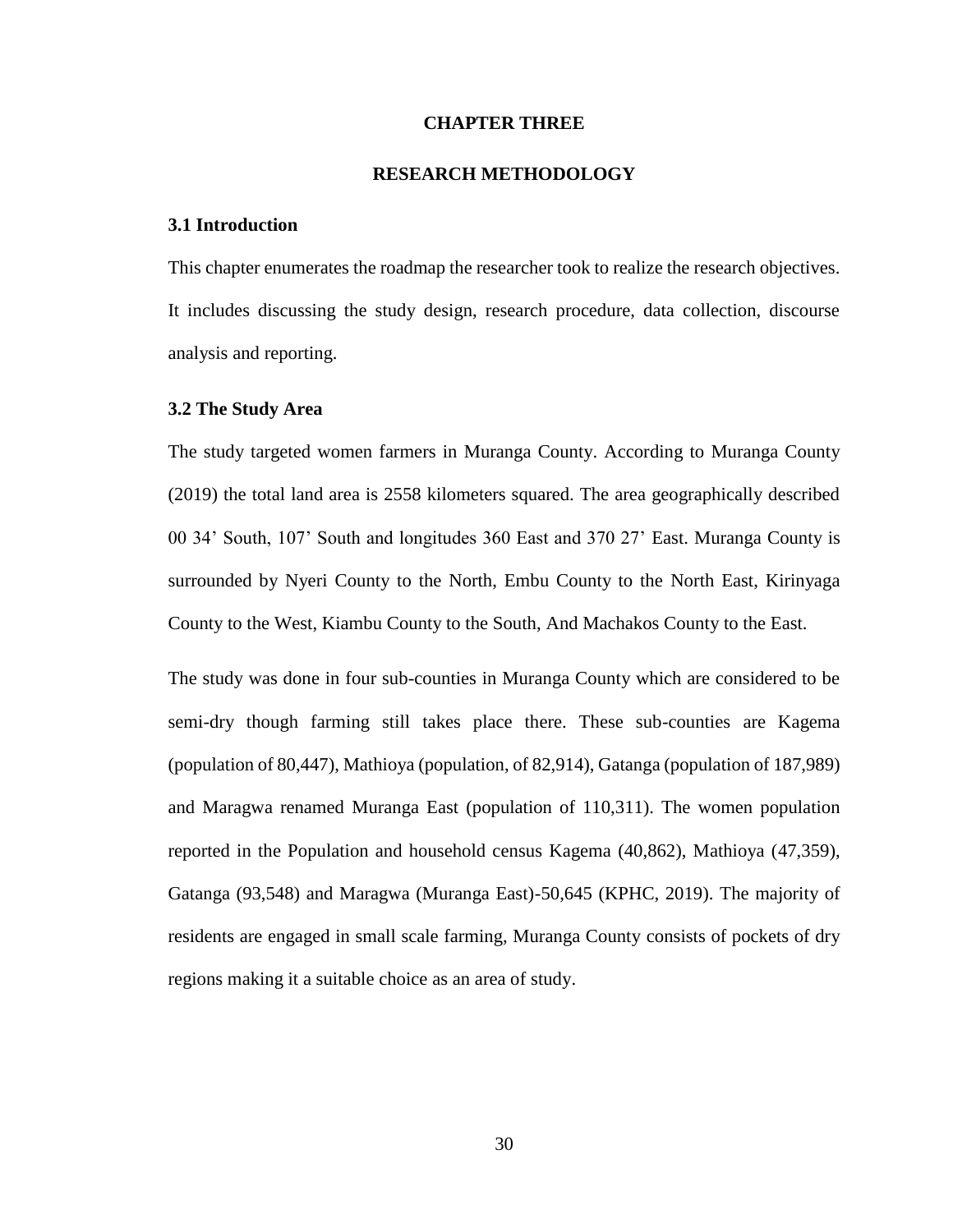# CHAPTER THREE

# RESEARCH METHODOLOGY

## 3.1 Introduction

This chapter enumerates the roadmap the researcher took to realize the research objectives. It includes discussing the study design, research procedure, data collection, discourse analysis and reporting.

## 3.2 The Study Area

The study targeted women farmers in Muranga County. According to Muranga County (2019) the total land area is 2558 kilometers squared. The area geographically described 00 34' South, 107' South and longitudes 360 East and 370 27' East. Muranga County is surrounded by Nyeri County to the North, Embu County to the North East, Kirinyaga County to the West, Kiambu County to the South, And Machakos County to the East.

The study was done in four sub-counties in Muranga County which are considered to be semi-dry though farming still takes place there. These sub-counties are Kagema (population of 80,447), Mathioya (population, of 82,914), Gatanga (population of 187,989) and Maragwa renamed Muranga East (population of 110,311). The women population reported in the Population and household census Kagema (40,862), Mathioya (47,359), Gatanga (93,548) and Maragwa (Muranga East)-50,645 (KPHC, 2019). The majority of residents are engaged in small scale farming, Muranga County consists of pockets of dry regions making it a suitable choice as an area of study.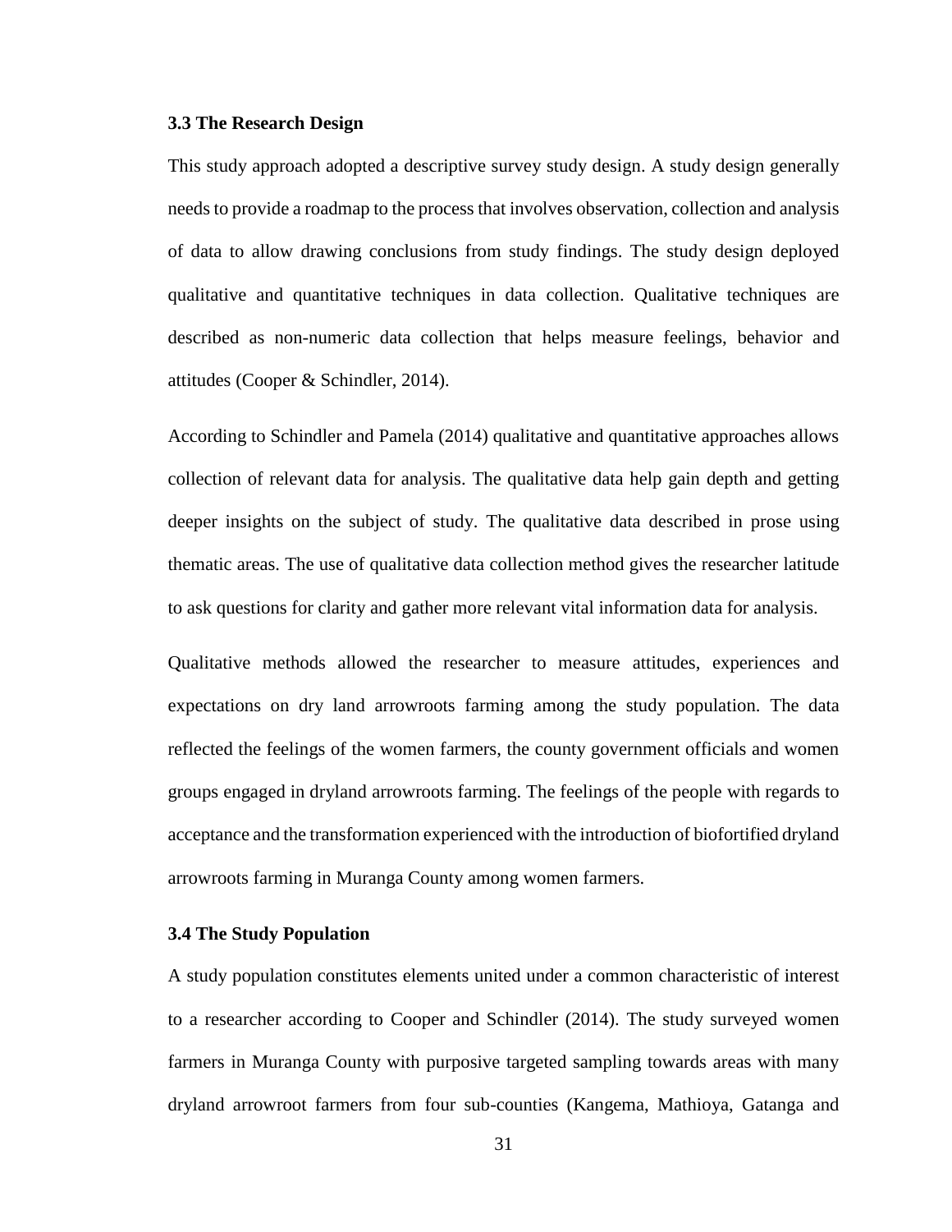### 3.3 The Research Design

This study approach adopted a descriptive survey study design. A study design generally needs to provide a roadmap to the process that involves observation, collection and analysis of data to allow drawing conclusions from study findings. The study design deployed qualitative and quantitative techniques in data collection. Qualitative techniques are described as non-numeric data collection that helps measure feelings, behavior and attitudes (Cooper & Schindler, 2014).

According to Schindler and Pamela (2014) qualitative and quantitative approaches allows collection of relevant data for analysis. The qualitative data help gain depth and getting deeper insights on the subject of study. The qualitative data described in prose using thematic areas. The use of qualitative data collection method gives the researcher latitude to ask questions for clarity and gather more relevant vital information data for analysis.

Qualitative methods allowed the researcher to measure attitudes, experiences and expectations on dry land arrowroots farming among the study population. The data reflected the feelings of the women farmers, the county government officials and women groups engaged in dryland arrowroots farming. The feelings of the people with regards to acceptance and the transformation experienced with the introduction of biofortified dryland arrowroots farming in Muranga County among women farmers.

### 3.4 The Study Population

A study population constitutes elements united under a common characteristic of interest to a researcher according to Cooper and Schindler (2014). The study surveyed women farmers in Muranga County with purposive targeted sampling towards areas with many dryland arrowroot farmers from four sub-counties (Kangema, Mathioya, Gatanga and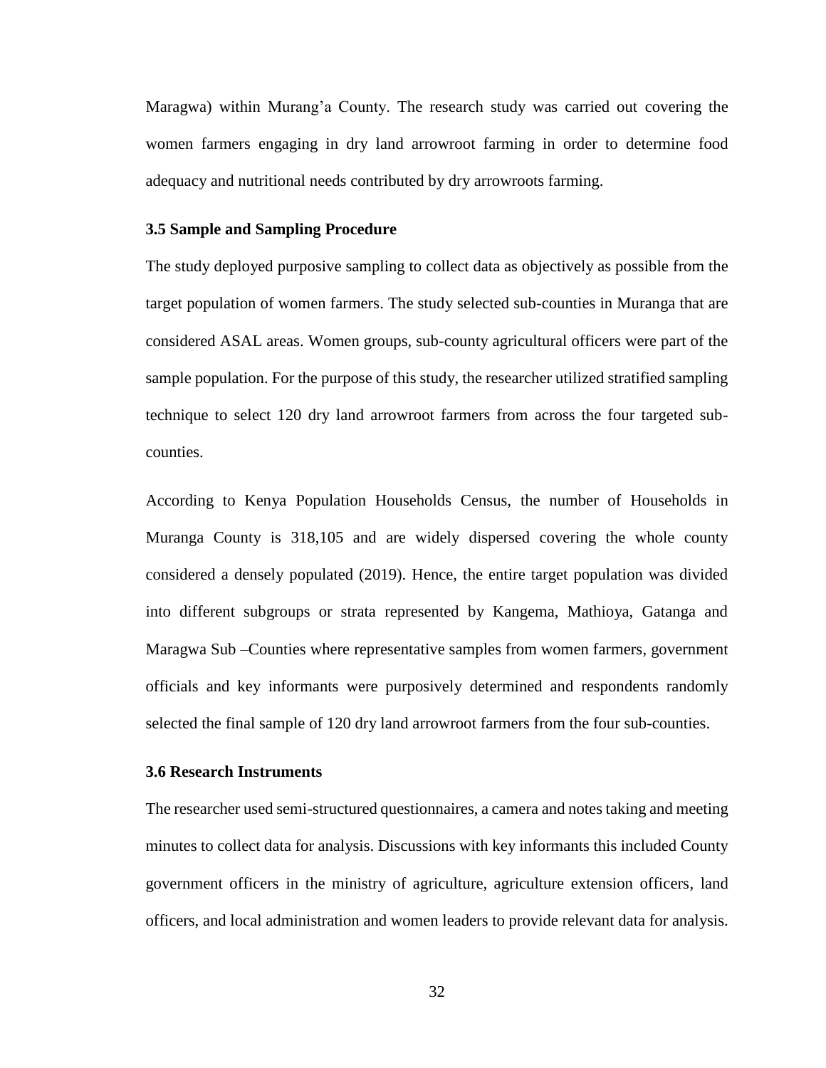Maragwa) within Murang'a County. The research study was carried out covering the women farmers engaging in dry land arrowroot farming in order to determine food adequacy and nutritional needs contributed by dry arrowroots farming.

### 3.5 Sample and Sampling Procedure

The study deployed purposive sampling to collect data as objectively as possible from the target population of women farmers. The study selected sub-counties in Muranga that are considered ASAL areas. Women groups, sub-county agricultural officers were part of the sample population. For the purpose of this study, the researcher utilized stratified sampling technique to select 120 dry land arrowroot farmers from across the four targeted sub-counties.

According to Kenya Population Households Census, the number of Households in Muranga County is 318,105 and are widely dispersed covering the whole county considered a densely populated (2019). Hence, the entire target population was divided into different subgroups or strata represented by Kangema, Mathioya, Gatanga and Maragwa Sub –Counties where representative samples from women farmers, government officials and key informants were purposively determined and respondents randomly selected the final sample of 120 dry land arrowroot farmers from the four sub-counties.

### 3.6 Research Instruments

The researcher used semi-structured questionnaires, a camera and notes taking and meeting minutes to collect data for analysis. Discussions with key informants this included County government officers in the ministry of agriculture, agriculture extension officers, land officers, and local administration and women leaders to provide relevant data for analysis.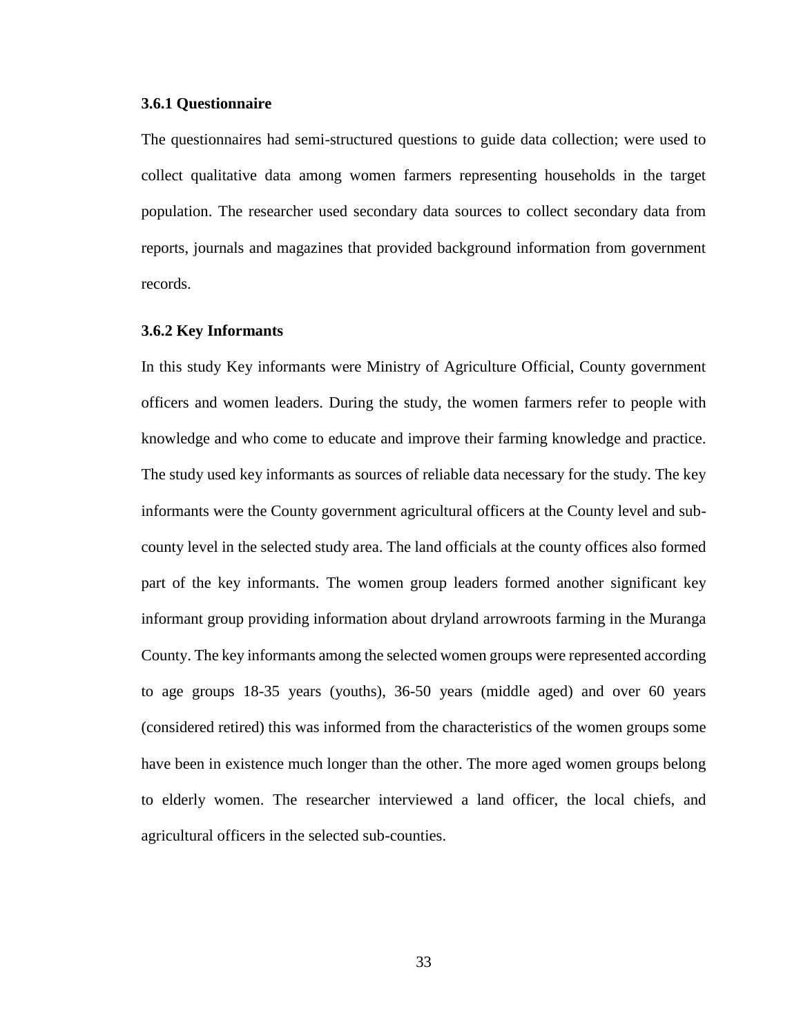### 3.6.1 Questionnaire

The questionnaires had semi-structured questions to guide data collection; were used to collect qualitative data among women farmers representing households in the target population. The researcher used secondary data sources to collect secondary data from reports, journals and magazines that provided background information from government records.

### 3.6.2 Key Informants

In this study Key informants were Ministry of Agriculture Official, County government officers and women leaders. During the study, the women farmers refer to people with knowledge and who come to educate and improve their farming knowledge and practice. The study used key informants as sources of reliable data necessary for the study. The key informants were the County government agricultural officers at the County level and sub-county level in the selected study area. The land officials at the county offices also formed part of the key informants. The women group leaders formed another significant key informant group providing information about dryland arrowroots farming in the Muranga County. The key informants among the selected women groups were represented according to age groups 18-35 years (youths), 36-50 years (middle aged) and over 60 years (considered retired) this was informed from the characteristics of the women groups some have been in existence much longer than the other. The more aged women groups belong to elderly women. The researcher interviewed a land officer, the local chiefs, and agricultural officers in the selected sub-counties.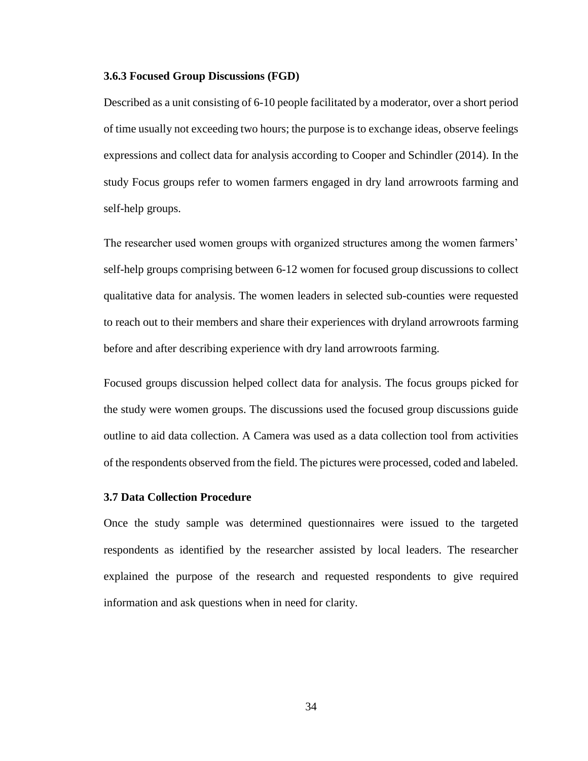### 3.6.3 Focused Group Discussions (FGD)

Described as a unit consisting of 6-10 people facilitated by a moderator, over a short period of time usually not exceeding two hours; the purpose is to exchange ideas, observe feelings expressions and collect data for analysis according to Cooper and Schindler (2014). In the study Focus groups refer to women farmers engaged in dry land arrowroots farming and self-help groups.

The researcher used women groups with organized structures among the women farmers' self-help groups comprising between 6-12 women for focused group discussions to collect qualitative data for analysis. The women leaders in selected sub-counties were requested to reach out to their members and share their experiences with dryland arrowroots farming before and after describing experience with dry land arrowroots farming.

Focused groups discussion helped collect data for analysis. The focus groups picked for the study were women groups. The discussions used the focused group discussions guide outline to aid data collection. A Camera was used as a data collection tool from activities of the respondents observed from the field. The pictures were processed, coded and labeled.

### 3.7 Data Collection Procedure

Once the study sample was determined questionnaires were issued to the targeted respondents as identified by the researcher assisted by local leaders. The researcher explained the purpose of the research and requested respondents to give required information and ask questions when in need for clarity.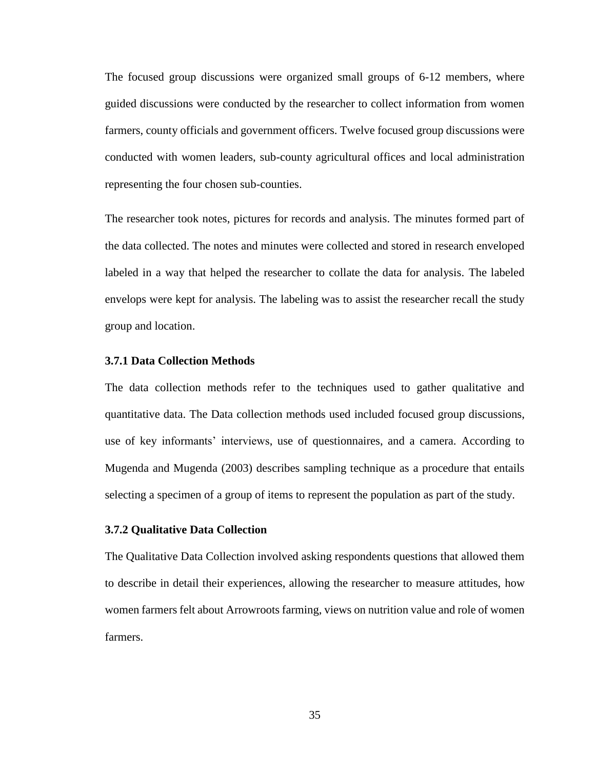The focused group discussions were organized small groups of 6-12 members, where guided discussions were conducted by the researcher to collect information from women farmers, county officials and government officers. Twelve focused group discussions were conducted with women leaders, sub-county agricultural offices and local administration representing the four chosen sub-counties.

The researcher took notes, pictures for records and analysis. The minutes formed part of the data collected. The notes and minutes were collected and stored in research enveloped labeled in a way that helped the researcher to collate the data for analysis. The labeled envelops were kept for analysis. The labeling was to assist the researcher recall the study group and location.

### 3.7.1 Data Collection Methods

The data collection methods refer to the techniques used to gather qualitative and quantitative data. The Data collection methods used included focused group discussions, use of key informants' interviews, use of questionnaires, and a camera. According to Mugenda and Mugenda (2003) describes sampling technique as a procedure that entails selecting a specimen of a group of items to represent the population as part of the study.

### 3.7.2 Qualitative Data Collection

The Qualitative Data Collection involved asking respondents questions that allowed them to describe in detail their experiences, allowing the researcher to measure attitudes, how women farmers felt about Arrowroots farming, views on nutrition value and role of women farmers.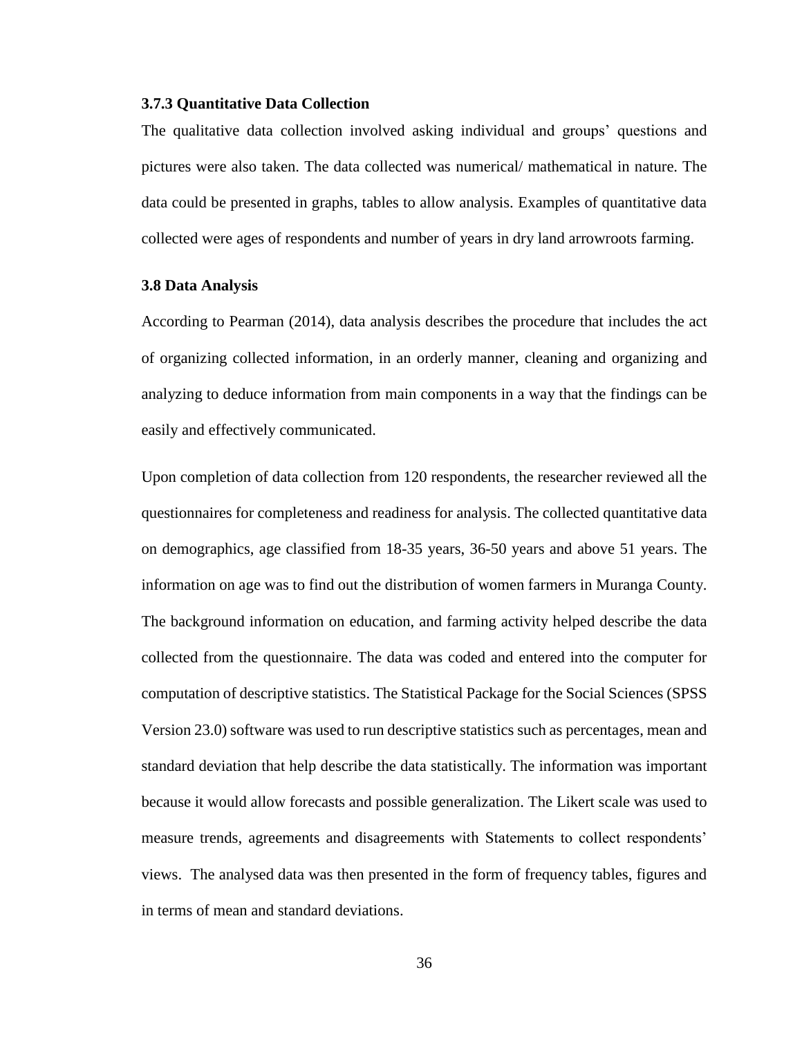### 3.7.3 Quantitative Data Collection

The qualitative data collection involved asking individual and groups' questions and pictures were also taken. The data collected was numerical/ mathematical in nature. The data could be presented in graphs, tables to allow analysis. Examples of quantitative data collected were ages of respondents and number of years in dry land arrowroots farming.

## 3.8 Data Analysis

According to Pearman (2014), data analysis describes the procedure that includes the act of organizing collected information, in an orderly manner, cleaning and organizing and analyzing to deduce information from main components in a way that the findings can be easily and effectively communicated.

Upon completion of data collection from 120 respondents, the researcher reviewed all the questionnaires for completeness and readiness for analysis. The collected quantitative data on demographics, age classified from 18-35 years, 36-50 years and above 51 years. The information on age was to find out the distribution of women farmers in Muranga County. The background information on education, and farming activity helped describe the data collected from the questionnaire. The data was coded and entered into the computer for computation of descriptive statistics. The Statistical Package for the Social Sciences (SPSS Version 23.0) software was used to run descriptive statistics such as percentages, mean and standard deviation that help describe the data statistically. The information was important because it would allow forecasts and possible generalization. The Likert scale was used to measure trends, agreements and disagreements with Statements to collect respondents' views. The analysed data was then presented in the form of frequency tables, figures and in terms of mean and standard deviations.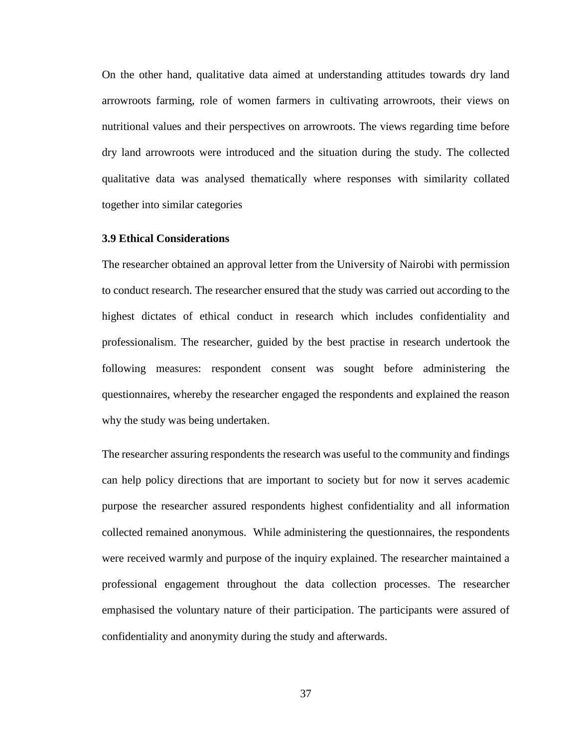On the other hand, qualitative data aimed at understanding attitudes towards dry land arrowroots farming, role of women farmers in cultivating arrowroots, their views on nutritional values and their perspectives on arrowroots. The views regarding time before dry land arrowroots were introduced and the situation during the study. The collected qualitative data was analysed thematically where responses with similarity collated together into similar categories

### 3.9 Ethical Considerations

The researcher obtained an approval letter from the University of Nairobi with permission to conduct research. The researcher ensured that the study was carried out according to the highest dictates of ethical conduct in research which includes confidentiality and professionalism. The researcher, guided by the best practise in research undertook the following measures: respondent consent was sought before administering the questionnaires, whereby the researcher engaged the respondents and explained the reason why the study was being undertaken.

The researcher assuring respondents the research was useful to the community and findings can help policy directions that are important to society but for now it serves academic purpose the researcher assured respondents highest confidentiality and all information collected remained anonymous. While administering the questionnaires, the respondents were received warmly and purpose of the inquiry explained. The researcher maintained a professional engagement throughout the data collection processes. The researcher emphasised the voluntary nature of their participation. The participants were assured of confidentiality and anonymity during the study and afterwards.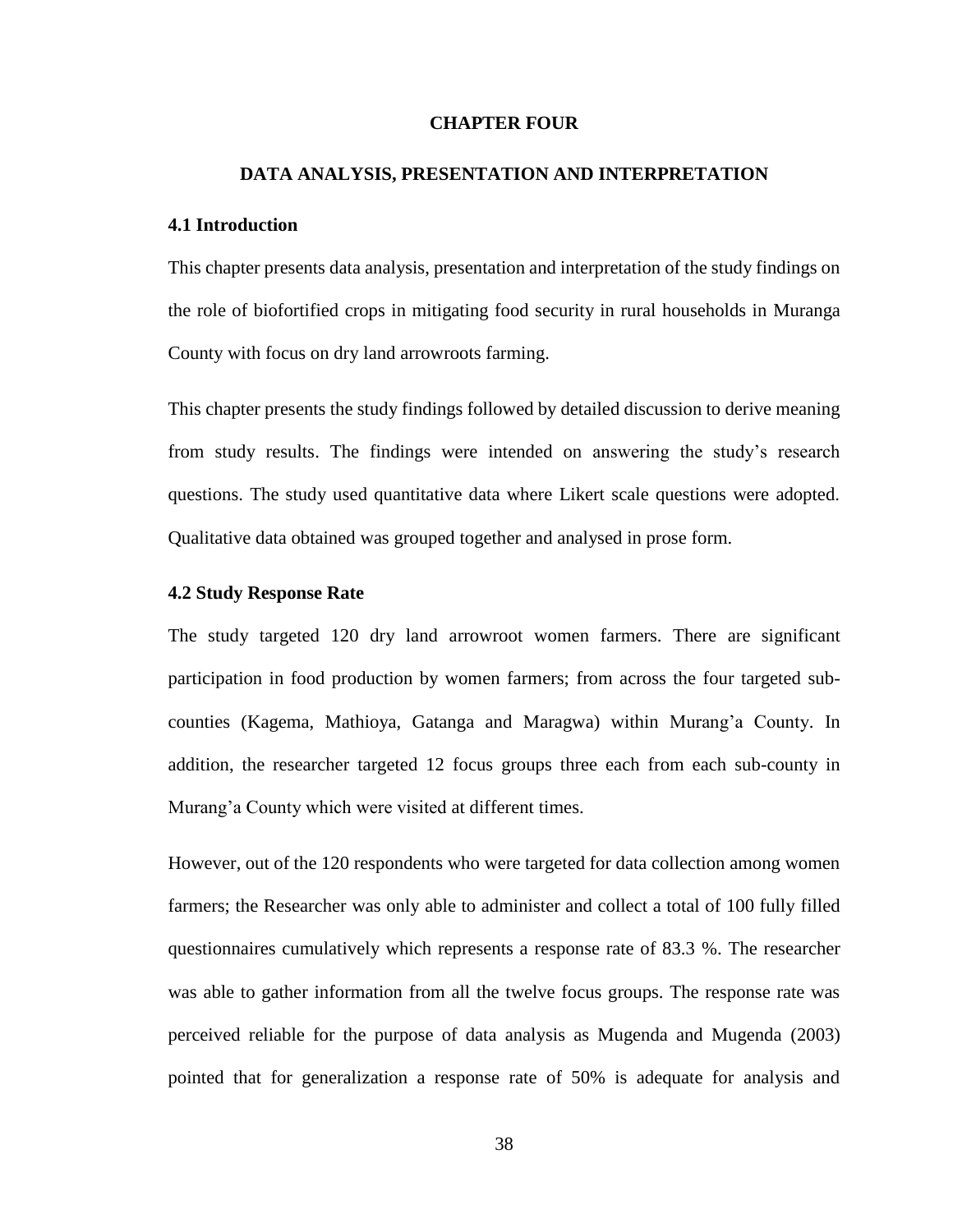# CHAPTER FOUR

## DATA ANALYSIS, PRESENTATION AND INTERPRETATION

### 4.1 Introduction

This chapter presents data analysis, presentation and interpretation of the study findings on the role of biofortified crops in mitigating food security in rural households in Muranga County with focus on dry land arrowroots farming.

This chapter presents the study findings followed by detailed discussion to derive meaning from study results. The findings were intended on answering the study's research questions. The study used quantitative data where Likert scale questions were adopted. Qualitative data obtained was grouped together and analysed in prose form.

### 4.2 Study Response Rate

The study targeted 120 dry land arrowroot women farmers. There are significant participation in food production by women farmers; from across the four targeted sub-counties (Kagema, Mathioya, Gatanga and Maragwa) within Murang'a County. In addition, the researcher targeted 12 focus groups three each from each sub-county in Murang'a County which were visited at different times.

However, out of the 120 respondents who were targeted for data collection among women farmers; the Researcher was only able to administer and collect a total of 100 fully filled questionnaires cumulatively which represents a response rate of 83.3 %. The researcher was able to gather information from all the twelve focus groups. The response rate was perceived reliable for the purpose of data analysis as Mugenda and Mugenda (2003) pointed that for generalization a response rate of 50% is adequate for analysis and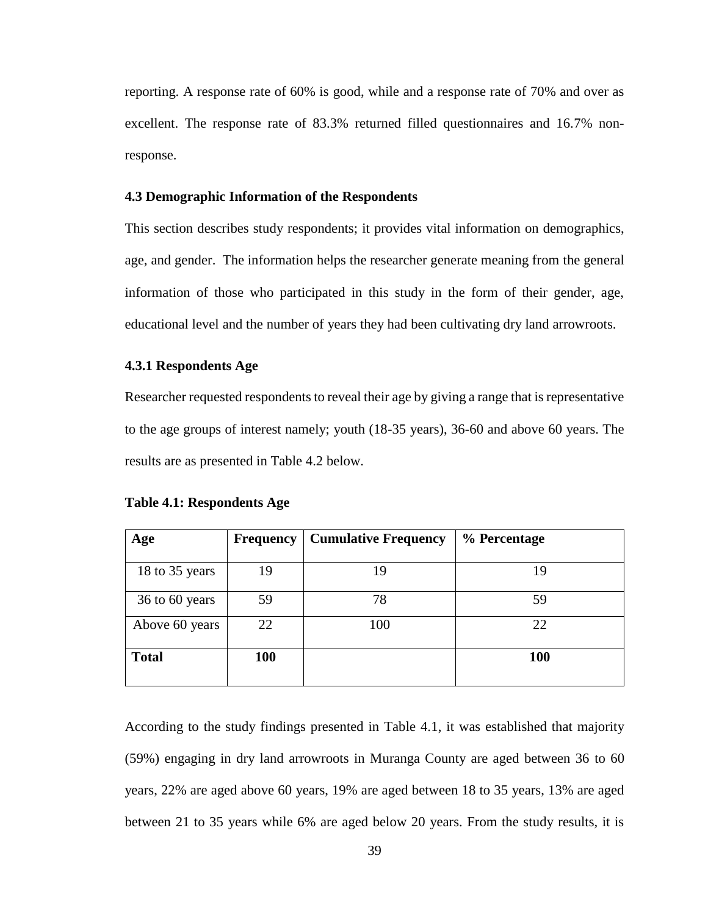reporting. A response rate of 60% is good, while and a response rate of 70% and over as excellent. The response rate of 83.3% returned filled questionnaires and 16.7% non-response.

### 4.3 Demographic Information of the Respondents

This section describes study respondents; it provides vital information on demographics, age, and gender. The information helps the researcher generate meaning from the general information of those who participated in this study in the form of their gender, age, educational level and the number of years they had been cultivating dry land arrowroots.

#### 4.3.1 Respondents Age

Researcher requested respondents to reveal their age by giving a range that is representative to the age groups of interest namely; youth (18-35 years), 36-60 and above 60 years. The results are as presented in Table 4.2 below.

**Table 4.1: Respondents Age**

| Age | Frequency | Cumulative Frequency | % Percentage |
|---|---|---|---|
| 18 to 35 years | 19 | 19 | 19 |
| 36 to 60 years | 59 | 78 | 59 |
| Above 60 years | 22 | 100 | 22 |
| **Total** | **100** | | **100** |

According to the study findings presented in Table 4.1, it was established that majority (59%) engaging in dry land arrowroots in Muranga County are aged between 36 to 60 years, 22% are aged above 60 years, 19% are aged between 18 to 35 years, 13% are aged between 21 to 35 years while 6% are aged below 20 years. From the study results, it is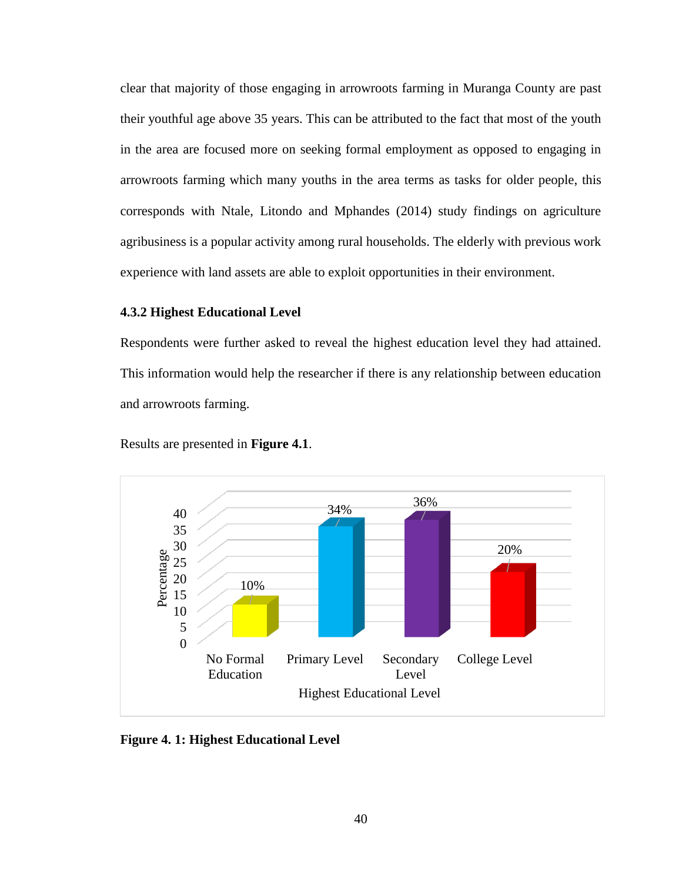clear that majority of those engaging in arrowroots farming in Muranga County are past their youthful age above 35 years. This can be attributed to the fact that most of the youth in the area are focused more on seeking formal employment as opposed to engaging in arrowroots farming which many youths in the area terms as tasks for older people, this corresponds with Ntale, Litondo and Mphandes (2014) study findings on agriculture agribusiness is a popular activity among rural households. The elderly with previous work experience with land assets are able to exploit opportunities in their environment.

### 4.3.2 Highest Educational Level

Respondents were further asked to reveal the highest education level they had attained. This information would help the researcher if there is any relationship between education and arrowroots farming.

Results are presented in **Figure 4.1**.

**Figure 4. 1: Highest Educational Level**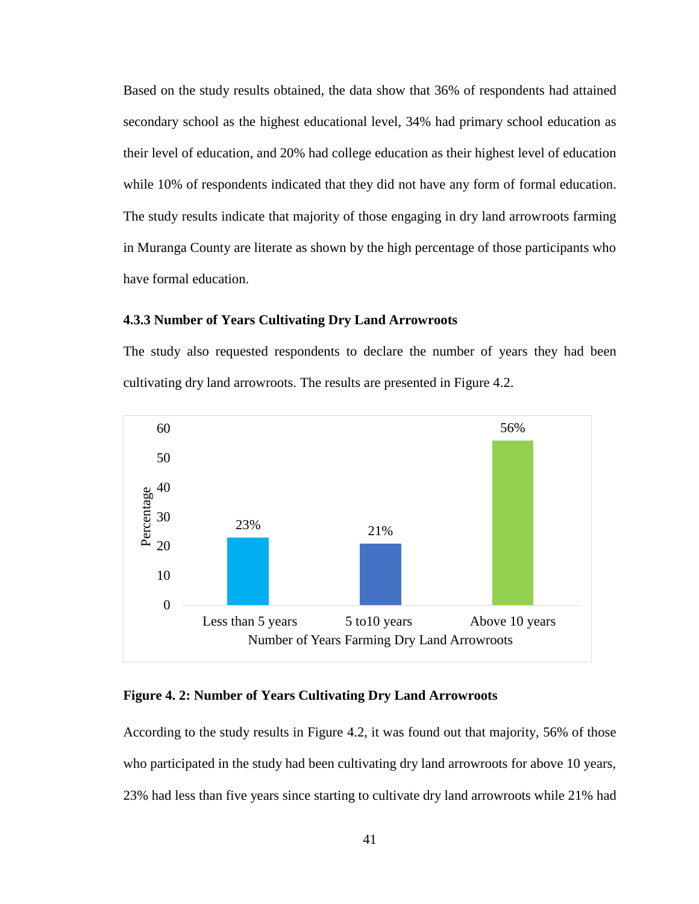Based on the study results obtained, the data show that 36% of respondents had attained secondary school as the highest educational level, 34% had primary school education as their level of education, and 20% had college education as their highest level of education while 10% of respondents indicated that they did not have any form of formal education. The study results indicate that majority of those engaging in dry land arrowroots farming in Muranga County are literate as shown by the high percentage of those participants who have formal education.

### 4.3.3 Number of Years Cultivating Dry Land Arrowroots

The study also requested respondents to declare the number of years they had been cultivating dry land arrowroots. The results are presented in Figure 4.2.

| Number of Years Farming Dry Land Arrowroots | Percentage |
|---|---|
| Less than 5 years | 23% |
| 5 to10 years | 21% |
| Above 10 years | 56% |

**Figure 4. 2: Number of Years Cultivating Dry Land Arrowroots**

According to the study results in Figure 4.2, it was found out that majority, 56% of those who participated in the study had been cultivating dry land arrowroots for above 10 years, 23% had less than five years since starting to cultivate dry land arrowroots while 21% had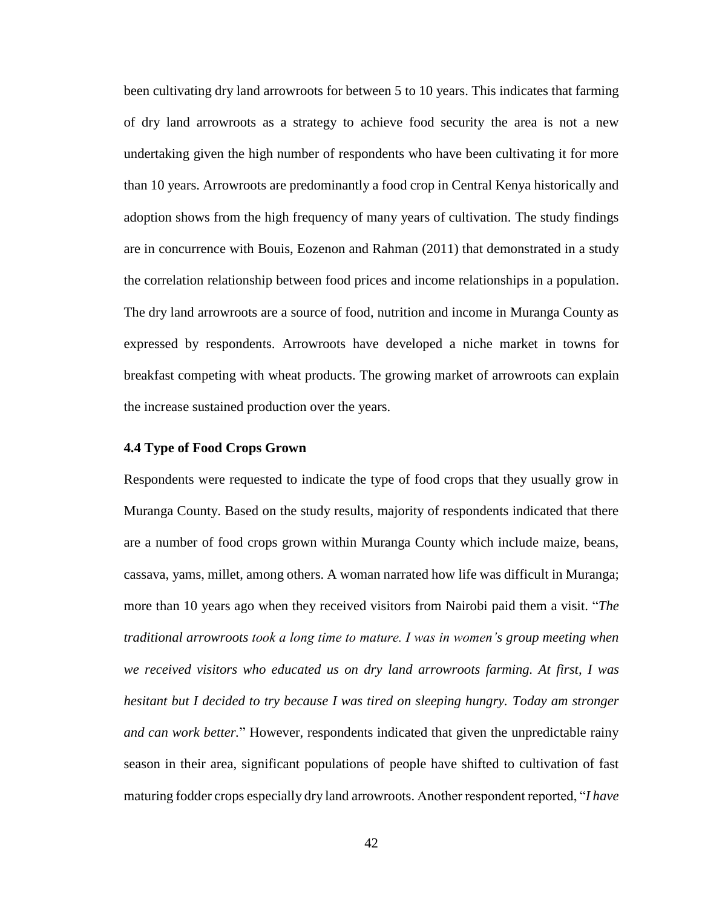been cultivating dry land arrowroots for between 5 to 10 years. This indicates that farming of dry land arrowroots as a strategy to achieve food security the area is not a new undertaking given the high number of respondents who have been cultivating it for more than 10 years. Arrowroots are predominantly a food crop in Central Kenya historically and adoption shows from the high frequency of many years of cultivation. The study findings are in concurrence with Bouis, Eozenon and Rahman (2011) that demonstrated in a study the correlation relationship between food prices and income relationships in a population. The dry land arrowroots are a source of food, nutrition and income in Muranga County as expressed by respondents. Arrowroots have developed a niche market in towns for breakfast competing with wheat products. The growing market of arrowroots can explain the increase sustained production over the years.

### 4.4 Type of Food Crops Grown

Respondents were requested to indicate the type of food crops that they usually grow in Muranga County. Based on the study results, majority of respondents indicated that there are a number of food crops grown within Muranga County which include maize, beans, cassava, yams, millet, among others. A woman narrated how life was difficult in Muranga; more than 10 years ago when they received visitors from Nairobi paid them a visit. "*The traditional arrowroots took a long time to mature. I was in women's group meeting when we received visitors who educated us on dry land arrowroots farming. At first, I was hesitant but I decided to try because I was tired on sleeping hungry. Today am stronger and can work better.*" However, respondents indicated that given the unpredictable rainy season in their area, significant populations of people have shifted to cultivation of fast maturing fodder crops especially dry land arrowroots. Another respondent reported, "*I have*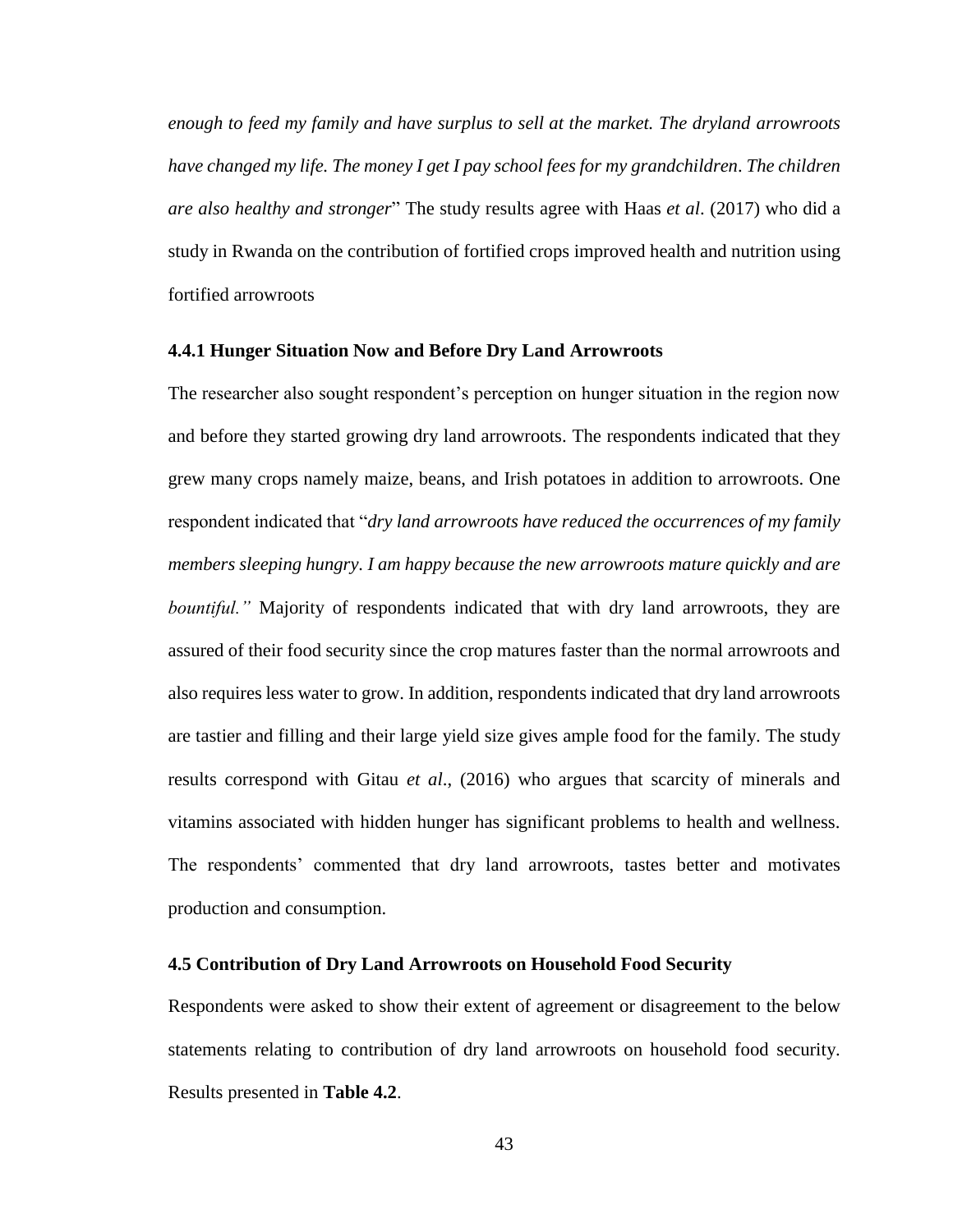*enough to feed my family and have surplus to sell at the market. The dryland arrowroots have changed my life. The money I get I pay school fees for my grandchildren. The children are also healthy and stronger*" The study results agree with Haas *et al*. (2017) who did a study in Rwanda on the contribution of fortified crops improved health and nutrition using fortified arrowroots

### 4.4.1 Hunger Situation Now and Before Dry Land Arrowroots

The researcher also sought respondent's perception on hunger situation in the region now and before they started growing dry land arrowroots. The respondents indicated that they grew many crops namely maize, beans, and Irish potatoes in addition to arrowroots. One respondent indicated that "*dry land arrowroots have reduced the occurrences of my family members sleeping hungry. I am happy because the new arrowroots mature quickly and are bountiful."* Majority of respondents indicated that with dry land arrowroots, they are assured of their food security since the crop matures faster than the normal arrowroots and also requires less water to grow. In addition, respondents indicated that dry land arrowroots are tastier and filling and their large yield size gives ample food for the family. The study results correspond with Gitau *et al*., (2016) who argues that scarcity of minerals and vitamins associated with hidden hunger has significant problems to health and wellness. The respondents' commented that dry land arrowroots, tastes better and motivates production and consumption.

## 4.5 Contribution of Dry Land Arrowroots on Household Food Security

Respondents were asked to show their extent of agreement or disagreement to the below statements relating to contribution of dry land arrowroots on household food security. Results presented in **Table 4.2**.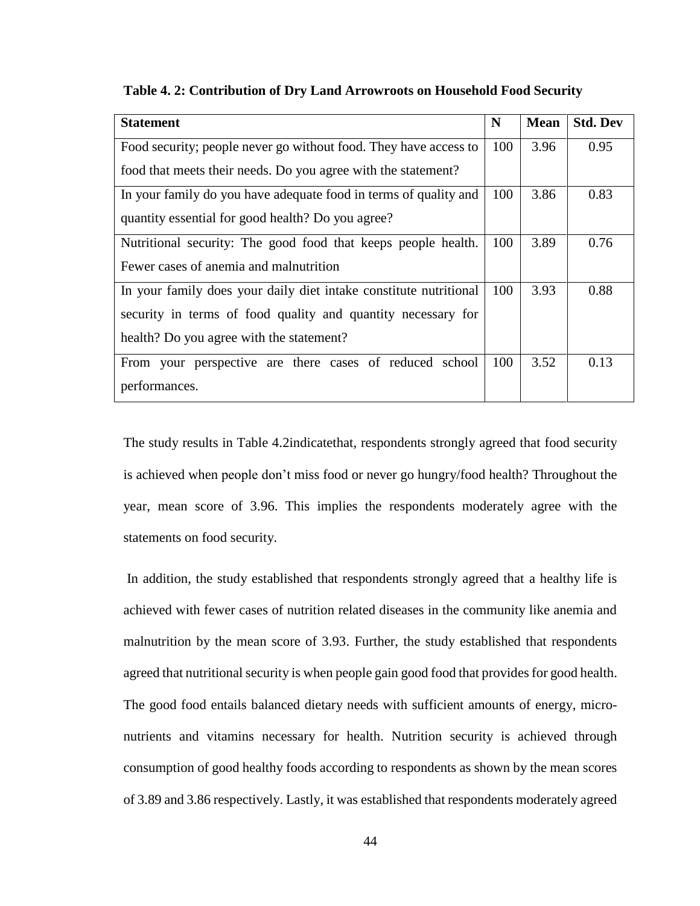**Table 4. 2: Contribution of Dry Land Arrowroots on Household Food Security**

| Statement | N | Mean | Std. Dev |
| --- | --- | --- | --- |
| Food security; people never go without food. They have access to food that meets their needs. Do you agree with the statement? | 100 | 3.96 | 0.95 |
| In your family do you have adequate food in terms of quality and quantity essential for good health? Do you agree? | 100 | 3.86 | 0.83 |
| Nutritional security: The good food that keeps people health. Fewer cases of anemia and malnutrition | 100 | 3.89 | 0.76 |
| In your family does your daily diet intake constitute nutritional security in terms of food quality and quantity necessary for health? Do you agree with the statement? | 100 | 3.93 | 0.88 |
| From your perspective are there cases of reduced school performances. | 100 | 3.52 | 0.13 |

The study results in Table 4.2indicatethat, respondents strongly agreed that food security is achieved when people don't miss food or never go hungry/food health? Throughout the year, mean score of 3.96. This implies the respondents moderately agree with the statements on food security.

In addition, the study established that respondents strongly agreed that a healthy life is achieved with fewer cases of nutrition related diseases in the community like anemia and malnutrition by the mean score of 3.93. Further, the study established that respondents agreed that nutritional security is when people gain good food that provides for good health. The good food entails balanced dietary needs with sufficient amounts of energy, micro-nutrients and vitamins necessary for health. Nutrition security is achieved through consumption of good healthy foods according to respondents as shown by the mean scores of 3.89 and 3.86 respectively. Lastly, it was established that respondents moderately agreed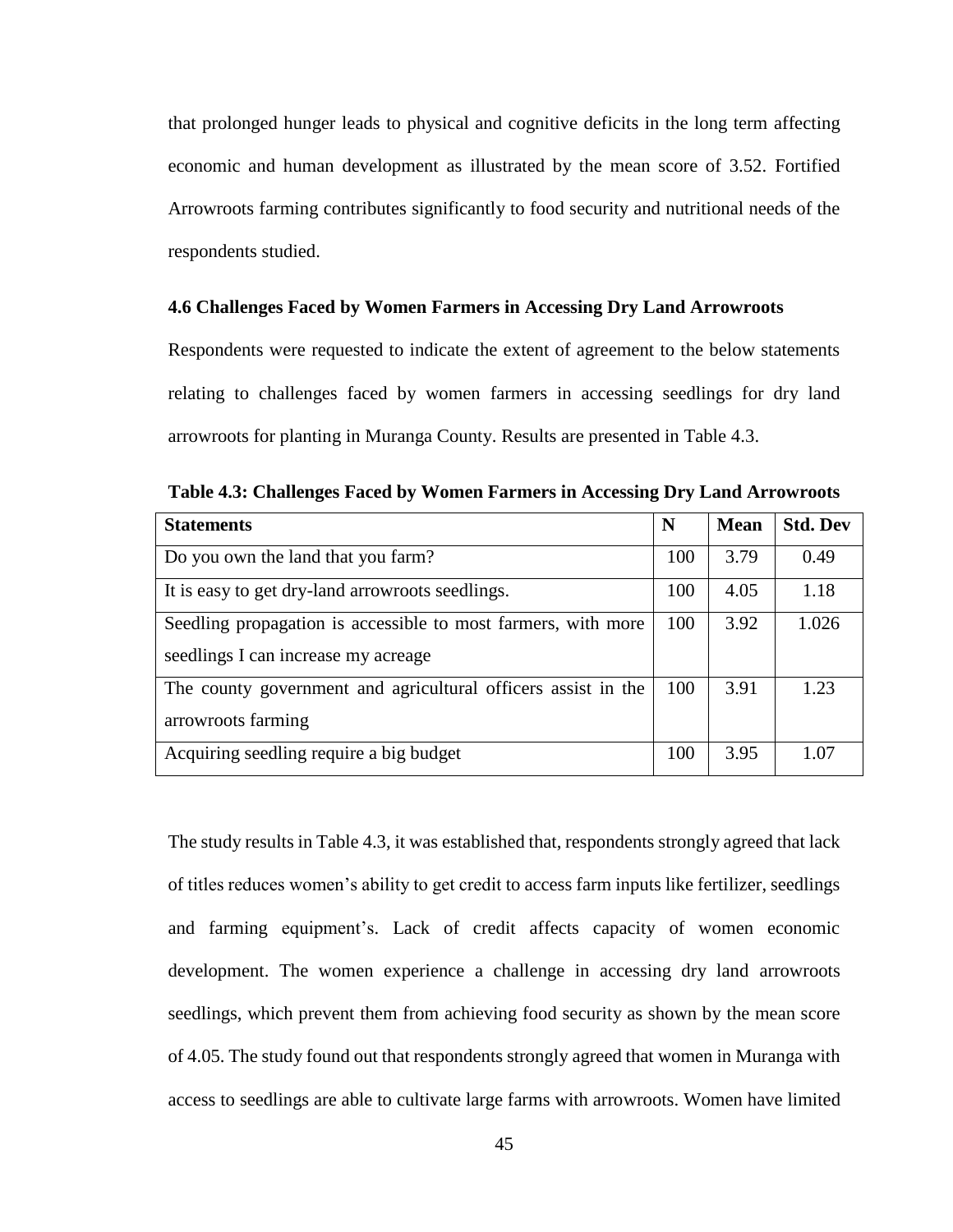that prolonged hunger leads to physical and cognitive deficits in the long term affecting economic and human development as illustrated by the mean score of 3.52. Fortified Arrowroots farming contributes significantly to food security and nutritional needs of the respondents studied.

### 4.6 Challenges Faced by Women Farmers in Accessing Dry Land Arrowroots

Respondents were requested to indicate the extent of agreement to the below statements relating to challenges faced by women farmers in accessing seedlings for dry land arrowroots for planting in Muranga County. Results are presented in Table 4.3.

**Table 4.3: Challenges Faced by Women Farmers in Accessing Dry Land Arrowroots**

| Statements | N | Mean | Std. Dev |
|---|---|---|---|
| Do you own the land that you farm? | 100 | 3.79 | 0.49 |
| It is easy to get dry-land arrowroots seedlings. | 100 | 4.05 | 1.18 |
| Seedling propagation is accessible to most farmers, with more seedlings I can increase my acreage | 100 | 3.92 | 1.026 |
| The county government and agricultural officers assist in the arrowroots farming | 100 | 3.91 | 1.23 |
| Acquiring seedling require a big budget | 100 | 3.95 | 1.07 |

The study results in Table 4.3, it was established that, respondents strongly agreed that lack of titles reduces women's ability to get credit to access farm inputs like fertilizer, seedlings and farming equipment's. Lack of credit affects capacity of women economic development. The women experience a challenge in accessing dry land arrowroots seedlings, which prevent them from achieving food security as shown by the mean score of 4.05. The study found out that respondents strongly agreed that women in Muranga with access to seedlings are able to cultivate large farms with arrowroots. Women have limited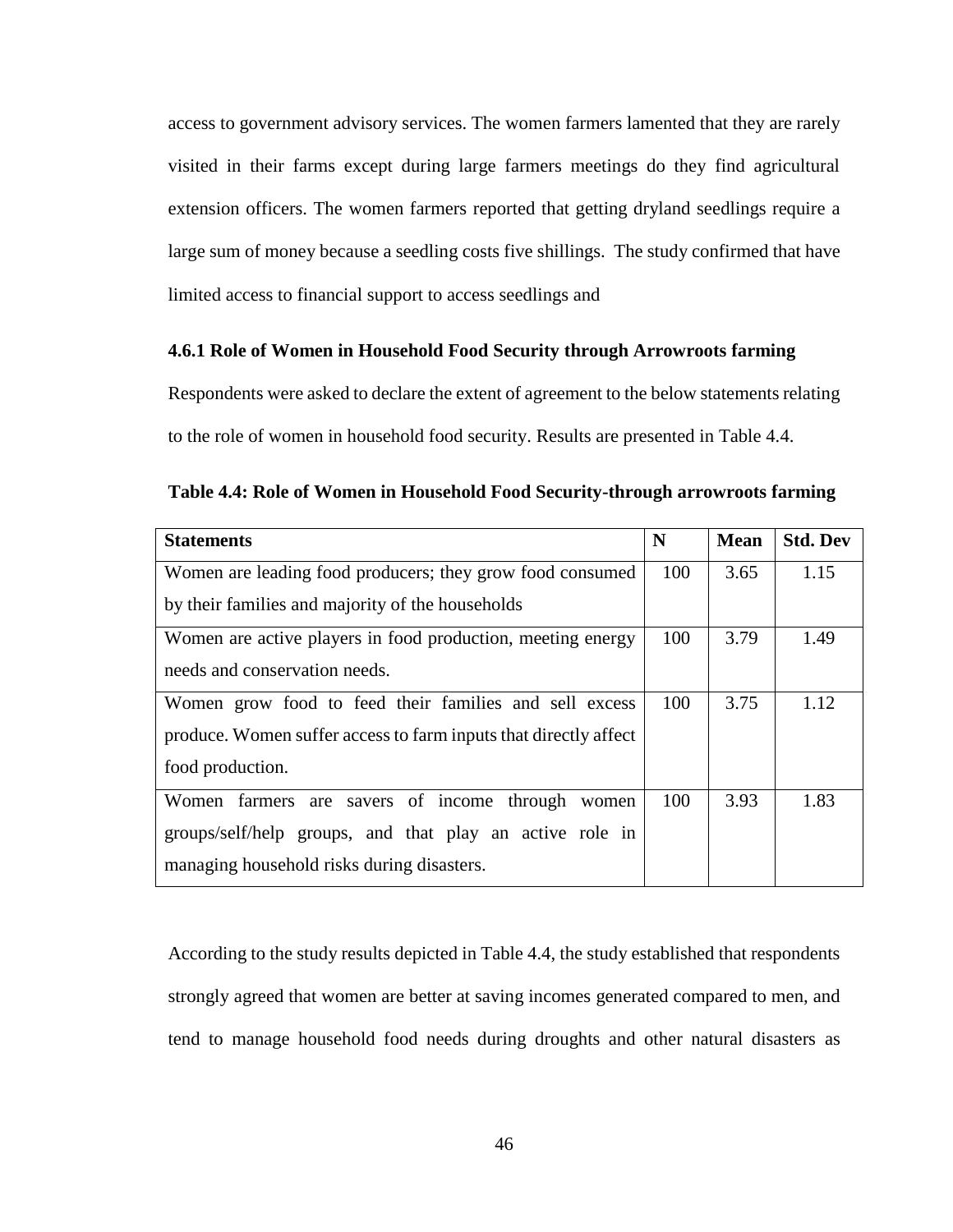access to government advisory services. The women farmers lamented that they are rarely visited in their farms except during large farmers meetings do they find agricultural extension officers. The women farmers reported that getting dryland seedlings require a large sum of money because a seedling costs five shillings. The study confirmed that have limited access to financial support to access seedlings and

### 4.6.1 Role of Women in Household Food Security through Arrowroots farming

Respondents were asked to declare the extent of agreement to the below statements relating to the role of women in household food security. Results are presented in Table 4.4.

**Table 4.4: Role of Women in Household Food Security-through arrowroots farming**

| Statements | N | Mean | Std. Dev |
|---|---|---|---|
| Women are leading food producers; they grow food consumed by their families and majority of the households | 100 | 3.65 | 1.15 |
| Women are active players in food production, meeting energy needs and conservation needs. | 100 | 3.79 | 1.49 |
| Women grow food to feed their families and sell excess produce. Women suffer access to farm inputs that directly affect food production. | 100 | 3.75 | 1.12 |
| Women farmers are savers of income through women groups/self/help groups, and that play an active role in managing household risks during disasters. | 100 | 3.93 | 1.83 |

According to the study results depicted in Table 4.4, the study established that respondents strongly agreed that women are better at saving incomes generated compared to men, and tend to manage household food needs during droughts and other natural disasters as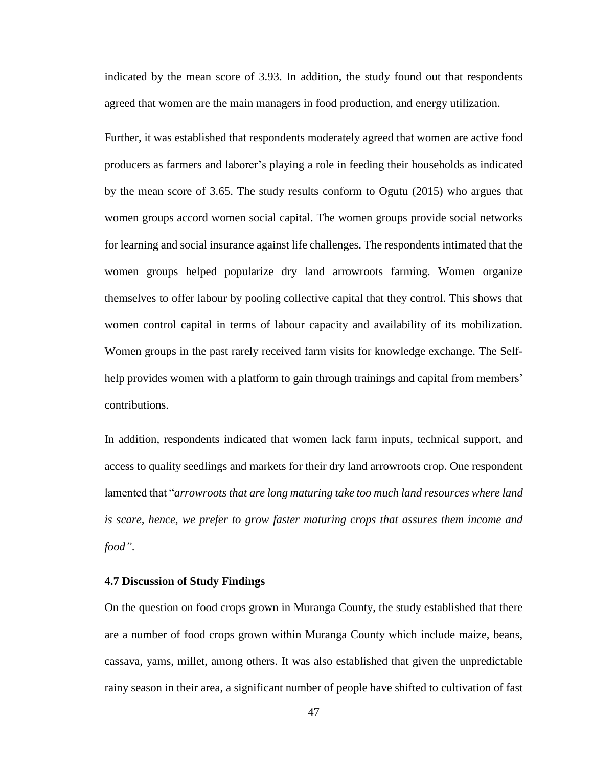indicated by the mean score of 3.93. In addition, the study found out that respondents agreed that women are the main managers in food production, and energy utilization.

Further, it was established that respondents moderately agreed that women are active food producers as farmers and laborer's playing a role in feeding their households as indicated by the mean score of 3.65. The study results conform to Ogutu (2015) who argues that women groups accord women social capital. The women groups provide social networks for learning and social insurance against life challenges. The respondents intimated that the women groups helped popularize dry land arrowroots farming. Women organize themselves to offer labour by pooling collective capital that they control. This shows that women control capital in terms of labour capacity and availability of its mobilization. Women groups in the past rarely received farm visits for knowledge exchange. The Self-help provides women with a platform to gain through trainings and capital from members' contributions.

In addition, respondents indicated that women lack farm inputs, technical support, and access to quality seedlings and markets for their dry land arrowroots crop. One respondent lamented that "*arrowroots that are long maturing take too much land resources where land is scare, hence, we prefer to grow faster maturing crops that assures them income and food"*.

### 4.7 Discussion of Study Findings

On the question on food crops grown in Muranga County, the study established that there are a number of food crops grown within Muranga County which include maize, beans, cassava, yams, millet, among others. It was also established that given the unpredictable rainy season in their area, a significant number of people have shifted to cultivation of fast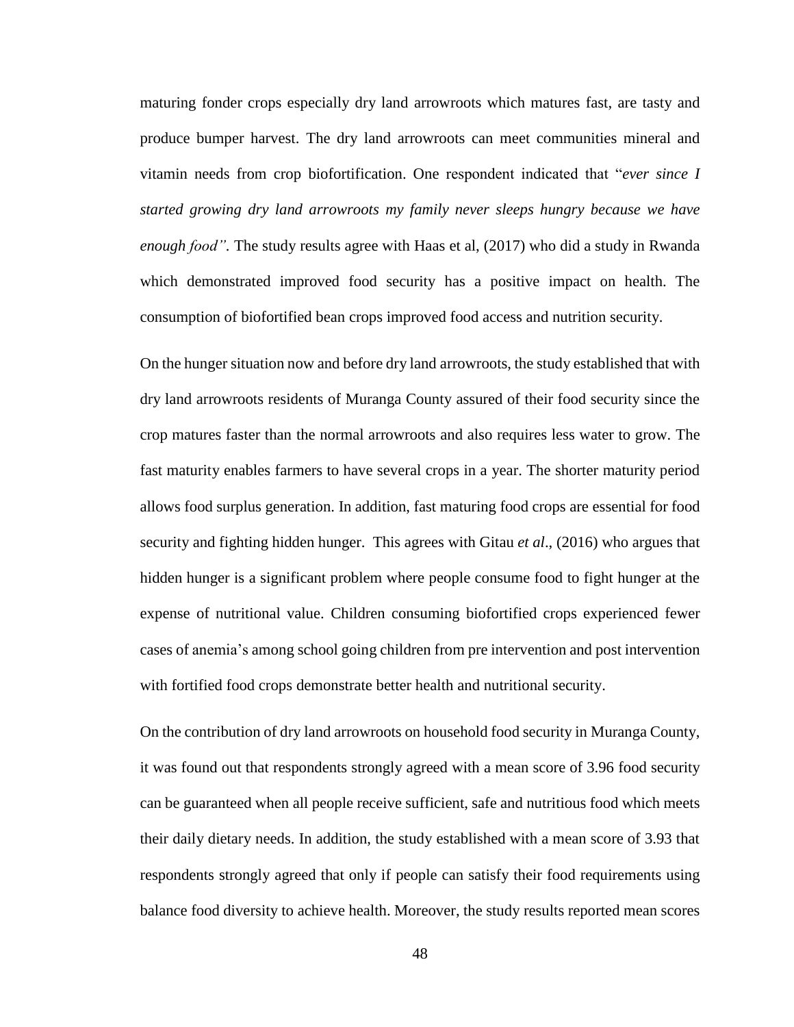maturing fonder crops especially dry land arrowroots which matures fast, are tasty and produce bumper harvest. The dry land arrowroots can meet communities mineral and vitamin needs from crop biofortification. One respondent indicated that "*ever since I started growing dry land arrowroots my family never sleeps hungry because we have enough food".* The study results agree with Haas et al, (2017) who did a study in Rwanda which demonstrated improved food security has a positive impact on health. The consumption of biofortified bean crops improved food access and nutrition security.

On the hunger situation now and before dry land arrowroots, the study established that with dry land arrowroots residents of Muranga County assured of their food security since the crop matures faster than the normal arrowroots and also requires less water to grow. The fast maturity enables farmers to have several crops in a year. The shorter maturity period allows food surplus generation. In addition, fast maturing food crops are essential for food security and fighting hidden hunger. This agrees with Gitau *et al*., (2016) who argues that hidden hunger is a significant problem where people consume food to fight hunger at the expense of nutritional value. Children consuming biofortified crops experienced fewer cases of anemia's among school going children from pre intervention and post intervention with fortified food crops demonstrate better health and nutritional security.

On the contribution of dry land arrowroots on household food security in Muranga County, it was found out that respondents strongly agreed with a mean score of 3.96 food security can be guaranteed when all people receive sufficient, safe and nutritious food which meets their daily dietary needs. In addition, the study established with a mean score of 3.93 that respondents strongly agreed that only if people can satisfy their food requirements using balance food diversity to achieve health. Moreover, the study results reported mean scores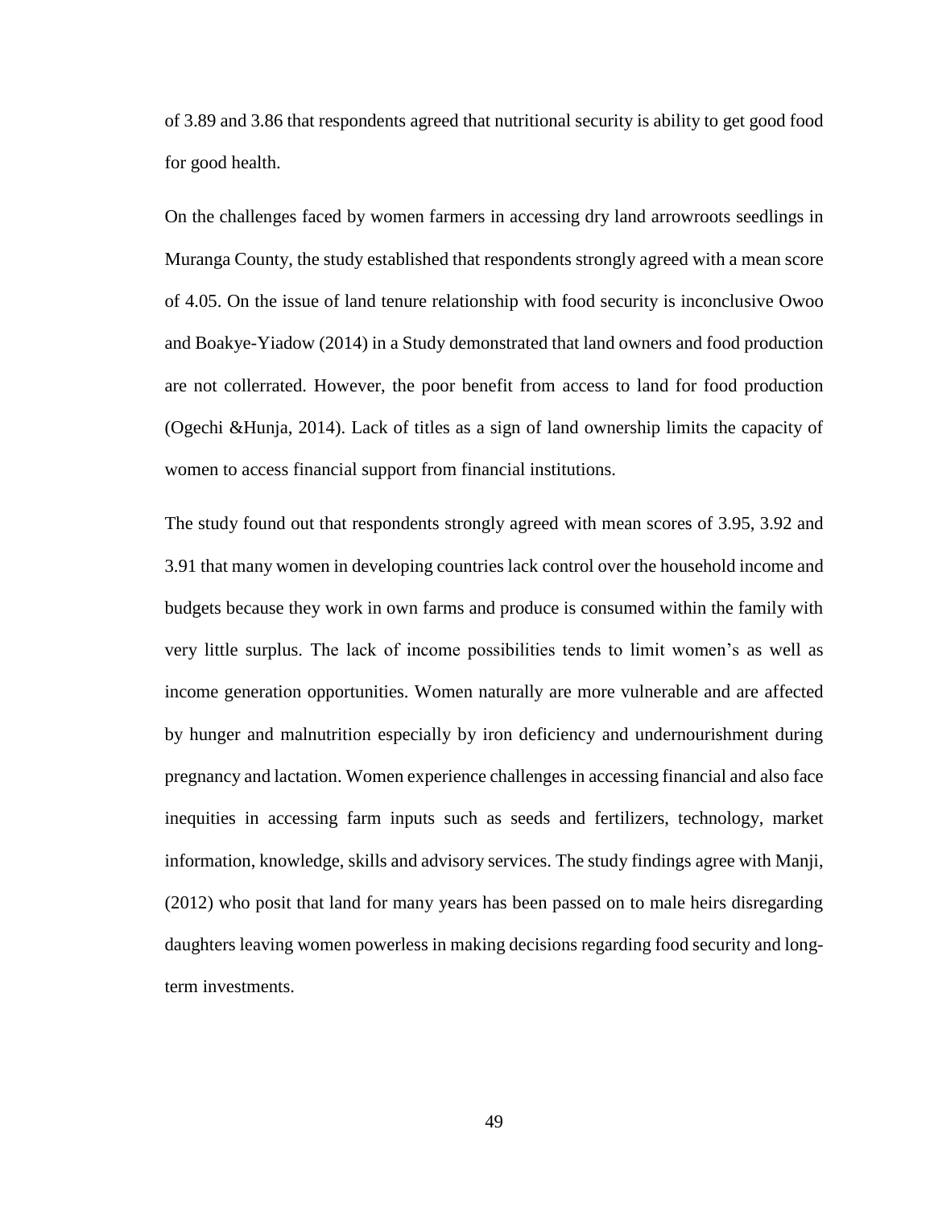of 3.89 and 3.86 that respondents agreed that nutritional security is ability to get good food for good health.

On the challenges faced by women farmers in accessing dry land arrowroots seedlings in Muranga County, the study established that respondents strongly agreed with a mean score of 4.05. On the issue of land tenure relationship with food security is inconclusive Owoo and Boakye-Yiadow (2014) in a Study demonstrated that land owners and food production are not collerrated. However, the poor benefit from access to land for food production (Ogechi &Hunja, 2014). Lack of titles as a sign of land ownership limits the capacity of women to access financial support from financial institutions.

The study found out that respondents strongly agreed with mean scores of 3.95, 3.92 and 3.91 that many women in developing countries lack control over the household income and budgets because they work in own farms and produce is consumed within the family with very little surplus. The lack of income possibilities tends to limit women's as well as income generation opportunities. Women naturally are more vulnerable and are affected by hunger and malnutrition especially by iron deficiency and undernourishment during pregnancy and lactation. Women experience challenges in accessing financial and also face inequities in accessing farm inputs such as seeds and fertilizers, technology, market information, knowledge, skills and advisory services. The study findings agree with Manji, (2012) who posit that land for many years has been passed on to male heirs disregarding daughters leaving women powerless in making decisions regarding food security and long-term investments.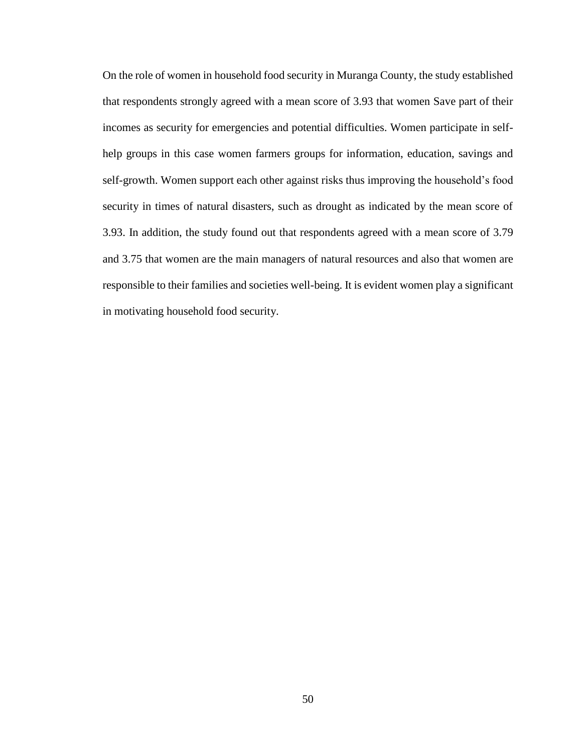On the role of women in household food security in Muranga County, the study established that respondents strongly agreed with a mean score of 3.93 that women Save part of their incomes as security for emergencies and potential difficulties. Women participate in self-help groups in this case women farmers groups for information, education, savings and self-growth. Women support each other against risks thus improving the household's food security in times of natural disasters, such as drought as indicated by the mean score of 3.93. In addition, the study found out that respondents agreed with a mean score of 3.79 and 3.75 that women are the main managers of natural resources and also that women are responsible to their families and societies well-being. It is evident women play a significant in motivating household food security.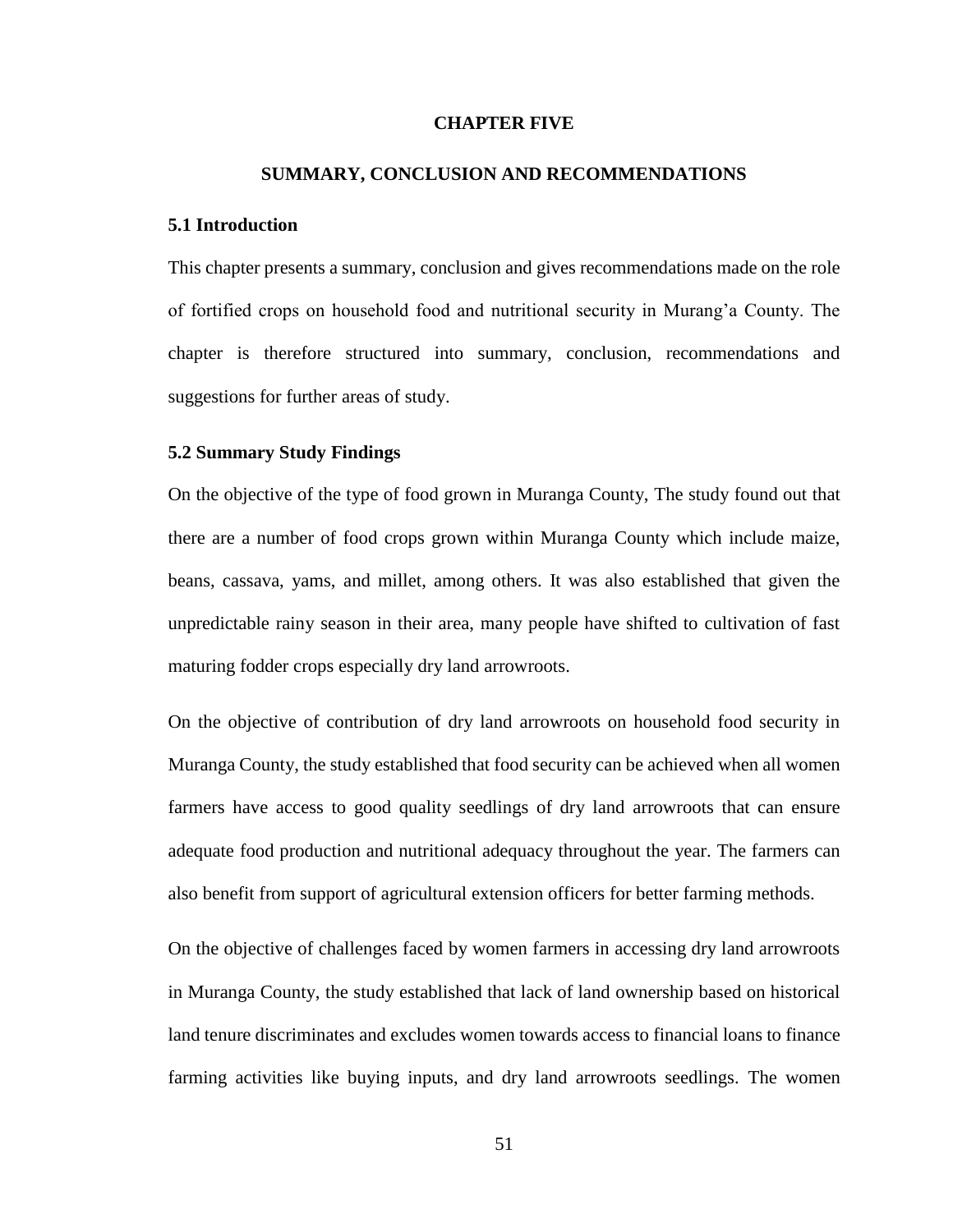# CHAPTER FIVE

## SUMMARY, CONCLUSION AND RECOMMENDATIONS

### 5.1 Introduction

This chapter presents a summary, conclusion and gives recommendations made on the role of fortified crops on household food and nutritional security in Murang'a County. The chapter is therefore structured into summary, conclusion, recommendations and suggestions for further areas of study.

### 5.2 Summary Study Findings

On the objective of the type of food grown in Muranga County, The study found out that there are a number of food crops grown within Muranga County which include maize, beans, cassava, yams, and millet, among others. It was also established that given the unpredictable rainy season in their area, many people have shifted to cultivation of fast maturing fodder crops especially dry land arrowroots.

On the objective of contribution of dry land arrowroots on household food security in Muranga County, the study established that food security can be achieved when all women farmers have access to good quality seedlings of dry land arrowroots that can ensure adequate food production and nutritional adequacy throughout the year. The farmers can also benefit from support of agricultural extension officers for better farming methods.

On the objective of challenges faced by women farmers in accessing dry land arrowroots in Muranga County, the study established that lack of land ownership based on historical land tenure discriminates and excludes women towards access to financial loans to finance farming activities like buying inputs, and dry land arrowroots seedlings. The women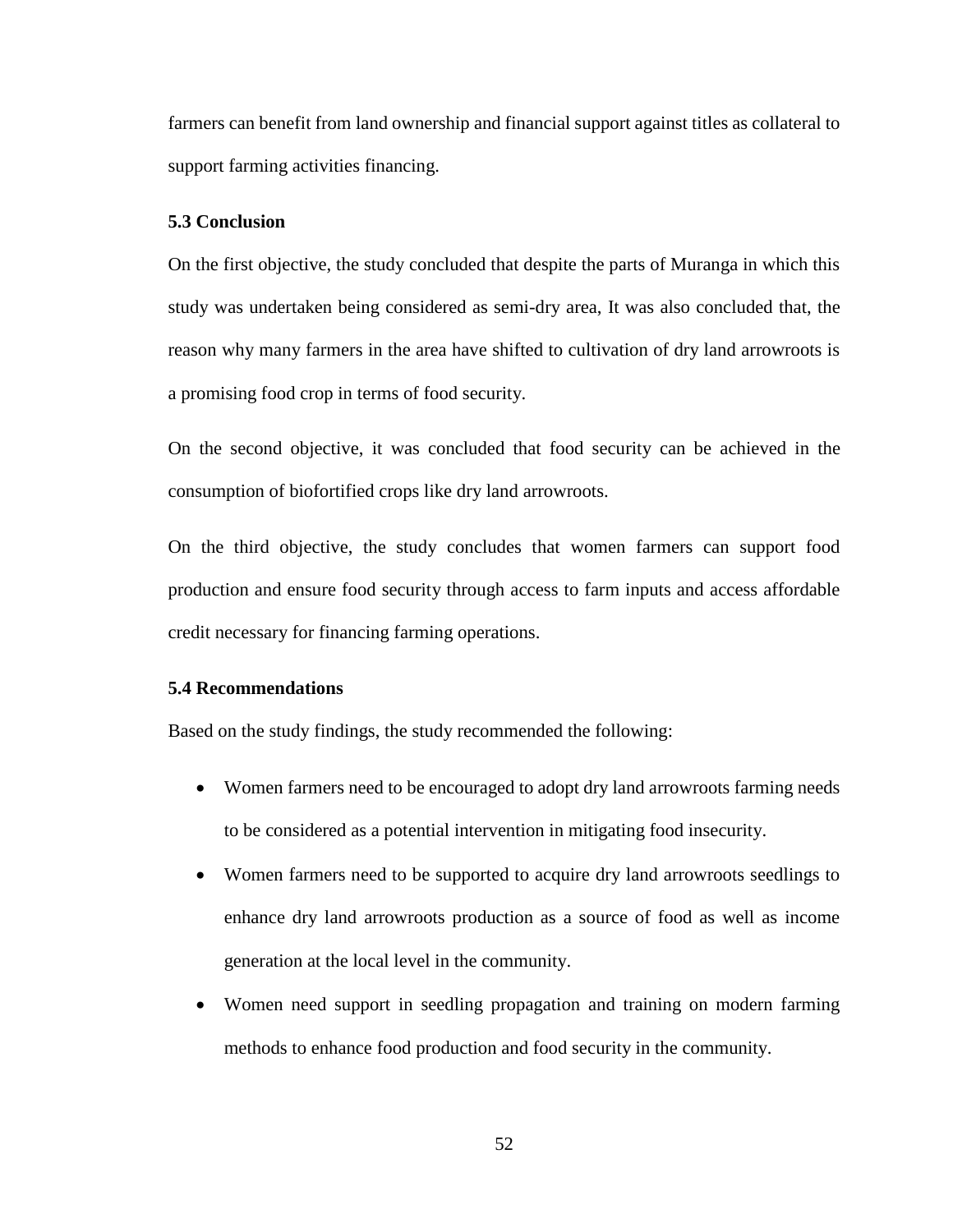farmers can benefit from land ownership and financial support against titles as collateral to support farming activities financing.

### 5.3 Conclusion

On the first objective, the study concluded that despite the parts of Muranga in which this study was undertaken being considered as semi-dry area, It was also concluded that, the reason why many farmers in the area have shifted to cultivation of dry land arrowroots is a promising food crop in terms of food security.

On the second objective, it was concluded that food security can be achieved in the consumption of biofortified crops like dry land arrowroots.

On the third objective, the study concludes that women farmers can support food production and ensure food security through access to farm inputs and access affordable credit necessary for financing farming operations.

### 5.4 Recommendations

Based on the study findings, the study recommended the following:

- Women farmers need to be encouraged to adopt dry land arrowroots farming needs to be considered as a potential intervention in mitigating food insecurity.
- Women farmers need to be supported to acquire dry land arrowroots seedlings to enhance dry land arrowroots production as a source of food as well as income generation at the local level in the community.
- Women need support in seedling propagation and training on modern farming methods to enhance food production and food security in the community.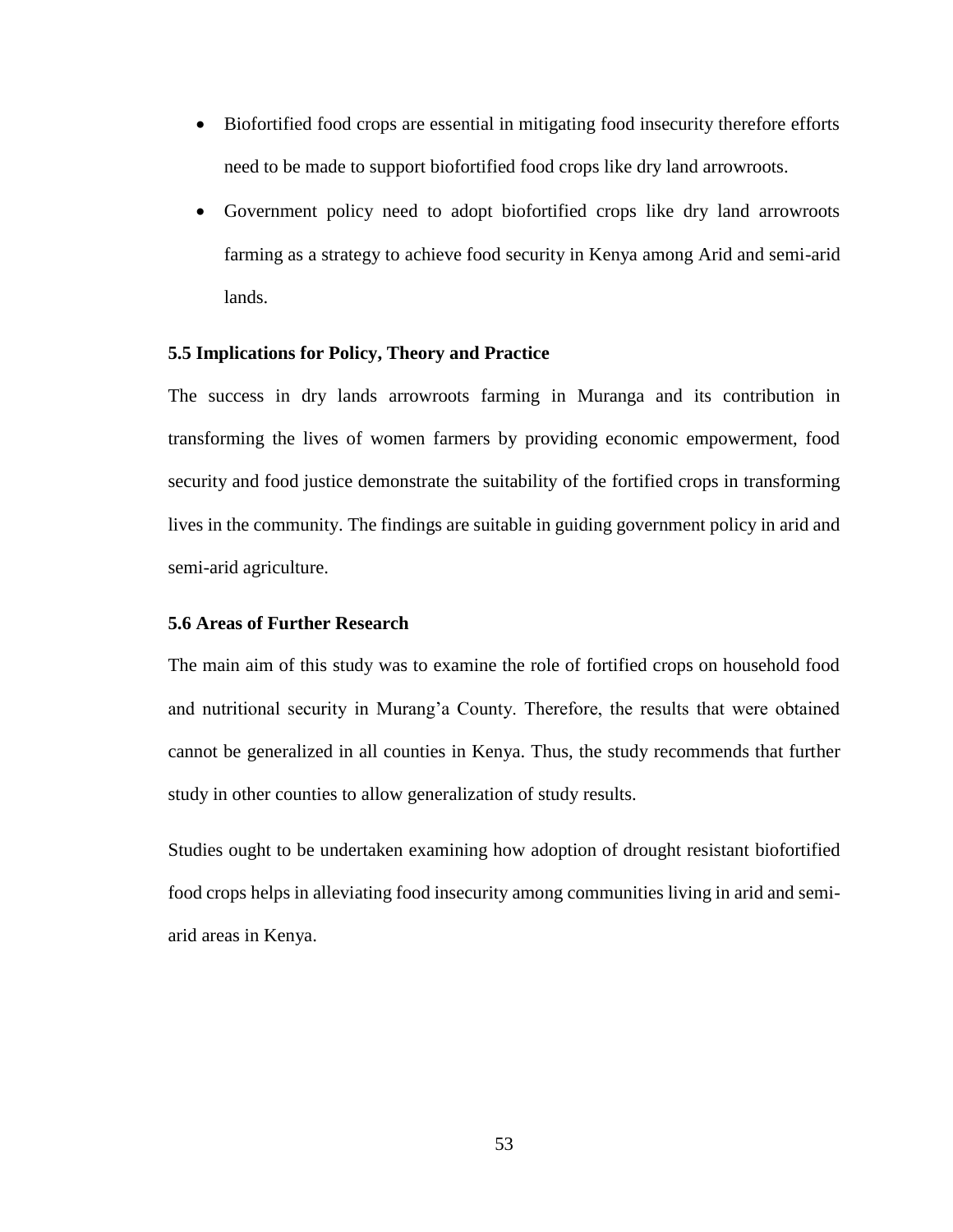- Biofortified food crops are essential in mitigating food insecurity therefore efforts need to be made to support biofortified food crops like dry land arrowroots.
- Government policy need to adopt biofortified crops like dry land arrowroots farming as a strategy to achieve food security in Kenya among Arid and semi-arid lands.

### 5.5 Implications for Policy, Theory and Practice

The success in dry lands arrowroots farming in Muranga and its contribution in transforming the lives of women farmers by providing economic empowerment, food security and food justice demonstrate the suitability of the fortified crops in transforming lives in the community. The findings are suitable in guiding government policy in arid and semi-arid agriculture.

### 5.6 Areas of Further Research

The main aim of this study was to examine the role of fortified crops on household food and nutritional security in Murang'a County. Therefore, the results that were obtained cannot be generalized in all counties in Kenya. Thus, the study recommends that further study in other counties to allow generalization of study results.

Studies ought to be undertaken examining how adoption of drought resistant biofortified food crops helps in alleviating food insecurity among communities living in arid and semi-arid areas in Kenya.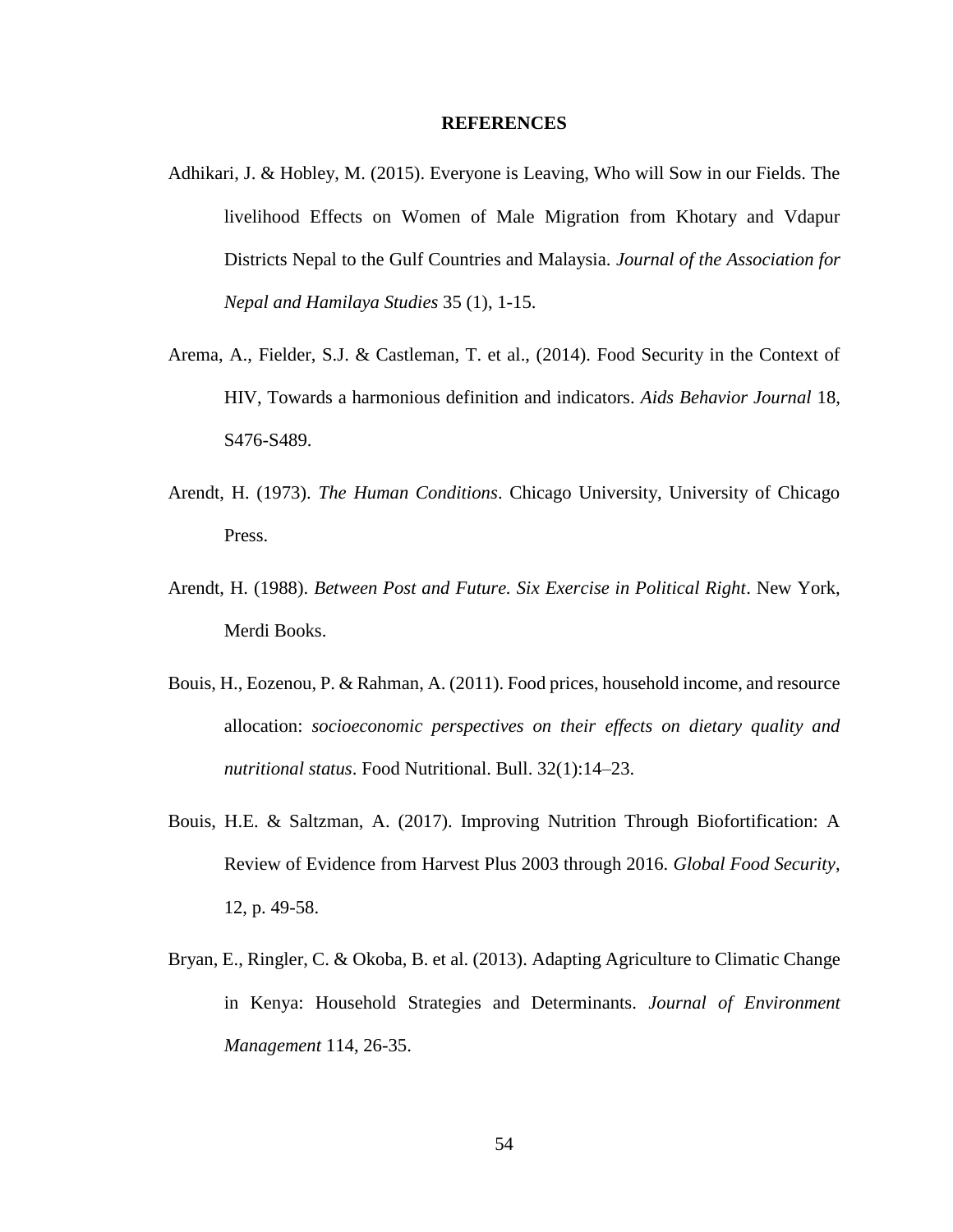## REFERENCES

Adhikari, J. & Hobley, M. (2015). Everyone is Leaving, Who will Sow in our Fields. The livelihood Effects on Women of Male Migration from Khotary and Vdapur Districts Nepal to the Gulf Countries and Malaysia. *Journal of the Association for Nepal and Hamilaya Studies* 35 (1), 1-15.

Arema, A., Fielder, S.J. & Castleman, T. et al., (2014). Food Security in the Context of HIV, Towards a harmonious definition and indicators. *Aids Behavior Journal* 18, S476-S489.

Arendt, H. (1973). *The Human Conditions*. Chicago University, University of Chicago Press.

Arendt, H. (1988). *Between Post and Future. Six Exercise in Political Right*. New York, Merdi Books.

Bouis, H., Eozenou, P. & Rahman, A. (2011). Food prices, household income, and resource allocation: *socioeconomic perspectives on their effects on dietary quality and nutritional status*. Food Nutritional. Bull. 32(1):14–23.

Bouis, H.E. & Saltzman, A. (2017). Improving Nutrition Through Biofortification: A Review of Evidence from Harvest Plus 2003 through 2016. *Global Food Security*, 12, p. 49-58.

Bryan, E., Ringler, C. & Okoba, B. et al. (2013). Adapting Agriculture to Climatic Change in Kenya: Household Strategies and Determinants. *Journal of Environment Management* 114, 26-35.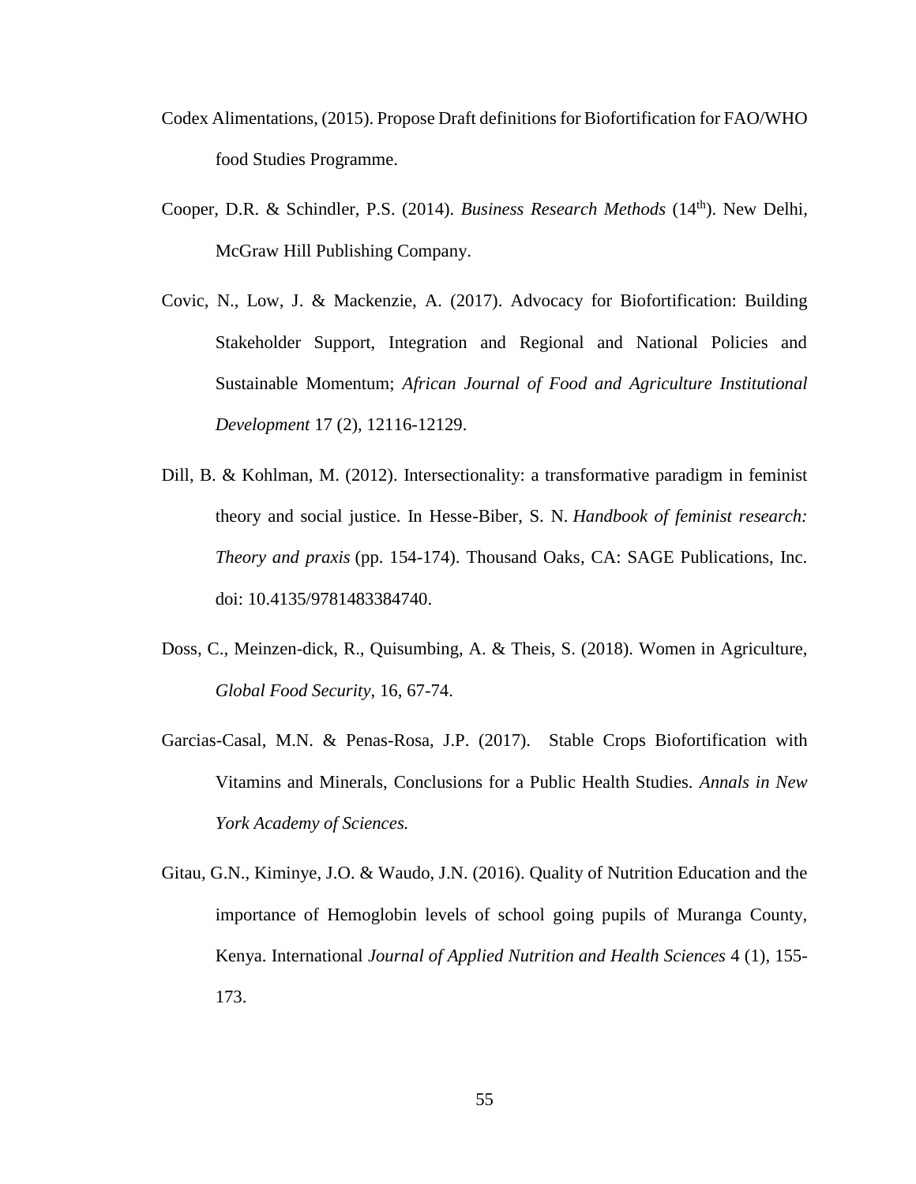Codex Alimentations, (2015). Propose Draft definitions for Biofortification for FAO/WHO food Studies Programme.

Cooper, D.R. & Schindler, P.S. (2014). *Business Research Methods* (14th). New Delhi, McGraw Hill Publishing Company.

Covic, N., Low, J. & Mackenzie, A. (2017). Advocacy for Biofortification: Building Stakeholder Support, Integration and Regional and National Policies and Sustainable Momentum; *African Journal of Food and Agriculture Institutional Development* 17 (2), 12116-12129.

Dill, B. & Kohlman, M. (2012). Intersectionality: a transformative paradigm in feminist theory and social justice. In Hesse-Biber, S. N. *Handbook of feminist research: Theory and praxis* (pp. 154-174). Thousand Oaks, CA: SAGE Publications, Inc. doi: 10.4135/9781483384740.

Doss, C., Meinzen-dick, R., Quisumbing, A. & Theis, S. (2018). Women in Agriculture, *Global Food Security*, 16, 67-74.

Garcias-Casal, M.N. & Penas-Rosa, J.P. (2017). Stable Crops Biofortification with Vitamins and Minerals, Conclusions for a Public Health Studies. *Annals in New York Academy of Sciences.*

Gitau, G.N., Kiminye, J.O. & Waudo, J.N. (2016). Quality of Nutrition Education and the importance of Hemoglobin levels of school going pupils of Muranga County, Kenya. International *Journal of Applied Nutrition and Health Sciences* 4 (1), 155-173.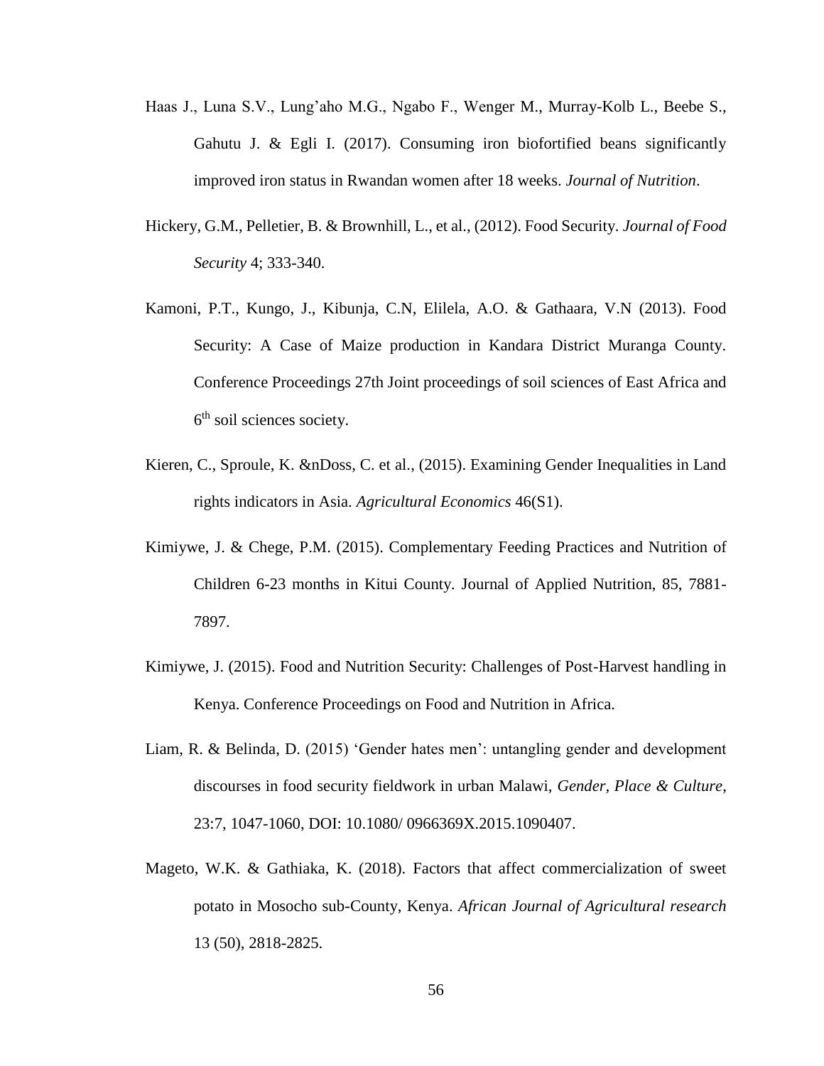Haas J., Luna S.V., Lung'aho M.G., Ngabo F., Wenger M., Murray-Kolb L., Beebe S., Gahutu J. & Egli I. (2017). Consuming iron biofortified beans significantly improved iron status in Rwandan women after 18 weeks. *Journal of Nutrition*.

Hickery, G.M., Pelletier, B. & Brownhill, L., et al., (2012). Food Security. *Journal of Food Security* 4; 333-340.

Kamoni, P.T., Kungo, J., Kibunja, C.N, Elilela, A.O. & Gathaara, V.N (2013). Food Security: A Case of Maize production in Kandara District Muranga County. Conference Proceedings 27th Joint proceedings of soil sciences of East Africa and 6th soil sciences society.

Kieren, C., Sproule, K. &nDoss, C. et al., (2015). Examining Gender Inequalities in Land rights indicators in Asia. *Agricultural Economics* 46(S1).

Kimiywe, J. & Chege, P.M. (2015). Complementary Feeding Practices and Nutrition of Children 6-23 months in Kitui County. Journal of Applied Nutrition, 85, 7881-7897.

Kimiywe, J. (2015). Food and Nutrition Security: Challenges of Post-Harvest handling in Kenya. Conference Proceedings on Food and Nutrition in Africa.

Liam, R. & Belinda, D. (2015) 'Gender hates men': untangling gender and development discourses in food security fieldwork in urban Malawi, *Gender, Place & Culture*, 23:7, 1047-1060, DOI: 10.1080/ 0966369X.2015.1090407.

Mageto, W.K. & Gathiaka, K. (2018). Factors that affect commercialization of sweet potato in Mosocho sub-County, Kenya. *African Journal of Agricultural research* 13 (50), 2818-2825.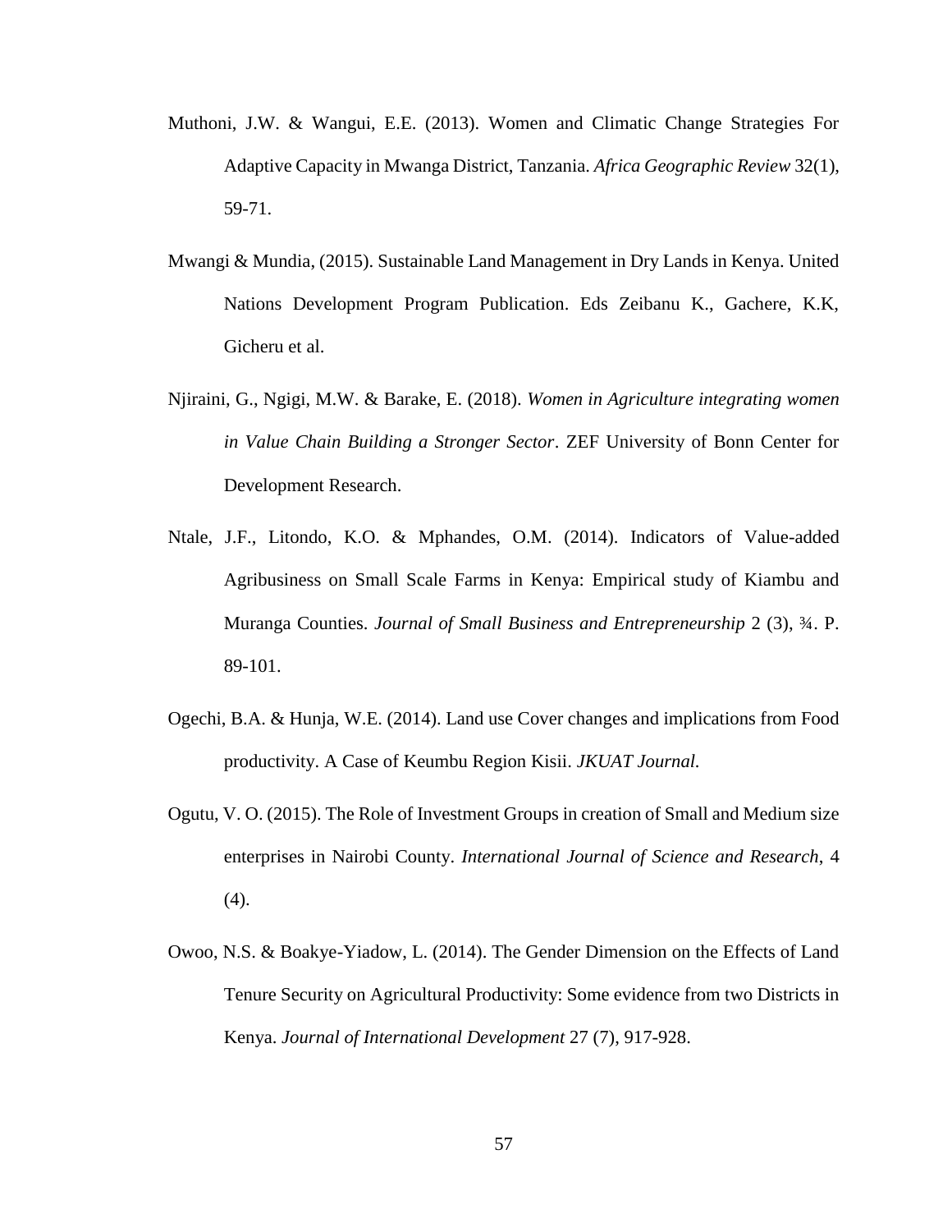Muthoni, J.W. & Wangui, E.E. (2013). Women and Climatic Change Strategies For Adaptive Capacity in Mwanga District, Tanzania. *Africa Geographic Review* 32(1), 59-71.

Mwangi & Mundia, (2015). Sustainable Land Management in Dry Lands in Kenya. United Nations Development Program Publication. Eds Zeibanu K., Gachere, K.K, Gicheru et al.

Njiraini, G., Ngigi, M.W. & Barake, E. (2018). *Women in Agriculture integrating women in Value Chain Building a Stronger Sector*. ZEF University of Bonn Center for Development Research.

Ntale, J.F., Litondo, K.O. & Mphandes, O.M. (2014). Indicators of Value-added Agribusiness on Small Scale Farms in Kenya: Empirical study of Kiambu and Muranga Counties. *Journal of Small Business and Entrepreneurship* 2 (3), ¾. P. 89-101.

Ogechi, B.A. & Hunja, W.E. (2014). Land use Cover changes and implications from Food productivity. A Case of Keumbu Region Kisii. *JKUAT Journal.*

Ogutu, V. O. (2015). The Role of Investment Groups in creation of Small and Medium size enterprises in Nairobi County. *International Journal of Science and Research*, 4 (4).

Owoo, N.S. & Boakye-Yiadow, L. (2014). The Gender Dimension on the Effects of Land Tenure Security on Agricultural Productivity: Some evidence from two Districts in Kenya. *Journal of International Development* 27 (7), 917-928.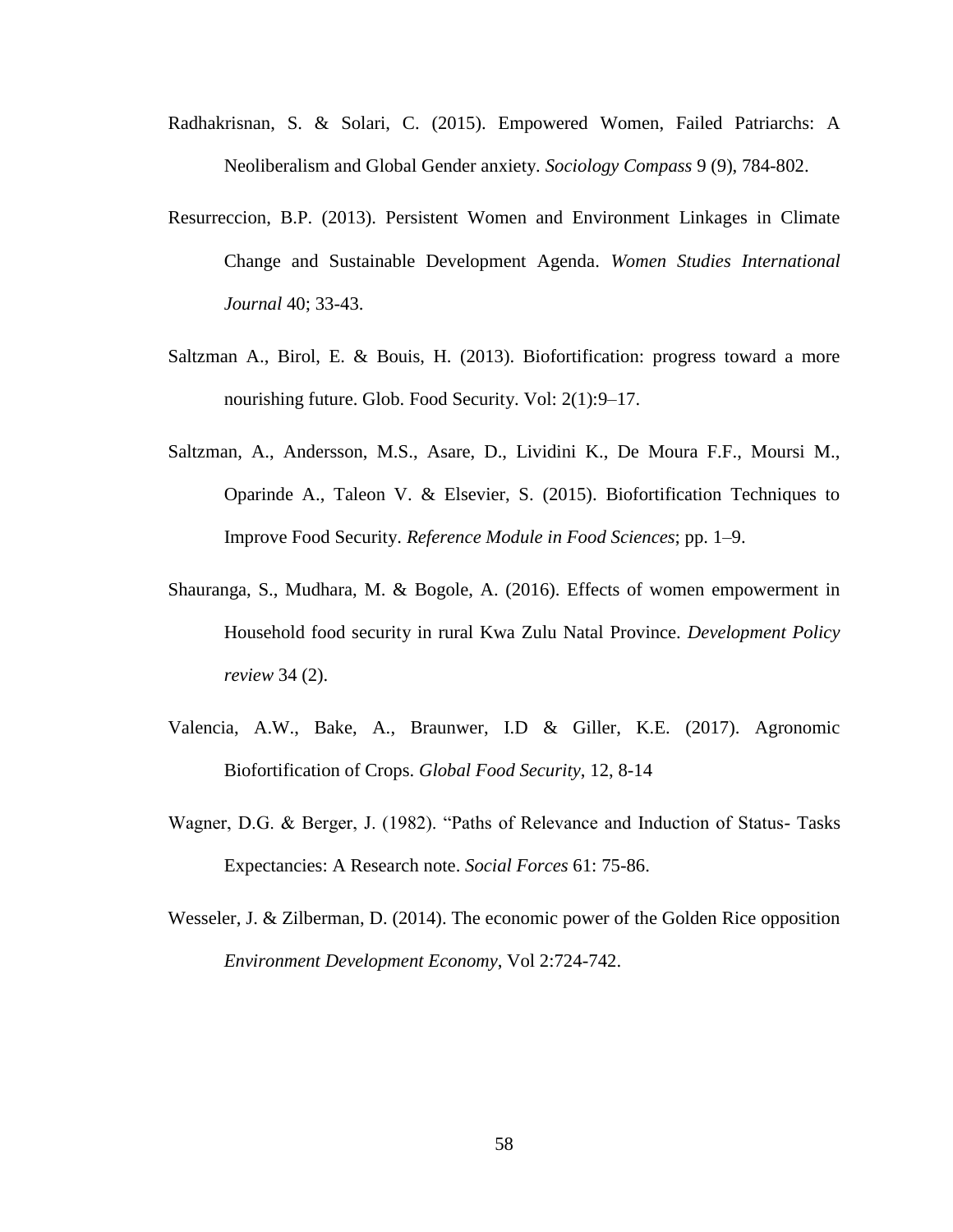Radhakrisnan, S. & Solari, C. (2015). Empowered Women, Failed Patriarchs: A Neoliberalism and Global Gender anxiety. *Sociology Compass* 9 (9), 784-802.

Resurreccion, B.P. (2013). Persistent Women and Environment Linkages in Climate Change and Sustainable Development Agenda. *Women Studies International Journal* 40; 33-43.

Saltzman A., Birol, E. & Bouis, H. (2013). Biofortification: progress toward a more nourishing future. Glob. Food Security. Vol: 2(1):9–17.

Saltzman, A., Andersson, M.S., Asare, D., Lividini K., De Moura F.F., Moursi M., Oparinde A., Taleon V. & Elsevier, S. (2015). Biofortification Techniques to Improve Food Security. *Reference Module in Food Sciences*; pp. 1–9.

Shauranga, S., Mudhara, M. & Bogole, A. (2016). Effects of women empowerment in Household food security in rural Kwa Zulu Natal Province. *Development Policy review* 34 (2).

Valencia, A.W., Bake, A., Braunwer, I.D & Giller, K.E. (2017). Agronomic Biofortification of Crops. *Global Food Security*, 12, 8-14

Wagner, D.G. & Berger, J. (1982). "Paths of Relevance and Induction of Status- Tasks Expectancies: A Research note. *Social Forces* 61: 75-86.

Wesseler, J. & Zilberman, D. (2014). The economic power of the Golden Rice opposition *Environment Development Economy*, Vol 2:724-742.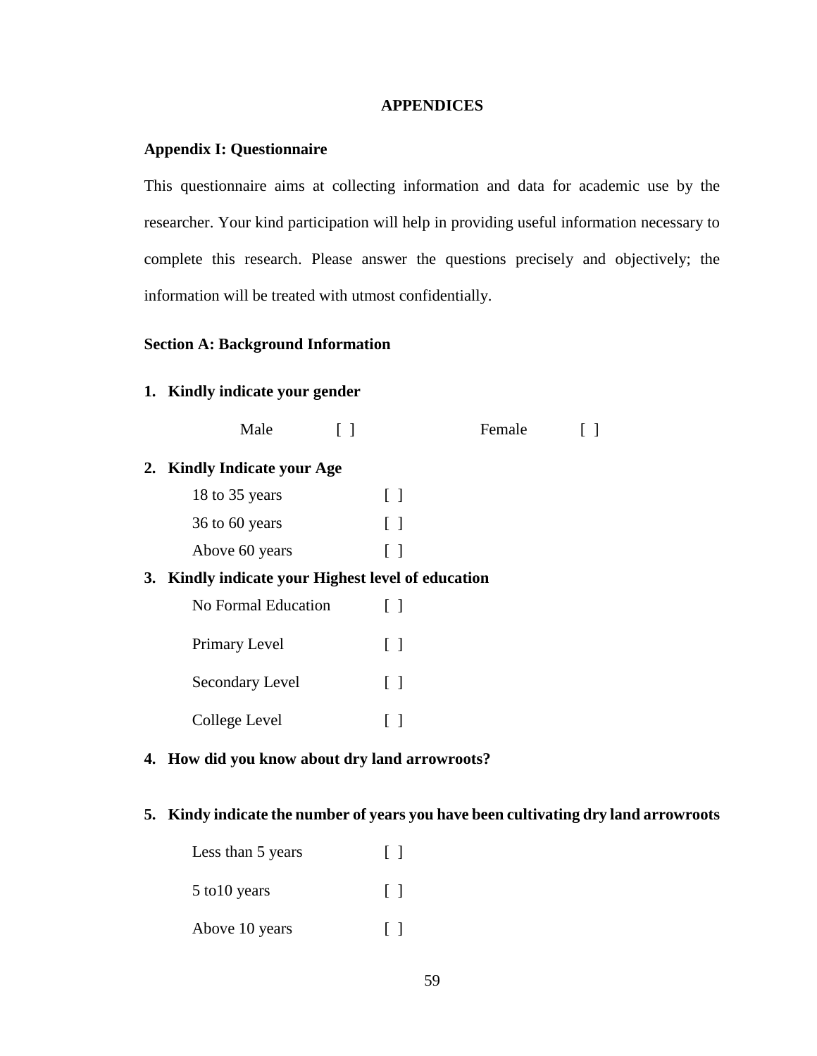# APPENDICES

## Appendix I: Questionnaire

This questionnaire aims at collecting information and data for academic use by the researcher. Your kind participation will help in providing useful information necessary to complete this research. Please answer the questions precisely and objectively; the information will be treated with utmost confidentially.

### Section A: Background Information

**1. Kindly indicate your gender**

Male [ ]  Female [ ]

**2. Kindly Indicate your Age**

18 to 35 years [ ]

36 to 60 years [ ]

Above 60 years [ ]

**3. Kindly indicate your Highest level of education**

No Formal Education [ ]

Primary Level [ ]

Secondary Level [ ]

College Level [ ]

**4. How did you know about dry land arrowroots?**

**5. Kindy indicate the number of years you have been cultivating dry land arrowroots**

Less than 5 years [ ]

5 to10 years [ ]

Above 10 years [ ]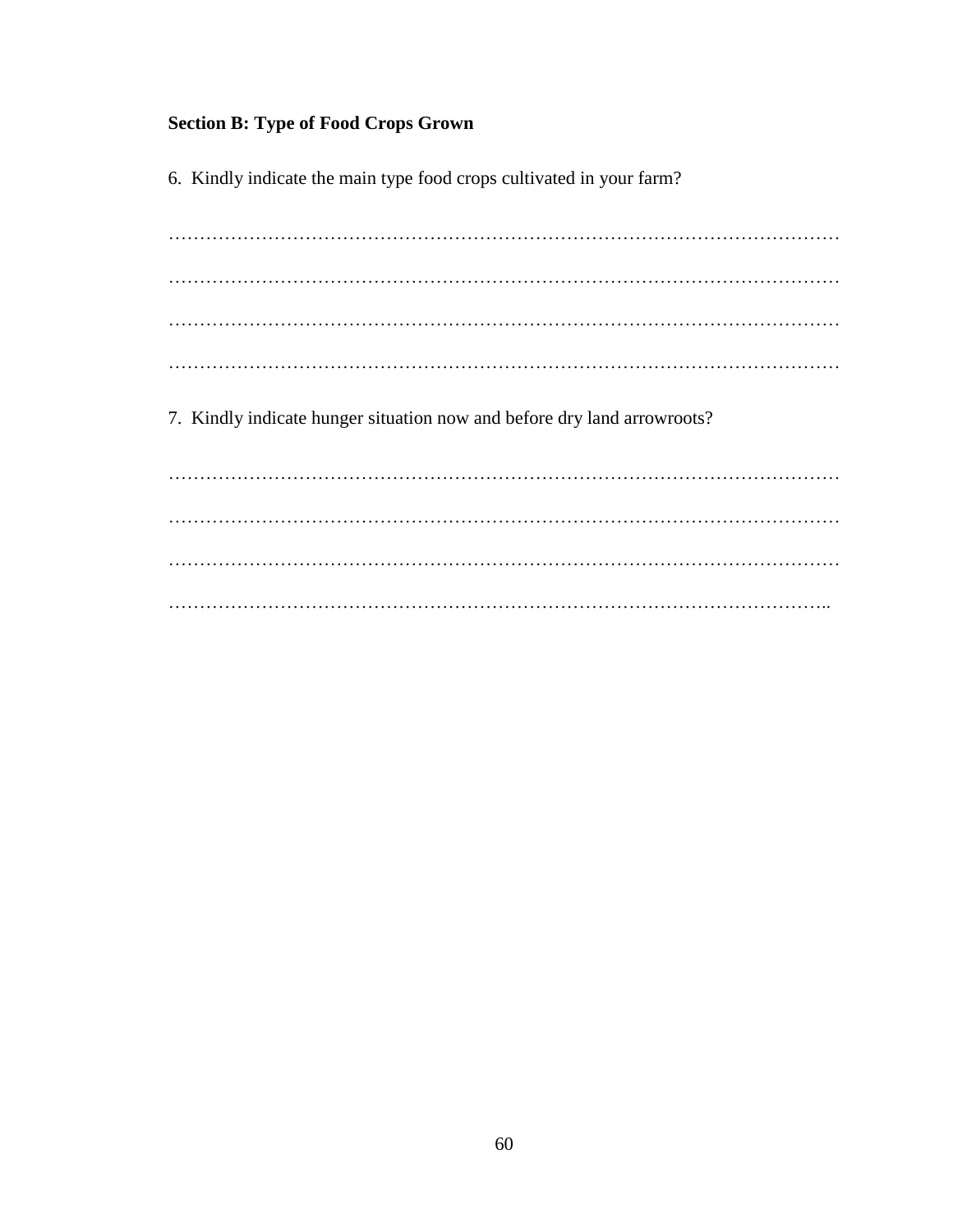**Section B: Type of Food Crops Grown**

6. Kindly indicate the main type food crops cultivated in your farm?

…………………………………………………………………………………………………

…………………………………………………………………………………………………

…………………………………………………………………………………………………

…………………………………………………………………………………………………

7. Kindly indicate hunger situation now and before dry land arrowroots?

…………………………………………………………………………………………………

…………………………………………………………………………………………………

…………………………………………………………………………………………………

………………………………………………………………………………………………..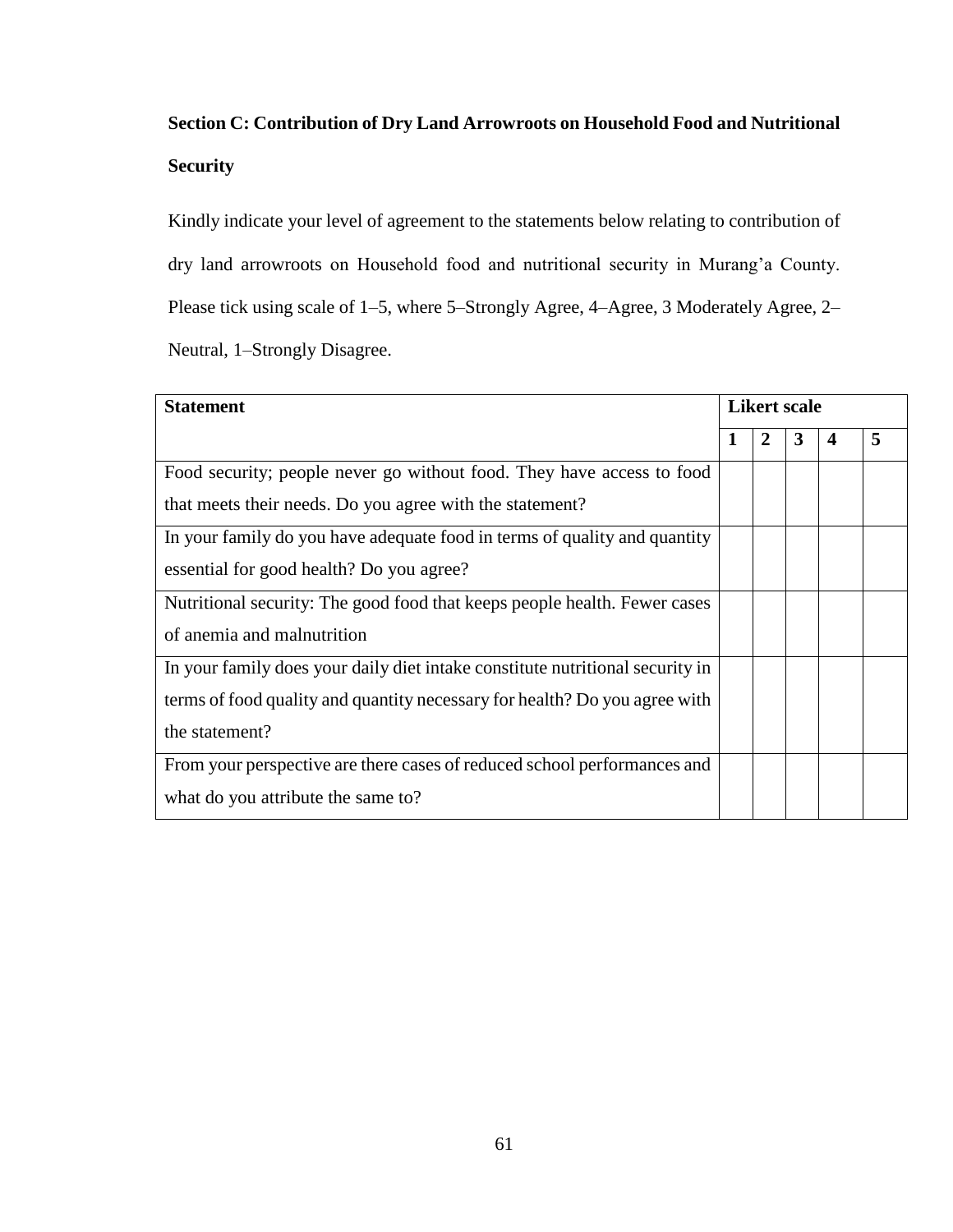**Section C: Contribution of Dry Land Arrowroots on Household Food and Nutritional Security**

Kindly indicate your level of agreement to the statements below relating to contribution of dry land arrowroots on Household food and nutritional security in Murang'a County. Please tick using scale of 1–5, where 5–Strongly Agree, 4–Agree, 3 Moderately Agree, 2–Neutral, 1–Strongly Disagree.

| **Statement** | **Likert scale** | | | | |
|---|---|---|---|---|---|
| | **1** | **2** | **3** | **4** | **5** |
| Food security; people never go without food. They have access to food that meets their needs. Do you agree with the statement? | | | | | |
| In your family do you have adequate food in terms of quality and quantity essential for good health? Do you agree? | | | | | |
| Nutritional security: The good food that keeps people health. Fewer cases of anemia and malnutrition | | | | | |
| In your family does your daily diet intake constitute nutritional security in terms of food quality and quantity necessary for health? Do you agree with the statement? | | | | | |
| From your perspective are there cases of reduced school performances and what do you attribute the same to? | | | | | |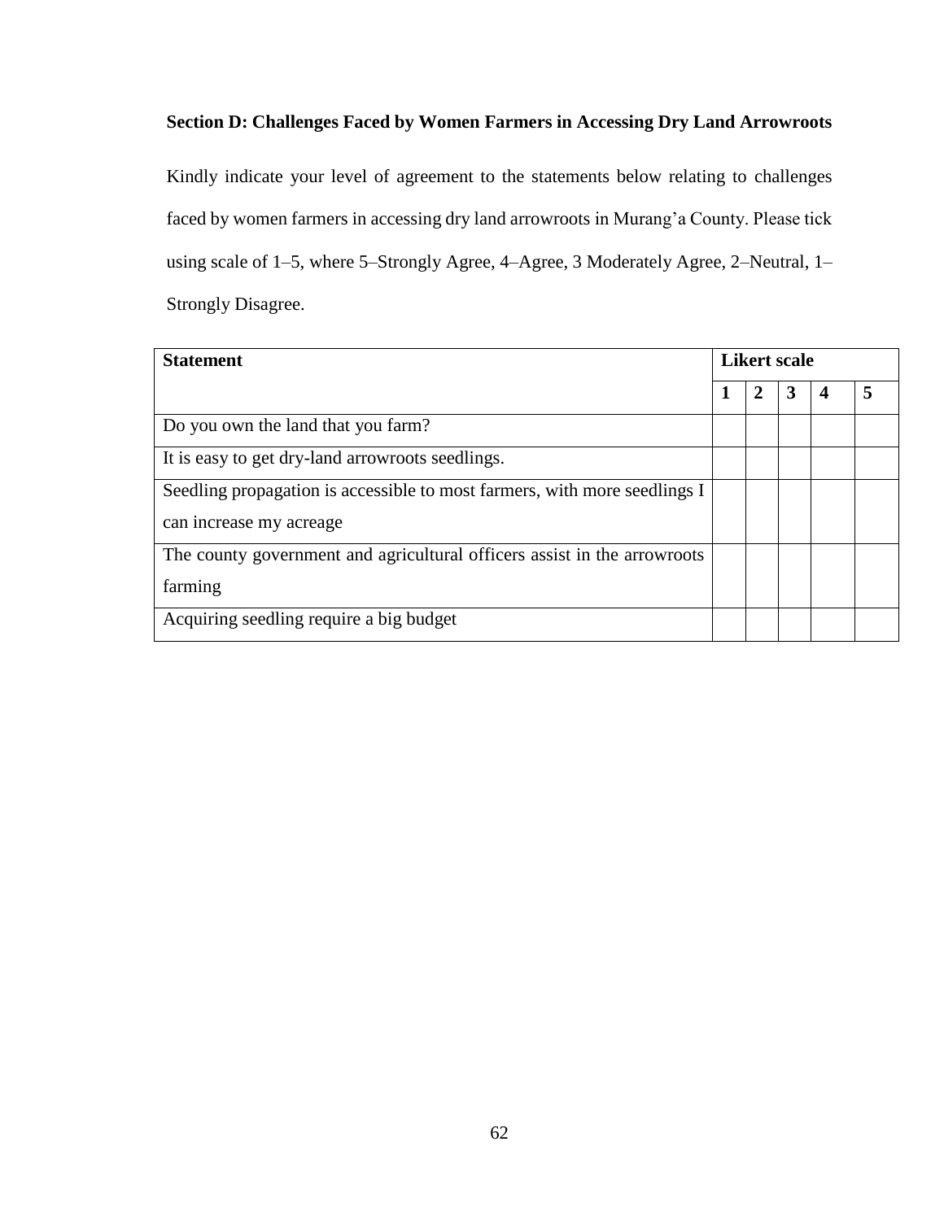**Section D: Challenges Faced by Women Farmers in Accessing Dry Land Arrowroots**

Kindly indicate your level of agreement to the statements below relating to challenges faced by women farmers in accessing dry land arrowroots in Murang'a County. Please tick using scale of 1–5, where 5–Strongly Agree, 4–Agree, 3 Moderately Agree, 2–Neutral, 1–Strongly Disagree.

| Statement | Likert scale | | | | |
|---|---|---|---|---|---|
| | **1** | **2** | **3** | **4** | **5** |
| Do you own the land that you farm? | | | | | |
| It is easy to get dry-land arrowroots seedlings. | | | | | |
| Seedling propagation is accessible to most farmers, with more seedlings I can increase my acreage | | | | | |
| The county government and agricultural officers assist in the arrowroots farming | | | | | |
| Acquiring seedling require a big budget | | | | | |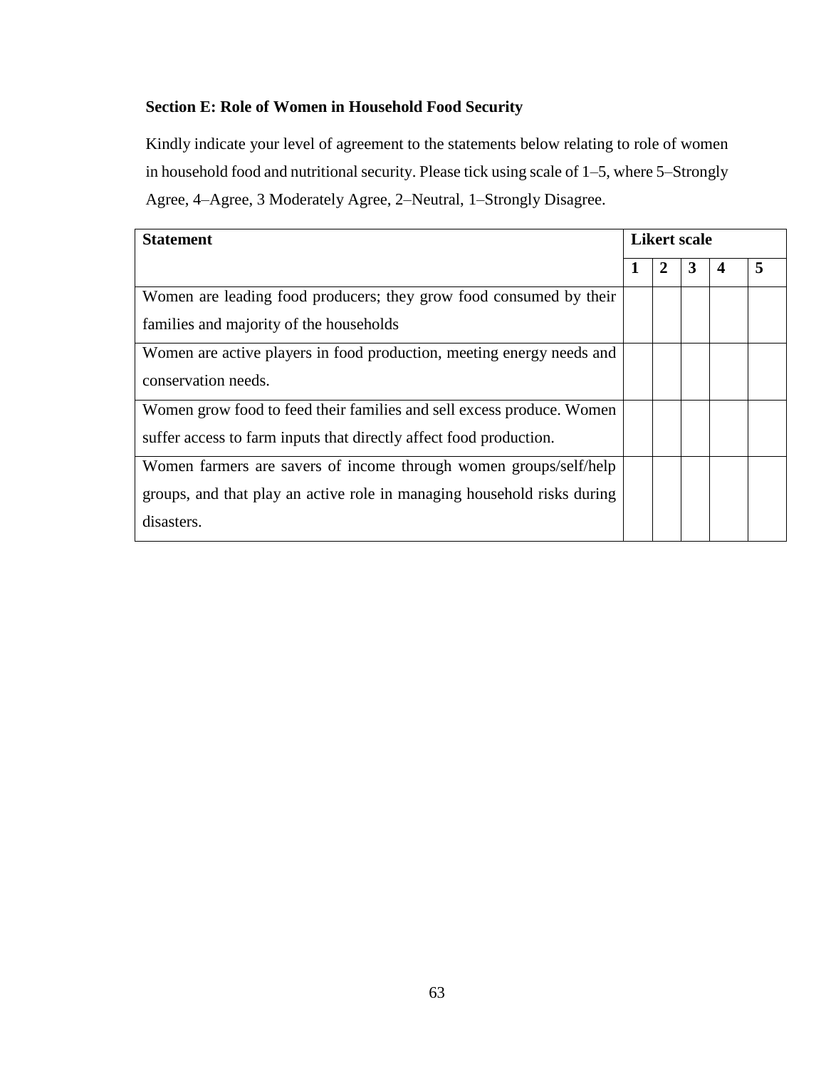**Section E: Role of Women in Household Food Security**

Kindly indicate your level of agreement to the statements below relating to role of women in household food and nutritional security. Please tick using scale of 1–5, where 5–Strongly Agree, 4–Agree, 3 Moderately Agree, 2–Neutral, 1–Strongly Disagree.

| Statement | Likert scale | | | | |
|---|---|---|---|---|---|
| | **1** | **2** | **3** | **4** | **5** |
| Women are leading food producers; they grow food consumed by their families and majority of the households | | | | | |
| Women are active players in food production, meeting energy needs and conservation needs. | | | | | |
| Women grow food to feed their families and sell excess produce. Women suffer access to farm inputs that directly affect food production. | | | | | |
| Women farmers are savers of income through women groups/self/help groups, and that play an active role in managing household risks during disasters. | | | | | |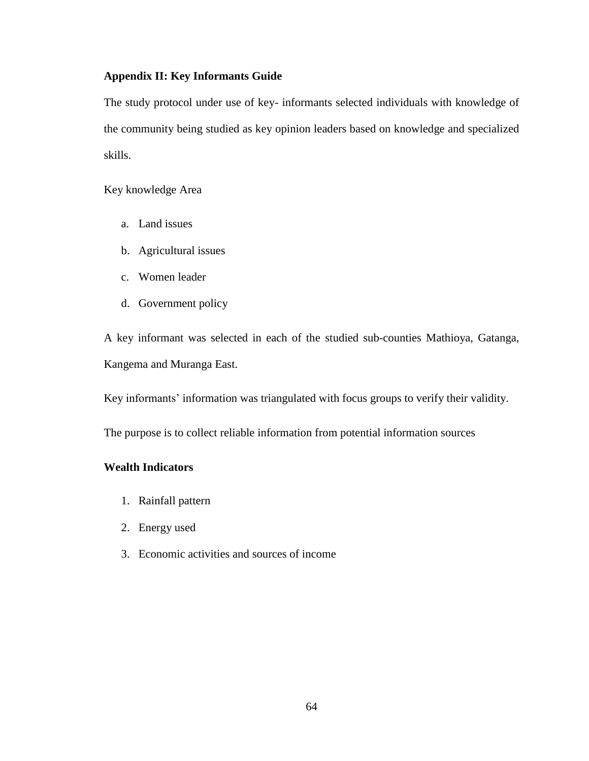**Appendix II: Key Informants Guide**

The study protocol under use of key- informants selected individuals with knowledge of the community being studied as key opinion leaders based on knowledge and specialized skills.

Key knowledge Area

a. Land issues
b. Agricultural issues
c. Women leader
d. Government policy

A key informant was selected in each of the studied sub-counties Mathioya, Gatanga, Kangema and Muranga East.

Key informants' information was triangulated with focus groups to verify their validity.

The purpose is to collect reliable information from potential information sources

**Wealth Indicators**

1. Rainfall pattern
2. Energy used
3. Economic activities and sources of income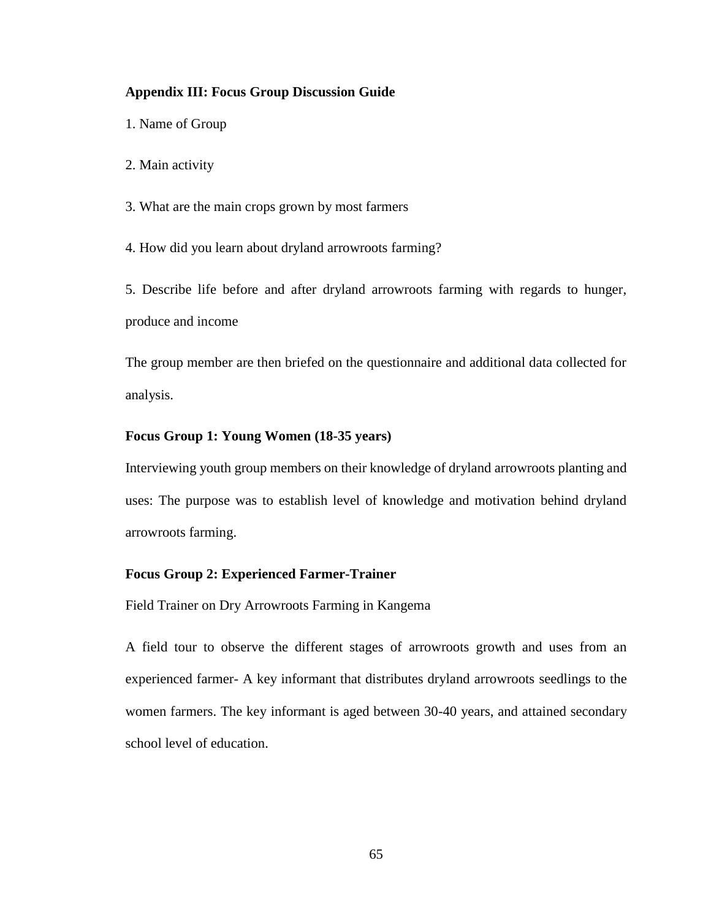## Appendix III: Focus Group Discussion Guide

1. Name of Group

2. Main activity

3. What are the main crops grown by most farmers

4. How did you learn about dryland arrowroots farming?

5. Describe life before and after dryland arrowroots farming with regards to hunger, produce and income

The group member are then briefed on the questionnaire and additional data collected for analysis.

### Focus Group 1: Young Women (18-35 years)

Interviewing youth group members on their knowledge of dryland arrowroots planting and uses: The purpose was to establish level of knowledge and motivation behind dryland arrowroots farming.

### Focus Group 2: Experienced Farmer-Trainer

Field Trainer on Dry Arrowroots Farming in Kangema

A field tour to observe the different stages of arrowroots growth and uses from an experienced farmer- A key informant that distributes dryland arrowroots seedlings to the women farmers. The key informant is aged between 30-40 years, and attained secondary school level of education.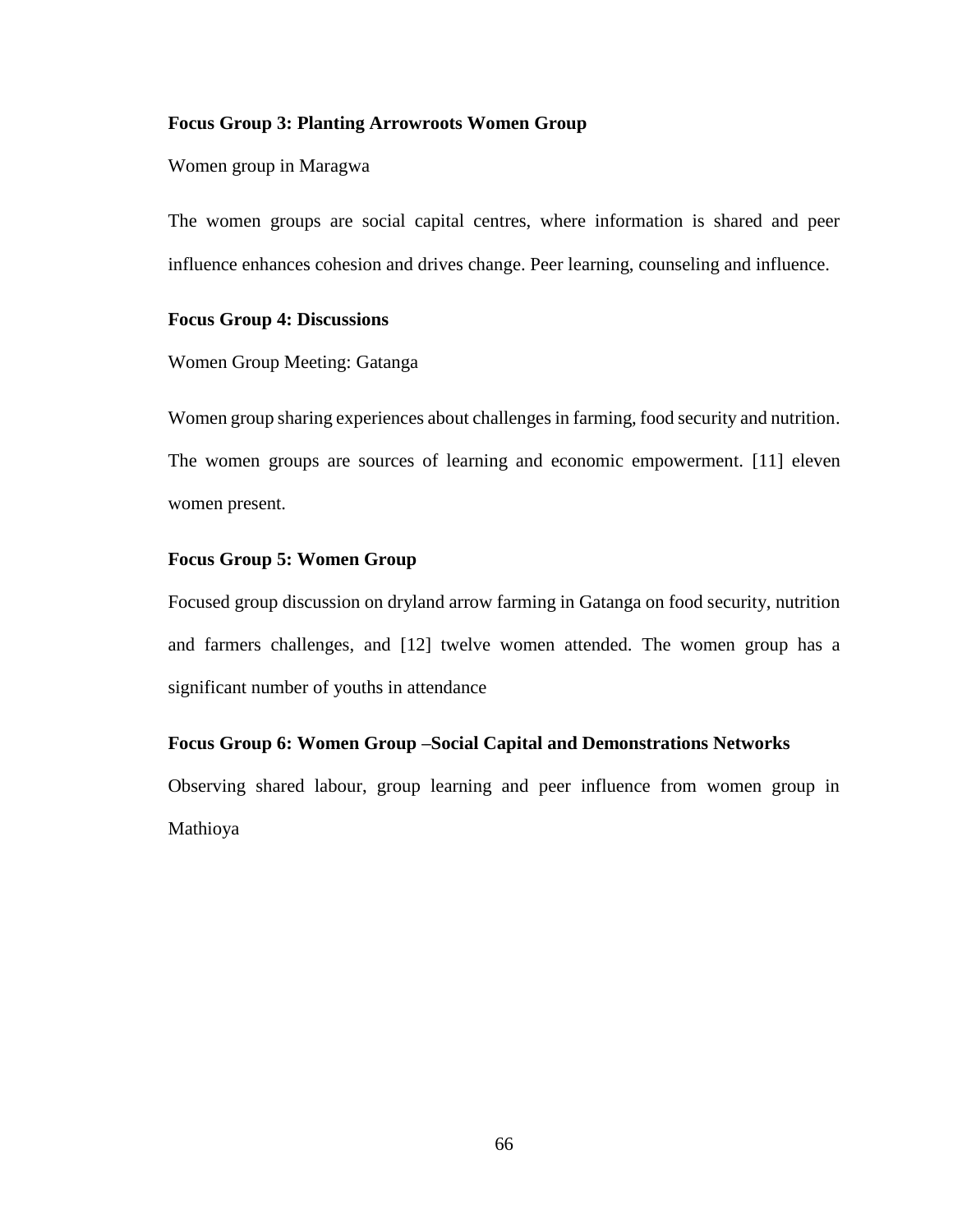**Focus Group 3: Planting Arrowroots Women Group**

Women group in Maragwa

The women groups are social capital centres, where information is shared and peer influence enhances cohesion and drives change. Peer learning, counseling and influence.

**Focus Group 4: Discussions**

Women Group Meeting: Gatanga

Women group sharing experiences about challenges in farming, food security and nutrition. The women groups are sources of learning and economic empowerment. [11] eleven women present.

**Focus Group 5: Women Group**

Focused group discussion on dryland arrow farming in Gatanga on food security, nutrition and farmers challenges, and [12] twelve women attended. The women group has a significant number of youths in attendance

**Focus Group 6: Women Group –Social Capital and Demonstrations Networks**

Observing shared labour, group learning and peer influence from women group in Mathioya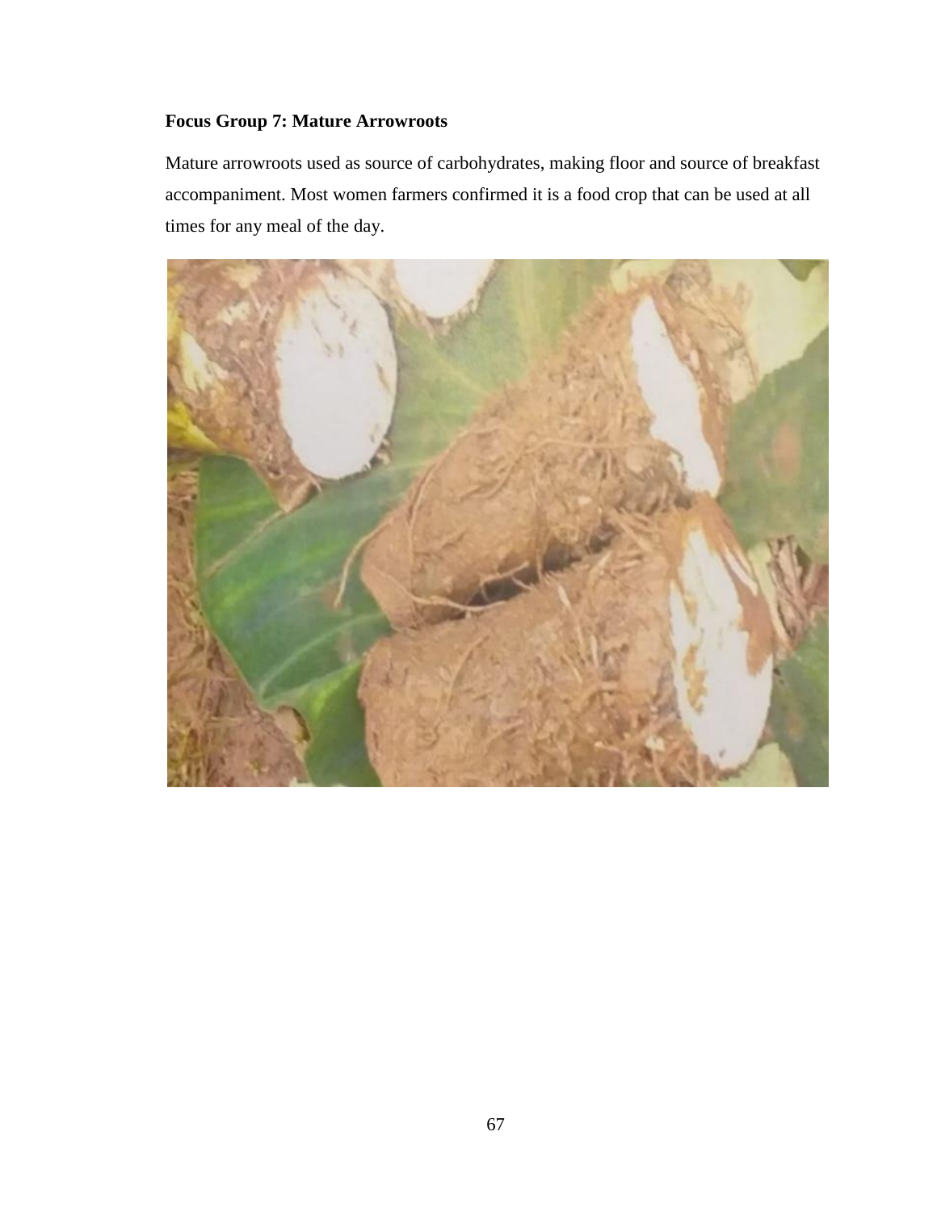**Focus Group 7: Mature Arrowroots**

Mature arrowroots used as source of carbohydrates, making floor and source of breakfast accompaniment. Most women farmers confirmed it is a food crop that can be used at all times for any meal of the day.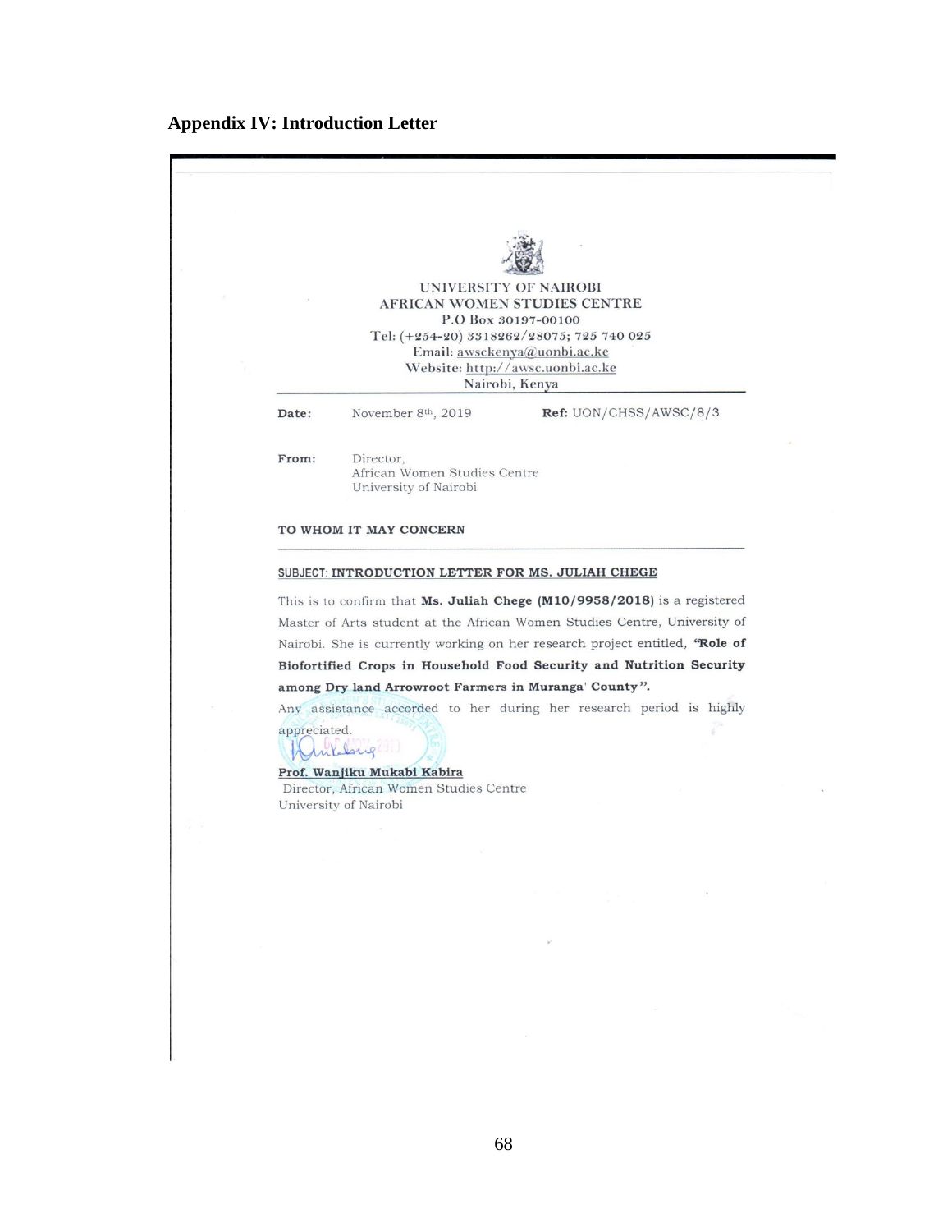## Appendix IV: Introduction Letter

UNIVERSITY OF NAIROBI
AFRICAN WOMEN STUDIES CENTRE
P.O Box 30197-00100
Tel: (+254-20) 3318262/28075; 725 740 025
Email: awsckenya@uonbi.ac.ke
Website: http://awsc.uonbi.ac.ke
Nairobi, Kenya

**Date:** November 8th, 2019 **Ref:** UON/CHSS/AWSC/8/3

**From:** Director,
African Women Studies Centre
University of Nairobi

**TO WHOM IT MAY CONCERN**

**SUBJECT: INTRODUCTION LETTER FOR MS. JULIAH CHEGE**

This is to confirm that **Ms. Juliah Chege (M10/9958/2018)** is a registered Master of Arts student at the African Women Studies Centre, University of Nairobi. She is currently working on her research project entitled, **"Role of Biofortified Crops in Household Food Security and Nutrition Security among Dry land Arrowroot Farmers in Muranga' County".**

Any assistance accorded to her during her research period is highly appreciated.

**Prof. Wanjiku Mukabi Kabira**
Director, African Women Studies Centre
University of Nairobi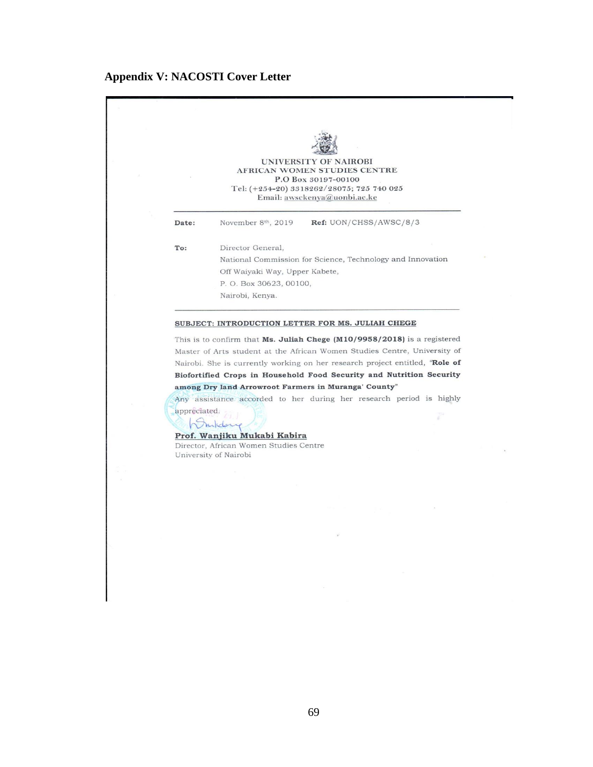## Appendix V: NACOSTI Cover Letter

UNIVERSITY OF NAIROBI
AFRICAN WOMEN STUDIES CENTRE
P.O Box 30197-00100
Tel: (+254-20) 3318262/28075; 725 740 025
Email: awsckenya@uonbi.ac.ke

**Date:** November 8th, 2019 **Ref:** UON/CHSS/AWSC/8/3

**To:** Director General,
National Commission for Science, Technology and Innovation
Off Waiyaki Way, Upper Kabete,
P. O. Box 30623, 00100,
Nairobi, Kenya.

**SUBJECT: INTRODUCTION LETTER FOR MS. JULIAH CHEGE**

This is to confirm that **Ms. Juliah Chege (M10/9958/2018)** is a registered Master of Arts student at the African Women Studies Centre, University of Nairobi. She is currently working on her research project entitled, "**Role of Biofortified Crops in Household Food Security and Nutrition Security among Dry land Arrowroot Farmers in Muranga' County**"

Any assistance accorded to her during her research period is highly appreciated.

**Prof. Wanjiku Mukabi Kabira**
Director, African Women Studies Centre
University of Nairobi